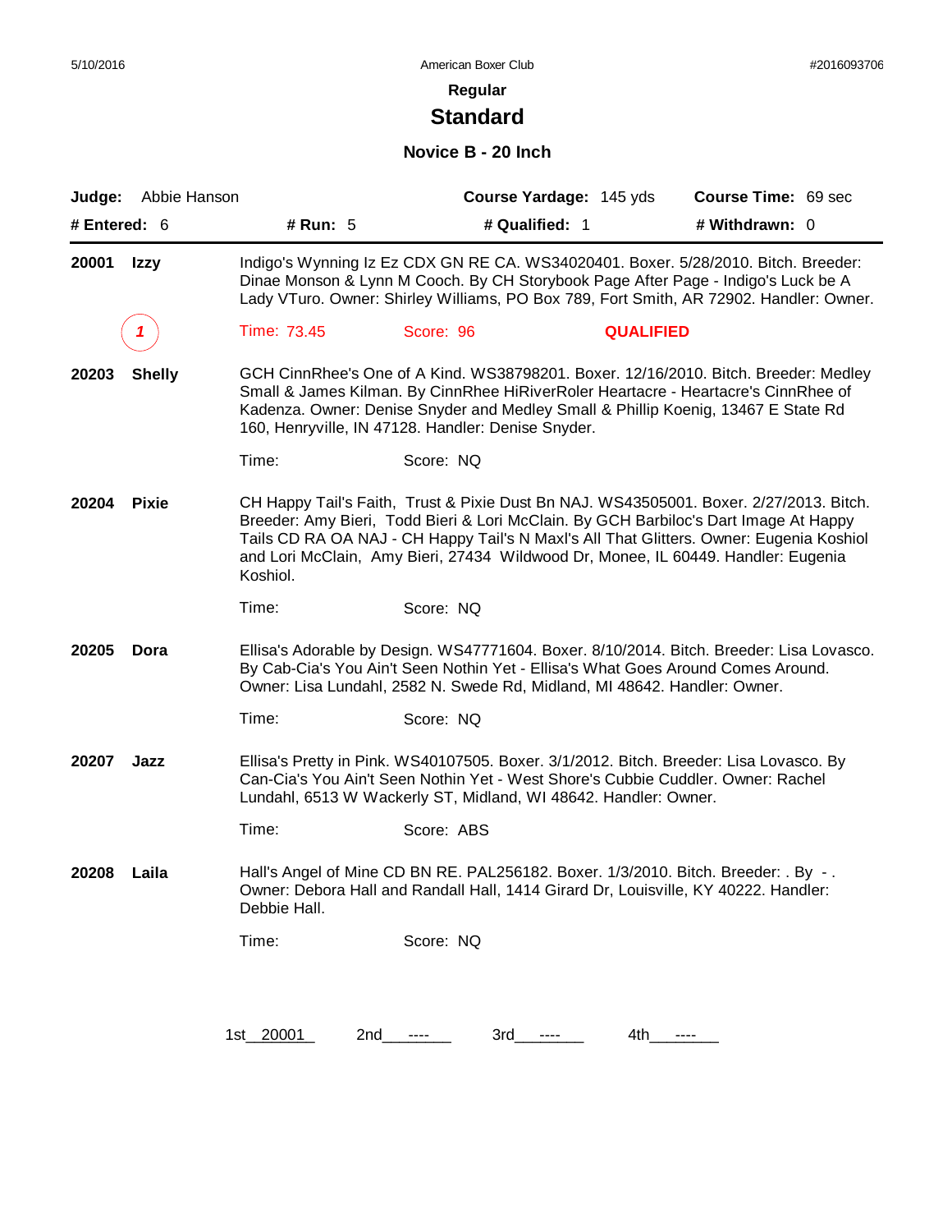5/10/2016 American Boxer Club #2016093706

## Regular

# Standard

### Novice B - 20 Inch

**Judge:** Abbie Hanson **Course Yardage:** 145 yds **Course Time:** 69 sec

**# Entered:** 6 **# Run:** 5 **# Qualified:** 1 **# Withdrawn:** 0

---

**20001 Izzy**

Indigo's Wynning Iz Ez CDX GN RE CA. WS34020401. Boxer. 5/28/2010. Bitch. Breeder: Dinae Monson & Lynn M Cooch. By CH Storybook Page After Page - Indigo's Luck be A Lady VTuro. Owner: Shirley Williams, PO Box 789, Fort Smith, AR 72902. Handler: Owner.

*1* Time: 73.45 Score: 96 **QUALIFIED**

**20203 Shelly**

GCH CinnRhee's One of A Kind. WS38798201. Boxer. 12/16/2010. Bitch. Breeder: Medley Small & James Kilman. By CinnRhee HiRiverRoler Heartacre - Heartacre's CinnRhee of Kadenza. Owner: Denise Snyder and Medley Small & Phillip Koenig, 13467 E State Rd 160, Henryville, IN 47128. Handler: Denise Snyder.

Time: Score: NQ

**20204 Pixie**

CH Happy Tail's Faith, Trust & Pixie Dust Bn NAJ. WS43505001. Boxer. 2/27/2013. Bitch. Breeder: Amy Bieri, Todd Bieri & Lori McClain. By GCH Barbiloc's Dart Image At Happy Tails CD RA OA NAJ - CH Happy Tail's N Maxl's All That Glitters. Owner: Eugenia Koshiol and Lori McClain, Amy Bieri, 27434 Wildwood Dr, Monee, IL 60449. Handler: Eugenia Koshiol.

Time: Score: NQ

**20205 Dora**

Ellisa's Adorable by Design. WS47771604. Boxer. 8/10/2014. Bitch. Breeder: Lisa Lovasco. By Cab-Cia's You Ain't Seen Nothin Yet - Ellisa's What Goes Around Comes Around. Owner: Lisa Lundahl, 2582 N. Swede Rd, Midland, MI 48642. Handler: Owner.

Time: Score: NQ

**20207 Jazz**

Ellisa's Pretty in Pink. WS40107505. Boxer. 3/1/2012. Bitch. Breeder: Lisa Lovasco. By Can-Cia's You Ain't Seen Nothin Yet - West Shore's Cubbie Cuddler. Owner: Rachel Lundahl, 6513 W Wackerly ST, Midland, WI 48642. Handler: Owner.

Time: Score: ABS

**20208 Laila**

Hall's Angel of Mine CD BN RE. PAL256182. Boxer. 1/3/2010. Bitch. Breeder: . By - . Owner: Debora Hall and Randall Hall, 1414 Girard Dr, Louisville, KY 40222. Handler: Debbie Hall.

Time: Score: NQ

1st 20001 2nd ---- 3rd ---- 4th ----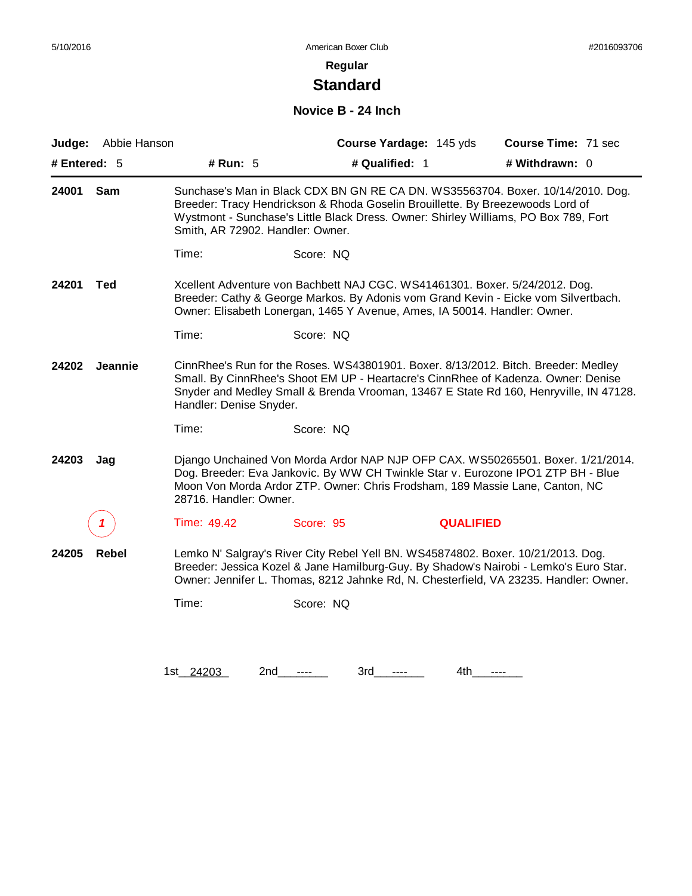American Boxer Club

**Regular**

# Standard

## Novice B - 24 Inch

**Judge:** Abbie Hanson | **Course Yardage:** 145 yds | **Course Time:** 71 sec

**# Entered:** 5 | **# Run:** 5 | **# Qualified:** 1 | **# Withdrawn:** 0

---

**24001 Sam**

Sunchase's Man in Black CDX BN GN RE CA DN. WS35563704. Boxer. 10/14/2010. Dog. Breeder: Tracy Hendrickson & Rhoda Goselin Brouillette. By Breezewoods Lord of Wystmont - Sunchase's Little Black Dress. Owner: Shirley Williams, PO Box 789, Fort Smith, AR 72902. Handler: Owner.

Time: Score: NQ

**24201 Ted**

Xcellent Adventure von Bachbett NAJ CGC. WS41461301. Boxer. 5/24/2012. Dog. Breeder: Cathy & George Markos. By Adonis vom Grand Kevin - Eicke vom Silvertbach. Owner: Elisabeth Lonergan, 1465 Y Avenue, Ames, IA 50014. Handler: Owner.

Time: Score: NQ

**24202 Jeannie**

CinnRhee's Run for the Roses. WS43801901. Boxer. 8/13/2012. Bitch. Breeder: Medley Small. By CinnRhee's Shoot EM UP - Heartacre's CinnRhee of Kadenza. Owner: Denise Snyder and Medley Small & Brenda Vrooman, 13467 E State Rd 160, Henryville, IN 47128. Handler: Denise Snyder.

Time: Score: NQ

**24203 Jag**

Django Unchained Von Morda Ardor NAP NJP OFP CAX. WS50265501. Boxer. 1/21/2014. Dog. Breeder: Eva Jankovic. By WW CH Twinkle Star v. Eurozone IPO1 ZTP BH - Blue Moon Von Morda Ardor ZTP. Owner: Chris Frodsham, 189 Massie Lane, Canton, NC 28716. Handler: Owner.

1 Time: 49.42 Score: 95 **QUALIFIED**

**24205 Rebel**

Lemko N' Salgray's River City Rebel Yell BN. WS45874802. Boxer. 10/21/2013. Dog. Breeder: Jessica Kozel & Jane Hamilburg-Guy. By Shadow's Nairobi - Lemko's Euro Star. Owner: Jennifer L. Thomas, 8212 Jahnke Rd, N. Chesterfield, VA 23235. Handler: Owner.

Time: Score: NQ

1st 24203 2nd ---- 3rd ---- 4th ----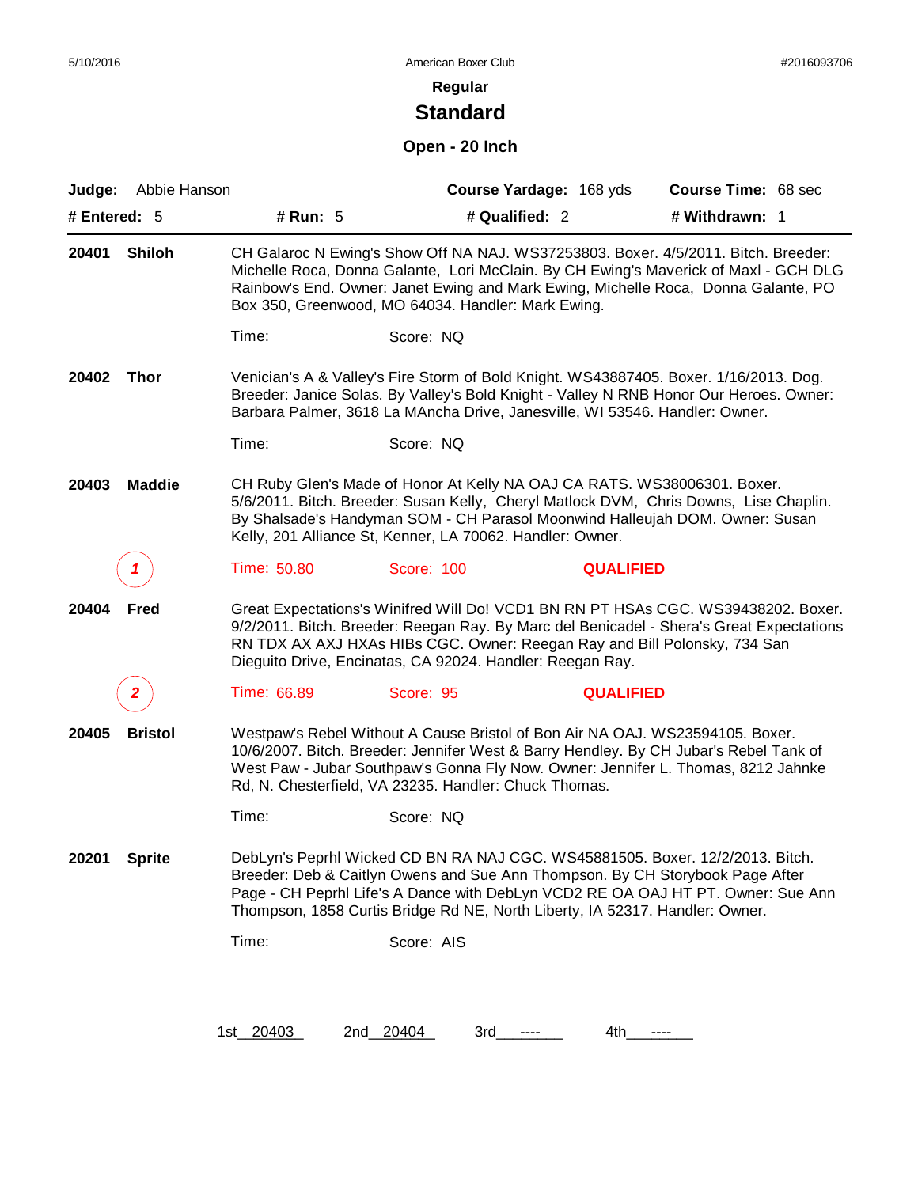American Boxer Club

## Regular

# Standard

### Open - 20 Inch

**Judge:** Abbie Hanson — **Course Yardage:** 168 yds — **Course Time:** 68 sec

**# Entered:** 5 — **# Run:** 5 — **# Qualified:** 2 — **# Withdrawn:** 1

---

**20401 Shiloh**

CH Galaroc N Ewing's Show Off NA NAJ. WS37253803. Boxer. 4/5/2011. Bitch. Breeder: Michelle Roca, Donna Galante, Lori McClain. By CH Ewing's Maverick of Maxl - GCH DLG Rainbow's End. Owner: Janet Ewing and Mark Ewing, Michelle Roca, Donna Galante, PO Box 350, Greenwood, MO 64034. Handler: Mark Ewing.

Time: Score: NQ

**20402 Thor**

Venician's A & Valley's Fire Storm of Bold Knight. WS43887405. Boxer. 1/16/2013. Dog. Breeder: Janice Solas. By Valley's Bold Knight - Valley N RNB Honor Our Heroes. Owner: Barbara Palmer, 3618 La MAncha Drive, Janesville, WI 53546. Handler: Owner.

Time: Score: NQ

**20403 Maddie**

CH Ruby Glen's Made of Honor At Kelly NA OAJ CA RATS. WS38006301. Boxer. 5/6/2011. Bitch. Breeder: Susan Kelly, Cheryl Matlock DVM, Chris Downs, Lise Chaplin. By Shalsade's Handyman SOM - CH Parasol Moonwind Halleujah DOM. Owner: Susan Kelly, 201 Alliance St, Kenner, LA 70062. Handler: Owner.

1 — Time: 50.80 Score: 100 **QUALIFIED**

**20404 Fred**

Great Expectations's Winifred Will Do! VCD1 BN RN PT HSAs CGC. WS39438202. Boxer. 9/2/2011. Bitch. Breeder: Reegan Ray. By Marc del Benicadel - Shera's Great Expectations RN TDX AX AXJ HXAs HIBs CGC. Owner: Reegan Ray and Bill Polonsky, 734 San Dieguito Drive, Encinatas, CA 92024. Handler: Reegan Ray.

2 — Time: 66.89 Score: 95 **QUALIFIED**

**20405 Bristol**

Westpaw's Rebel Without A Cause Bristol of Bon Air NA OAJ. WS23594105. Boxer. 10/6/2007. Bitch. Breeder: Jennifer West & Barry Hendley. By CH Jubar's Rebel Tank of West Paw - Jubar Southpaw's Gonna Fly Now. Owner: Jennifer L. Thomas, 8212 Jahnke Rd, N. Chesterfield, VA 23235. Handler: Chuck Thomas.

Time: Score: NQ

**20201 Sprite**

DebLyn's Peprhl Wicked CD BN RA NAJ CGC. WS45881505. Boxer. 12/2/2013. Bitch. Breeder: Deb & Caitlyn Owens and Sue Ann Thompson. By CH Storybook Page After Page - CH Peprhl Life's A Dance with DebLyn VCD2 RE OA OAJ HT PT. Owner: Sue Ann Thompson, 1858 Curtis Bridge Rd NE, North Liberty, IA 52317. Handler: Owner.

Time: Score: AIS

1st 20403 2nd 20404 3rd ---- 4th ----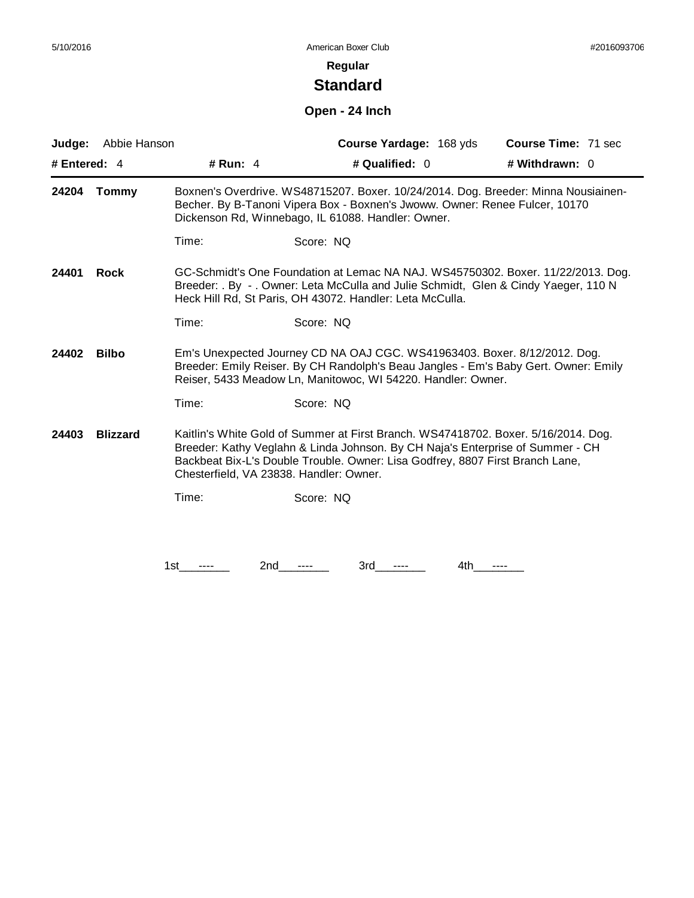**Regular**

## Standard

### Open - 24 Inch

**Judge:** Abbie Hanson | **Course Yardage:** 168 yds | **Course Time:** 71 sec

**# Entered:** 4 | **# Run:** 4 | **# Qualified:** 0 | **# Withdrawn:** 0

---

**24204 Tommy**

Boxnen's Overdrive. WS48715207. Boxer. 10/24/2014. Dog. Breeder: Minna Nousiainen-Becher. By B-Tanoni Vipera Box - Boxnen's Jwoww. Owner: Renee Fulcer, 10170 Dickenson Rd, Winnebago, IL 61088. Handler: Owner.

Time: Score: NQ

**24401 Rock**

GC-Schmidt's One Foundation at Lemac NA NAJ. WS45750302. Boxer. 11/22/2013. Dog. Breeder: . By - . Owner: Leta McCulla and Julie Schmidt, Glen & Cindy Yaeger, 110 N Heck Hill Rd, St Paris, OH 43072. Handler: Leta McCulla.

Time: Score: NQ

**24402 Bilbo**

Em's Unexpected Journey CD NA OAJ CGC. WS41963403. Boxer. 8/12/2012. Dog. Breeder: Emily Reiser. By CH Randolph's Beau Jangles - Em's Baby Gert. Owner: Emily Reiser, 5433 Meadow Ln, Manitowoc, WI 54220. Handler: Owner.

Time: Score: NQ

**24403 Blizzard**

Kaitlin's White Gold of Summer at First Branch. WS47418702. Boxer. 5/16/2014. Dog. Breeder: Kathy Veglahn & Linda Johnson. By CH Naja's Enterprise of Summer - CH Backbeat Bix-L's Double Trouble. Owner: Lisa Godfrey, 8807 First Branch Lane, Chesterfield, VA 23838. Handler: Owner.

Time: Score: NQ

1st ---- 2nd ---- 3rd ---- 4th ----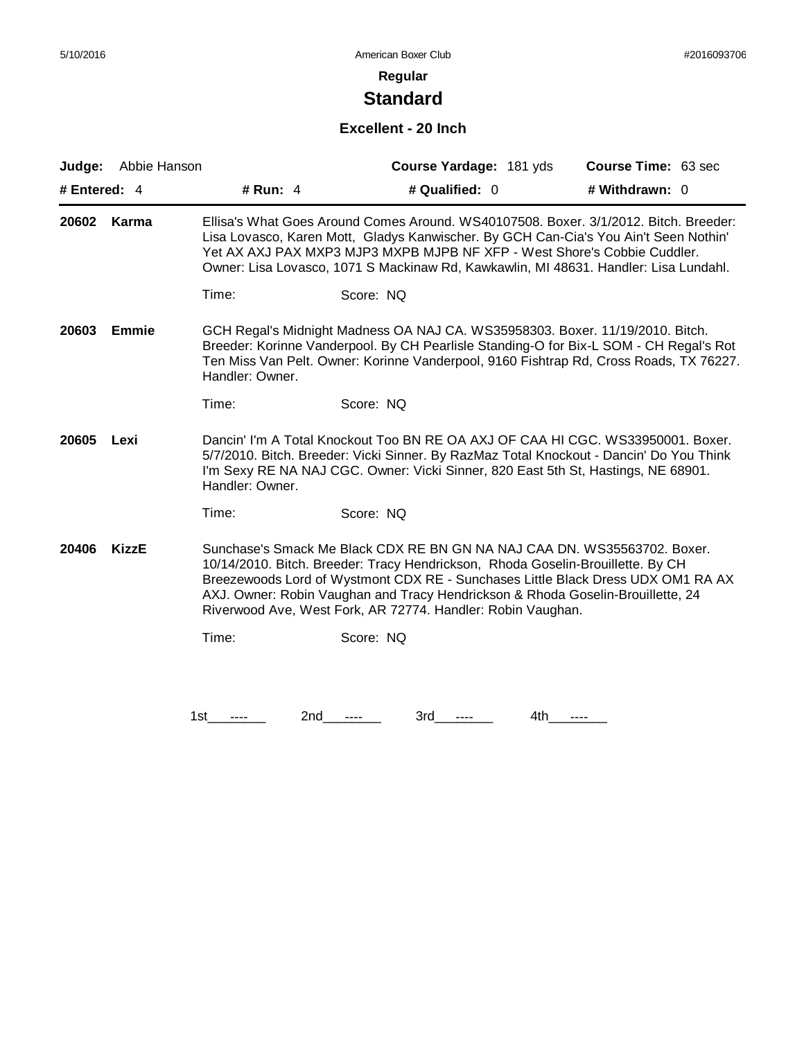**Regular**

# Standard

### Excellent - 20 Inch

**Judge:** Abbie Hanson | **Course Yardage:** 181 yds | **Course Time:** 63 sec

**# Entered:** 4 | **# Run:** 4 | **# Qualified:** 0 | **# Withdrawn:** 0

---

**20602 Karma** — Ellisa's What Goes Around Comes Around. WS40107508. Boxer. 3/1/2012. Bitch. Breeder: Lisa Lovasco, Karen Mott, Gladys Kanwischer. By GCH Can-Cia's You Ain't Seen Nothin' Yet AX AXJ PAX MXP3 MJP3 MXPB MJPB NF XFP - West Shore's Cobbie Cuddler. Owner: Lisa Lovasco, 1071 S Mackinaw Rd, Kawkawlin, MI 48631. Handler: Lisa Lundahl.

Time: Score: NQ

**20603 Emmie** — GCH Regal's Midnight Madness OA NAJ CA. WS35958303. Boxer. 11/19/2010. Bitch. Breeder: Korinne Vanderpool. By CH Pearlisle Standing-O for Bix-L SOM - CH Regal's Rot Ten Miss Van Pelt. Owner: Korinne Vanderpool, 9160 Fishtrap Rd, Cross Roads, TX 76227. Handler: Owner.

Time: Score: NQ

**20605 Lexi** — Dancin' I'm A Total Knockout Too BN RE OA AXJ OF CAA HI CGC. WS33950001. Boxer. 5/7/2010. Bitch. Breeder: Vicki Sinner. By RazMaz Total Knockout - Dancin' Do You Think I'm Sexy RE NA NAJ CGC. Owner: Vicki Sinner, 820 East 5th St, Hastings, NE 68901. Handler: Owner.

Time: Score: NQ

**20406 KizzE** — Sunchase's Smack Me Black CDX RE BN GN NA NAJ CAA DN. WS35563702. Boxer. 10/14/2010. Bitch. Breeder: Tracy Hendrickson, Rhoda Goselin-Brouillette. By CH Breezewoods Lord of Wystmont CDX RE - Sunchases Little Black Dress UDX OM1 RA AX AXJ. Owner: Robin Vaughan and Tracy Hendrickson & Rhoda Goselin-Brouillette, 24 Riverwood Ave, West Fork, AR 72774. Handler: Robin Vaughan.

Time: Score: NQ

1st ---- 2nd ---- 3rd ---- 4th ----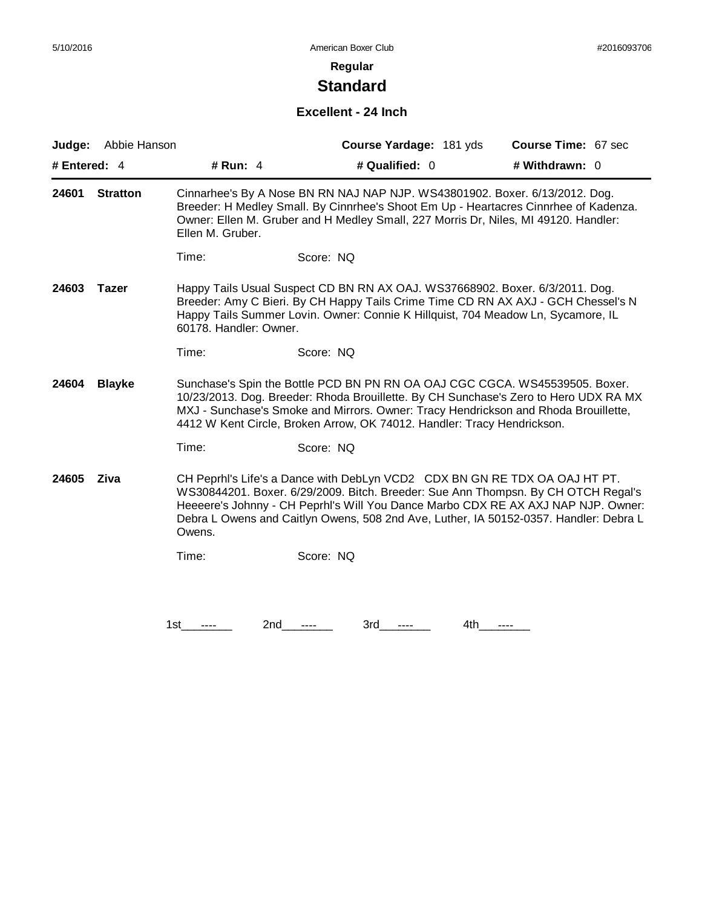**Regular**

# Standard

## Excellent - 24 Inch

**Judge:** Abbie Hanson **Course Yardage:** 181 yds **Course Time:** 67 sec

**# Entered:** 4 **# Run:** 4 **# Qualified:** 0 **# Withdrawn:** 0

**24601 Stratton** Cinnarhee's By A Nose BN RN NAJ NAP NJP. WS43801902. Boxer. 6/13/2012. Dog. Breeder: H Medley Small. By Cinnrhee's Shoot Em Up - Heartacres Cinnrhee of Kadenza. Owner: Ellen M. Gruber and H Medley Small, 227 Morris Dr, Niles, MI 49120. Handler: Ellen M. Gruber.

Time: Score: NQ

**24603 Tazer** Happy Tails Usual Suspect CD BN RN AX OAJ. WS37668902. Boxer. 6/3/2011. Dog. Breeder: Amy C Bieri. By CH Happy Tails Crime Time CD RN AX AXJ - GCH Chessel's N Happy Tails Summer Lovin. Owner: Connie K Hillquist, 704 Meadow Ln, Sycamore, IL 60178. Handler: Owner.

Time: Score: NQ

**24604 Blayke** Sunchase's Spin the Bottle PCD BN PN RN OA OAJ CGC CGCA. WS45539505. Boxer. 10/23/2013. Dog. Breeder: Rhoda Brouillette. By CH Sunchase's Zero to Hero UDX RA MX MXJ - Sunchase's Smoke and Mirrors. Owner: Tracy Hendrickson and Rhoda Brouillette, 4412 W Kent Circle, Broken Arrow, OK 74012. Handler: Tracy Hendrickson.

Time: Score: NQ

**24605 Ziva** CH Peprhl's Life's a Dance with DebLyn VCD2 CDX BN GN RE TDX OA OAJ HT PT. WS30844201. Boxer. 6/29/2009. Bitch. Breeder: Sue Ann Thompsn. By CH OTCH Regal's Heeeere's Johnny - CH Peprhl's Will You Dance Marbo CDX RE AX AXJ NAP NJP. Owner: Debra L Owens and Caitlyn Owens, 508 2nd Ave, Luther, IA 50152-0357. Handler: Debra L Owens.

Time: Score: NQ

1st\_\_\_----\_\_\_ 2nd\_\_\_----\_\_\_ 3rd\_\_\_----\_\_\_ 4th\_\_\_----\_\_\_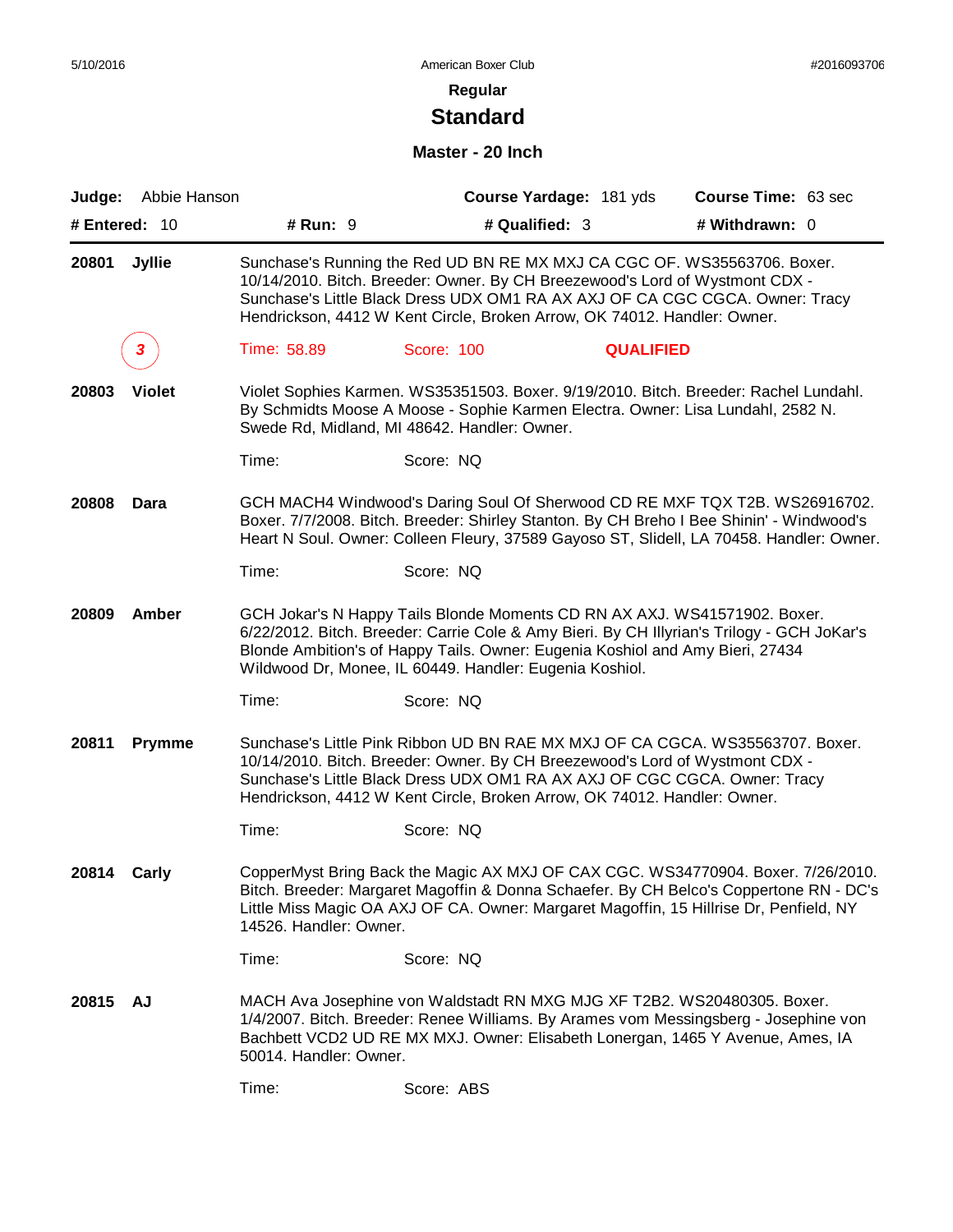American Boxer Club

**Regular**

# Standard

## Master - 20 Inch

**Judge:** Abbie Hanson | **Course Yardage:** 181 yds | **Course Time:** 63 sec

**# Entered:** 10 | **# Run:** 9 | **# Qualified:** 3 | **# Withdrawn:** 0

---

**20801 Jyllie**

Sunchase's Running the Red UD BN RE MX MXJ CA CGC OF. WS35563706. Boxer. 10/14/2010. Bitch. Breeder: Owner. By CH Breezewood's Lord of Wystmont CDX - Sunchase's Little Black Dress UDX OM1 RA AX AXJ OF CA CGC CGCA. Owner: Tracy Hendrickson, 4412 W Kent Circle, Broken Arrow, OK 74012. Handler: Owner.

3 | Time: 58.89 | Score: 100 | QUALIFIED

**20803 Violet**

Violet Sophies Karmen. WS35351503. Boxer. 9/19/2010. Bitch. Breeder: Rachel Lundahl. By Schmidts Moose A Moose - Sophie Karmen Electra. Owner: Lisa Lundahl, 2582 N. Swede Rd, Midland, MI 48642. Handler: Owner.

Time: | Score: NQ

**20808 Dara**

GCH MACH4 Windwood's Daring Soul Of Sherwood CD RE MXF TQX T2B. WS26916702. Boxer. 7/7/2008. Bitch. Breeder: Shirley Stanton. By CH Breho I Bee Shinin' - Windwood's Heart N Soul. Owner: Colleen Fleury, 37589 Gayoso ST, Slidell, LA 70458. Handler: Owner.

Time: | Score: NQ

**20809 Amber**

GCH Jokar's N Happy Tails Blonde Moments CD RN AX AXJ. WS41571902. Boxer. 6/22/2012. Bitch. Breeder: Carrie Cole & Amy Bieri. By CH Illyrian's Trilogy - GCH JoKar's Blonde Ambition's of Happy Tails. Owner: Eugenia Koshiol and Amy Bieri, 27434 Wildwood Dr, Monee, IL 60449. Handler: Eugenia Koshiol.

Time: | Score: NQ

**20811 Prymme**

Sunchase's Little Pink Ribbon UD BN RAE MX MXJ OF CA CGCA. WS35563707. Boxer. 10/14/2010. Bitch. Breeder: Owner. By CH Breezewood's Lord of Wystmont CDX - Sunchase's Little Black Dress UDX OM1 RA AX AXJ OF CGC CGCA. Owner: Tracy Hendrickson, 4412 W Kent Circle, Broken Arrow, OK 74012. Handler: Owner.

Time: | Score: NQ

**20814 Carly**

CopperMyst Bring Back the Magic AX MXJ OF CAX CGC. WS34770904. Boxer. 7/26/2010. Bitch. Breeder: Margaret Magoffin & Donna Schaefer. By CH Belco's Coppertone RN - DC's Little Miss Magic OA AXJ OF CA. Owner: Margaret Magoffin, 15 Hillrise Dr, Penfield, NY 14526. Handler: Owner.

Time: | Score: NQ

**20815 AJ**

MACH Ava Josephine von Waldstadt RN MXG MJG XF T2B2. WS20480305. Boxer. 1/4/2007. Bitch. Breeder: Renee Williams. By Arames vom Messingsberg - Josephine von Bachbett VCD2 UD RE MX MXJ. Owner: Elisabeth Lonergan, 1465 Y Avenue, Ames, IA 50014. Handler: Owner.

Time: | Score: ABS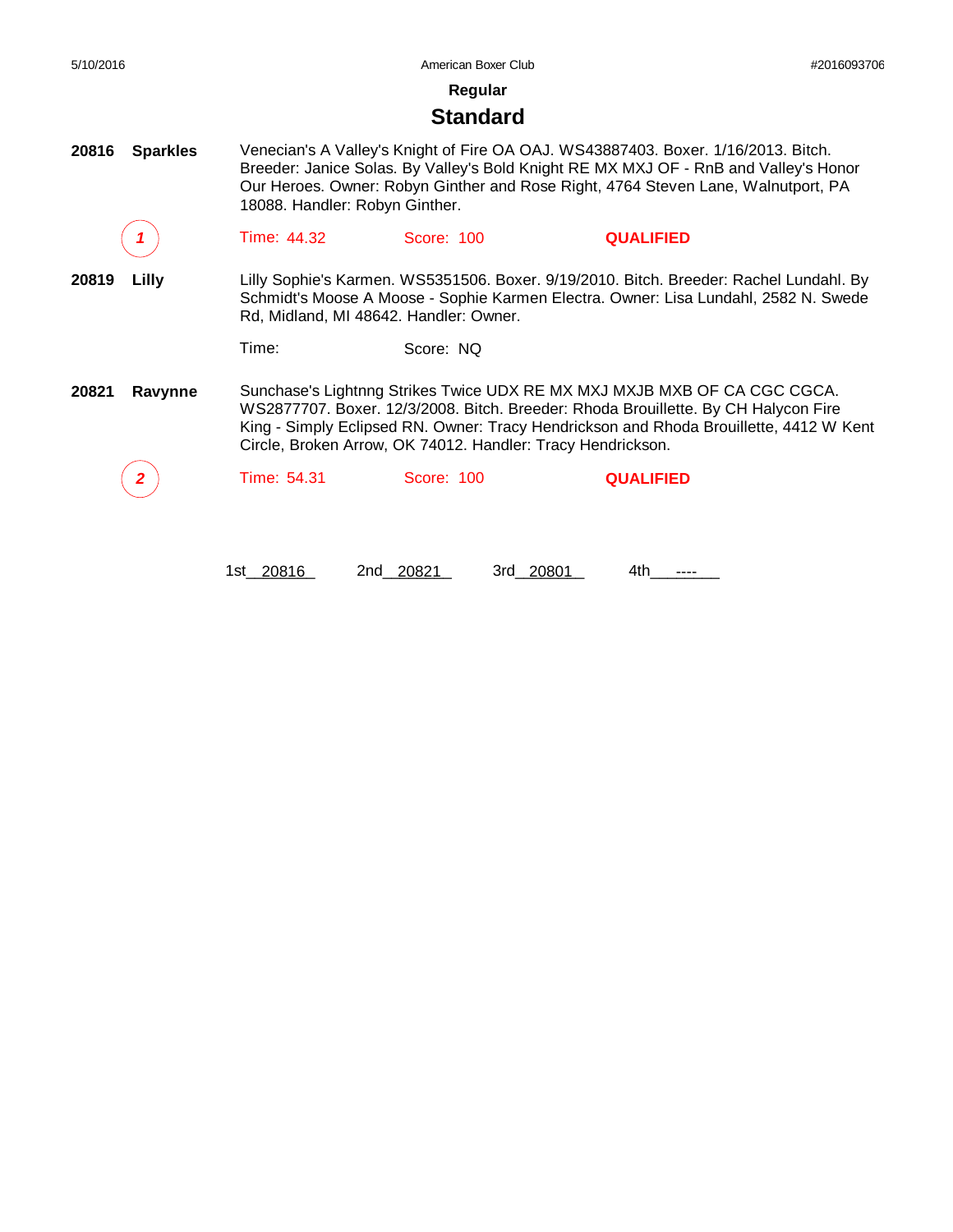**Regular**

## Standard

**20816 Sparkles** Venecian's A Valley's Knight of Fire OA OAJ. WS43887403. Boxer. 1/16/2013. Bitch. Breeder: Janice Solas. By Valley's Bold Knight RE MX MXJ OF - RnB and Valley's Honor Our Heroes. Owner: Robyn Ginther and Rose Right, 4764 Steven Lane, Walnutport, PA 18088. Handler: Robyn Ginther.

*1* Time: 44.32 Score: 100 **QUALIFIED**

**20819 Lilly** Lilly Sophie's Karmen. WS5351506. Boxer. 9/19/2010. Bitch. Breeder: Rachel Lundahl. By Schmidt's Moose A Moose - Sophie Karmen Electra. Owner: Lisa Lundahl, 2582 N. Swede Rd, Midland, MI 48642. Handler: Owner.

Time: Score: NQ

**20821 Ravynne** Sunchase's Lightnng Strikes Twice UDX RE MX MXJ MXJB MXB OF CA CGC CGCA. WS2877707. Boxer. 12/3/2008. Bitch. Breeder: Rhoda Brouillette. By CH Halycon Fire King - Simply Eclipsed RN. Owner: Tracy Hendrickson and Rhoda Brouillette, 4412 W Kent Circle, Broken Arrow, OK 74012. Handler: Tracy Hendrickson.

*2* Time: 54.31 Score: 100 **QUALIFIED**

1st 20816 2nd 20821 3rd 20801 4th ----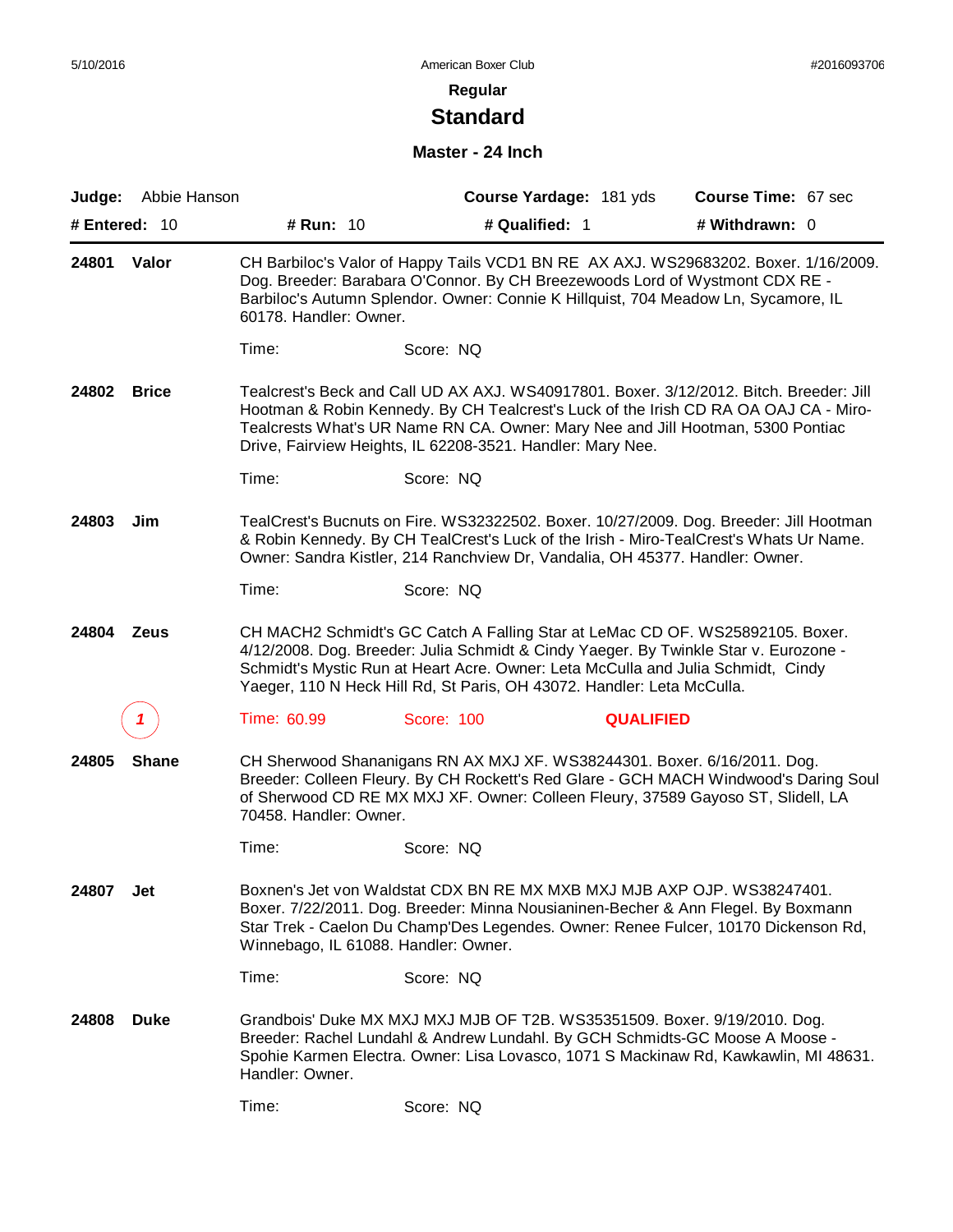5/10/2016 American Boxer Club #2016093706

**Regular**

# Standard

## Master - 24 Inch

**Judge:** Abbie Hanson **Course Yardage:** 181 yds **Course Time:** 67 sec

**# Entered:** 10 **# Run:** 10 **# Qualified:** 1 **# Withdrawn:** 0

---

**24801 Valor** CH Barbiloc's Valor of Happy Tails VCD1 BN RE AX AXJ. WS29683202. Boxer. 1/16/2009. Dog. Breeder: Barabara O'Connor. By CH Breezewoods Lord of Wystmont CDX RE - Barbiloc's Autumn Splendor. Owner: Connie K Hillquist, 704 Meadow Ln, Sycamore, IL 60178. Handler: Owner.

Time: Score: NQ

**24802 Brice** Tealcrest's Beck and Call UD AX AXJ. WS40917801. Boxer. 3/12/2012. Bitch. Breeder: Jill Hootman & Robin Kennedy. By CH Tealcrest's Luck of the Irish CD RA OA OAJ CA - Miro-Tealcrests What's UR Name RN CA. Owner: Mary Nee and Jill Hootman, 5300 Pontiac Drive, Fairview Heights, IL 62208-3521. Handler: Mary Nee.

Time: Score: NQ

**24803 Jim** TealCrest's Bucnuts on Fire. WS32322502. Boxer. 10/27/2009. Dog. Breeder: Jill Hootman & Robin Kennedy. By CH TealCrest's Luck of the Irish - Miro-TealCrest's Whats Ur Name. Owner: Sandra Kistler, 214 Ranchview Dr, Vandalia, OH 45377. Handler: Owner.

Time: Score: NQ

**24804 Zeus** CH MACH2 Schmidt's GC Catch A Falling Star at LeMac CD OF. WS25892105. Boxer. 4/12/2008. Dog. Breeder: Julia Schmidt & Cindy Yaeger. By Twinkle Star v. Eurozone - Schmidt's Mystic Run at Heart Acre. Owner: Leta McCulla and Julia Schmidt, Cindy Yaeger, 110 N Heck Hill Rd, St Paris, OH 43072. Handler: Leta McCulla.

1 Time: 60.99 Score: 100 **QUALIFIED**

**24805 Shane** CH Sherwood Shananigans RN AX MXJ XF. WS38244301. Boxer. 6/16/2011. Dog. Breeder: Colleen Fleury. By CH Rockett's Red Glare - GCH MACH Windwood's Daring Soul of Sherwood CD RE MX MXJ XF. Owner: Colleen Fleury, 37589 Gayoso ST, Slidell, LA 70458. Handler: Owner.

Time: Score: NQ

**24807 Jet** Boxnen's Jet von Waldstat CDX BN RE MX MXB MXJ MJB AXP OJP. WS38247401. Boxer. 7/22/2011. Dog. Breeder: Minna Nousianinen-Becher & Ann Flegel. By Boxmann Star Trek - Caelon Du Champ'Des Legendes. Owner: Renee Fulcer, 10170 Dickenson Rd, Winnebago, IL 61088. Handler: Owner.

Time: Score: NQ

**24808 Duke** Grandbois' Duke MX MXJ MXJ MJB OF T2B. WS35351509. Boxer. 9/19/2010. Dog. Breeder: Rachel Lundahl & Andrew Lundahl. By GCH Schmidts-GC Moose A Moose - Spohie Karmen Electra. Owner: Lisa Lovasco, 1071 S Mackinaw Rd, Kawkawlin, MI 48631. Handler: Owner.

Time: Score: NQ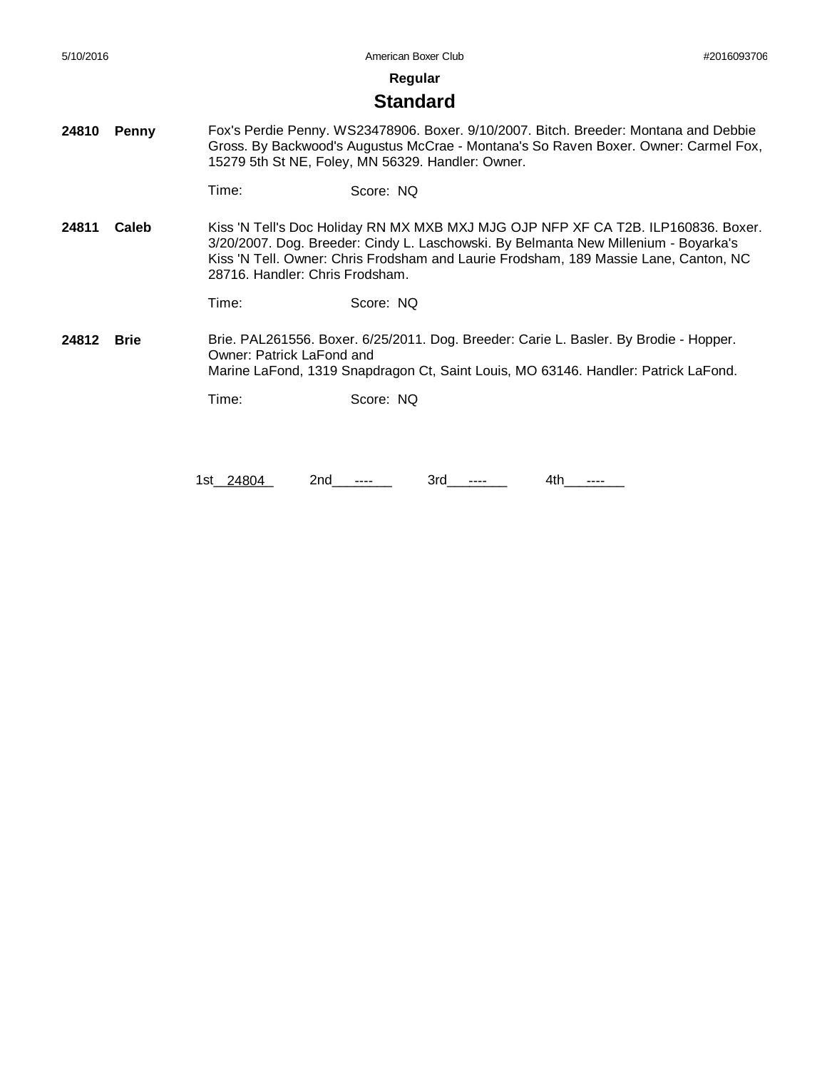**Regular**

## Standard

**24810** **Penny**

Fox's Perdie Penny. WS23478906. Boxer. 9/10/2007. Bitch. Breeder: Montana and Debbie Gross. By Backwood's Augustus McCrae - Montana's So Raven Boxer. Owner: Carmel Fox, 15279 5th St NE, Foley, MN 56329. Handler: Owner.

Time: Score: NQ

**24811** **Caleb**

Kiss 'N Tell's Doc Holiday RN MX MXB MXJ MJG OJP NFP XF CA T2B. ILP160836. Boxer. 3/20/2007. Dog. Breeder: Cindy L. Laschowski. By Belmanta New Millenium - Boyarka's Kiss 'N Tell. Owner: Chris Frodsham and Laurie Frodsham, 189 Massie Lane, Canton, NC 28716. Handler: Chris Frodsham.

Time: Score: NQ

**24812** **Brie**

Brie. PAL261556. Boxer. 6/25/2011. Dog. Breeder: Carie L. Basler. By Brodie - Hopper. Owner: Patrick LaFond and
Marine LaFond, 1319 Snapdragon Ct, Saint Louis, MO 63146. Handler: Patrick LaFond.

Time: Score: NQ

1st 24804 2nd ---- 3rd ---- 4th ----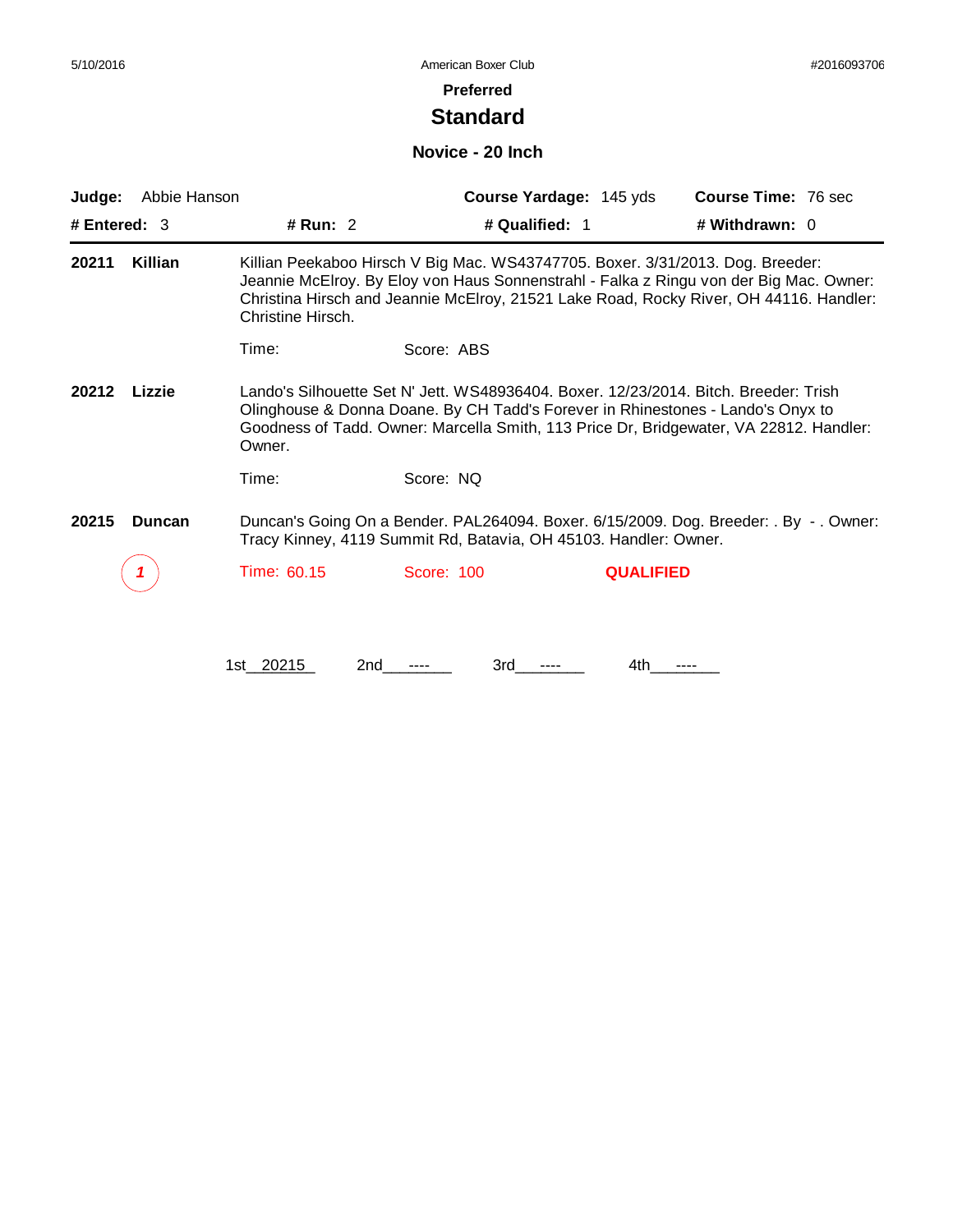Preferred

# Standard

## Novice - 20 Inch

**Judge:** Abbie Hanson **Course Yardage:** 145 yds **Course Time:** 76 sec

**# Entered:** 3 **# Run:** 2 **# Qualified:** 1 **# Withdrawn:** 0

---

**20211 Killian**

Killian Peekaboo Hirsch V Big Mac. WS43747705. Boxer. 3/31/2013. Dog. Breeder: Jeannie McElroy. By Eloy von Haus Sonnenstrahl - Falka z Ringu von der Big Mac. Owner: Christina Hirsch and Jeannie McElroy, 21521 Lake Road, Rocky River, OH 44116. Handler: Christine Hirsch.

Time: Score: ABS

**20212 Lizzie**

Lando's Silhouette Set N' Jett. WS48936404. Boxer. 12/23/2014. Bitch. Breeder: Trish Olinghouse & Donna Doane. By CH Tadd's Forever in Rhinestones - Lando's Onyx to Goodness of Tadd. Owner: Marcella Smith, 113 Price Dr, Bridgewater, VA 22812. Handler: Owner.

Time: Score: NQ

**20215 Duncan**

Duncan's Going On a Bender. PAL264094. Boxer. 6/15/2009. Dog. Breeder: . By - . Owner: Tracy Kinney, 4119 Summit Rd, Batavia, OH 45103. Handler: Owner.

*1* Time: 60.15 Score: 100 **QUALIFIED**

1st 20215 2nd ---- 3rd ---- 4th ----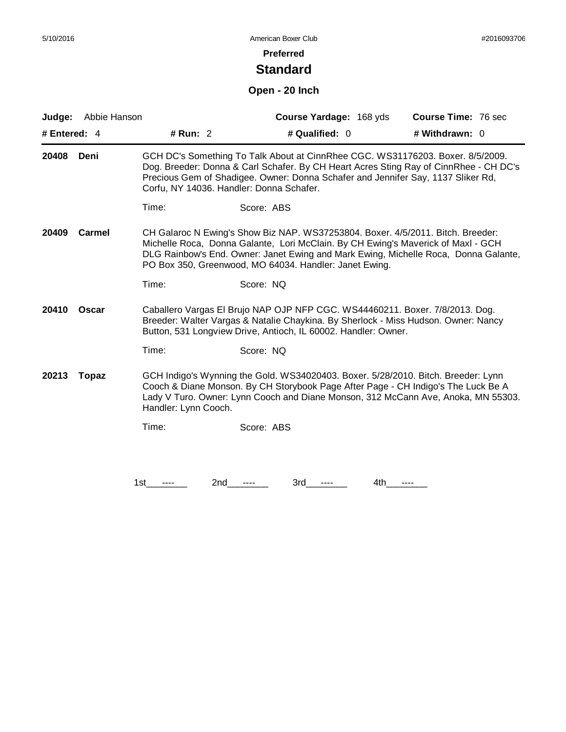**Preferred**

# Standard

## Open - 20 Inch

**Judge:** Abbie Hanson | **Course Yardage:** 168 yds | **Course Time:** 76 sec

**# Entered:** 4 | **# Run:** 2 | **# Qualified:** 0 | **# Withdrawn:** 0

---

**20408 Deni** — GCH DC's Something To Talk About at CinnRhee CGC. WS31176203. Boxer. 8/5/2009. Dog. Breeder: Donna & Carl Schafer. By CH Heart Acres Sting Ray of CinnRhee - CH DC's Precious Gem of Shadigee. Owner: Donna Schafer and Jennifer Say, 1137 Sliker Rd, Corfu, NY 14036. Handler: Donna Schafer.

Time: Score: ABS

**20409 Carmel** — CH Galaroc N Ewing's Show Biz NAP. WS37253804. Boxer. 4/5/2011. Bitch. Breeder: Michelle Roca, Donna Galante, Lori McClain. By CH Ewing's Maverick of Maxl - GCH DLG Rainbow's End. Owner: Janet Ewing and Mark Ewing, Michelle Roca, Donna Galante, PO Box 350, Greenwood, MO 64034. Handler: Janet Ewing.

Time: Score: NQ

**20410 Oscar** — Caballero Vargas El Brujo NAP OJP NFP CGC. WS44460211. Boxer. 7/8/2013. Dog. Breeder: Walter Vargas & Natalie Chaykina. By Sherlock - Miss Hudson. Owner: Nancy Button, 531 Longview Drive, Antioch, IL 60002. Handler: Owner.

Time: Score: NQ

**20213 Topaz** — GCH Indigo's Wynning the Gold. WS34020403. Boxer. 5/28/2010. Bitch. Breeder: Lynn Cooch & Diane Monson. By CH Storybook Page After Page - CH Indigo's The Luck Be A Lady V Turo. Owner: Lynn Cooch and Diane Monson, 312 McCann Ave, Anoka, MN 55303. Handler: Lynn Cooch.

Time: Score: ABS

1st\_\_\_----\_\_\_ 2nd\_\_\_----\_\_\_ 3rd\_\_\_----\_\_\_ 4th\_\_\_----\_\_\_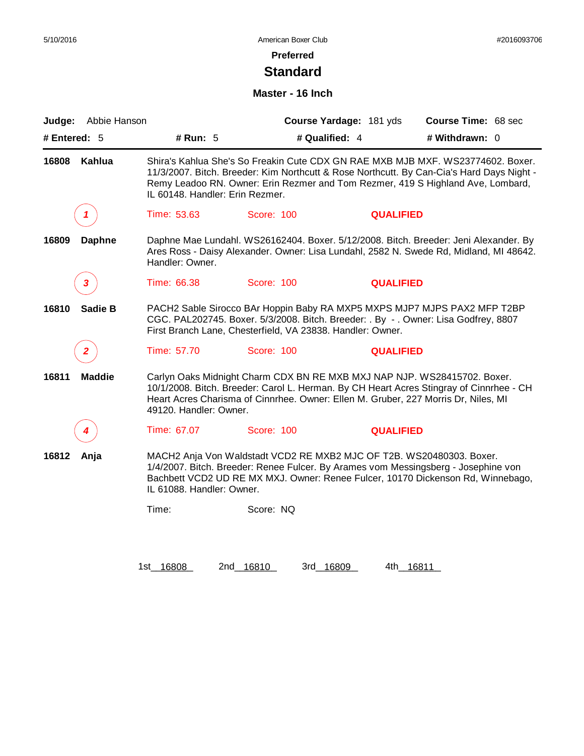5/10/2016 American Boxer Club #2016093706

**Preferred**

# Standard

**Master - 16 Inch**

**Judge:** Abbie Hanson **Course Yardage:** 181 yds **Course Time:** 68 sec

**# Entered:** 5 **# Run:** 5 **# Qualified:** 4 **# Withdrawn:** 0

---

**16808 Kahlua** Shira's Kahlua She's So Freakin Cute CDX GN RAE MXB MJB MXF. WS23774602. Boxer. 11/3/2007. Bitch. Breeder: Kim Northcutt & Rose Northcutt. By Can-Cia's Hard Days Night - Remy Leadoo RN. Owner: Erin Rezmer and Tom Rezmer, 419 S Highland Ave, Lombard, IL 60148. Handler: Erin Rezmer.

*1* Time: 53.63 Score: 100 **QUALIFIED**

**16809 Daphne** Daphne Mae Lundahl. WS26162404. Boxer. 5/12/2008. Bitch. Breeder: Jeni Alexander. By Ares Ross - Daisy Alexander. Owner: Lisa Lundahl, 2582 N. Swede Rd, Midland, MI 48642. Handler: Owner.

*3* Time: 66.38 Score: 100 **QUALIFIED**

**16810 Sadie B** PACH2 Sable Sirocco BAr Hoppin Baby RA MXP5 MXPS MJP7 MJPS PAX2 MFP T2BP CGC. PAL202745. Boxer. 5/3/2008. Bitch. Breeder: . By - . Owner: Lisa Godfrey, 8807 First Branch Lane, Chesterfield, VA 23838. Handler: Owner.

*2* Time: 57.70 Score: 100 **QUALIFIED**

**16811 Maddie** Carlyn Oaks Midnight Charm CDX BN RE MXB MXJ NAP NJP. WS28415702. Boxer. 10/1/2008. Bitch. Breeder: Carol L. Herman. By CH Heart Acres Stingray of Cinnrhee - CH Heart Acres Charisma of Cinnrhee. Owner: Ellen M. Gruber, 227 Morris Dr, Niles, MI 49120. Handler: Owner.

*4* Time: 67.07 Score: 100 **QUALIFIED**

**16812 Anja** MACH2 Anja Von Waldstadt VCD2 RE MXB2 MJC OF T2B. WS20480303. Boxer. 1/4/2007. Bitch. Breeder: Renee Fulcer. By Arames vom Messingsberg - Josephine von Bachbett VCD2 UD RE MX MXJ. Owner: Renee Fulcer, 10170 Dickenson Rd, Winnebago, IL 61088. Handler: Owner.

Time: Score: NQ

1st 16808 2nd 16810 3rd 16809 4th 16811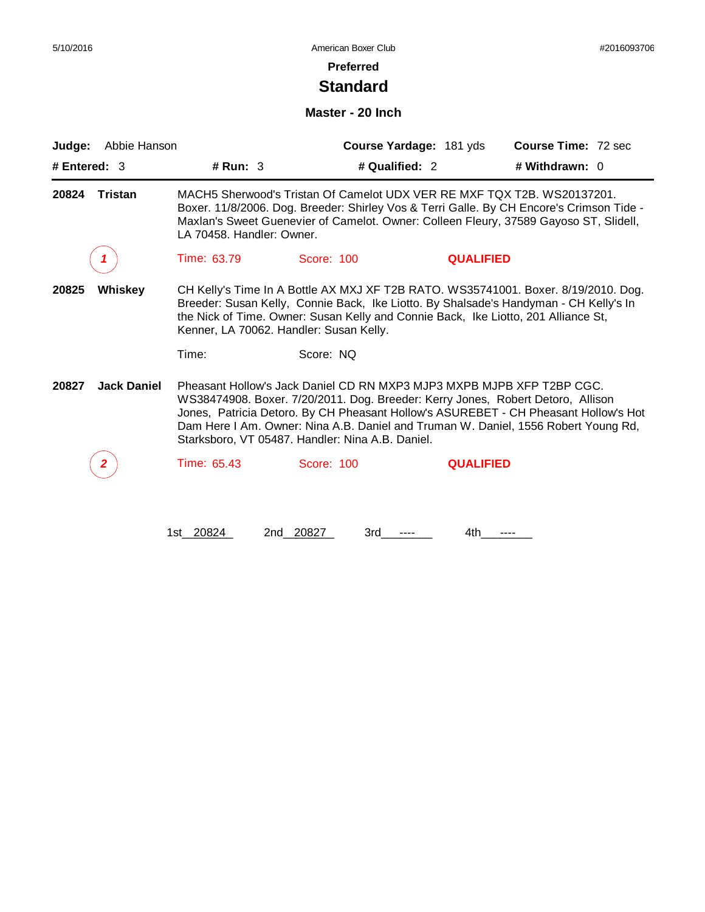Preferred

# Standard

## Master - 20 Inch

**Judge:** Abbie Hanson | **Course Yardage:** 181 yds | **Course Time:** 72 sec

**# Entered:** 3 | **# Run:** 3 | **# Qualified:** 2 | **# Withdrawn:** 0

---

**20824 Tristan**

MACH5 Sherwood's Tristan Of Camelot UDX VER RE MXF TQX T2B. WS20137201. Boxer. 11/8/2006. Dog. Breeder: Shirley Vos & Terri Galle. By CH Encore's Crimson Tide - Maxlan's Sweet Guenevier of Camelot. Owner: Colleen Fleury, 37589 Gayoso ST, Slidell, LA 70458. Handler: Owner.

*1* Time: 63.79 Score: 100 **QUALIFIED**

**20825 Whiskey**

CH Kelly's Time In A Bottle AX MXJ XF T2B RATO. WS35741001. Boxer. 8/19/2010. Dog. Breeder: Susan Kelly, Connie Back, Ike Liotto. By Shalsade's Handyman - CH Kelly's In the Nick of Time. Owner: Susan Kelly and Connie Back, Ike Liotto, 201 Alliance St, Kenner, LA 70062. Handler: Susan Kelly.

Time: Score: NQ

**20827 Jack Daniel**

Pheasant Hollow's Jack Daniel CD RN MXP3 MJP3 MXPB MJPB XFP T2BP CGC. WS38474908. Boxer. 7/20/2011. Dog. Breeder: Kerry Jones, Robert Detoro, Allison Jones, Patricia Detoro. By CH Pheasant Hollow's ASUREBET - CH Pheasant Hollow's Hot Dam Here I Am. Owner: Nina A.B. Daniel and Truman W. Daniel, 1556 Robert Young Rd, Starksboro, VT 05487. Handler: Nina A.B. Daniel.

*2* Time: 65.43 Score: 100 **QUALIFIED**

1st 20824 2nd 20827 3rd ---- 4th ----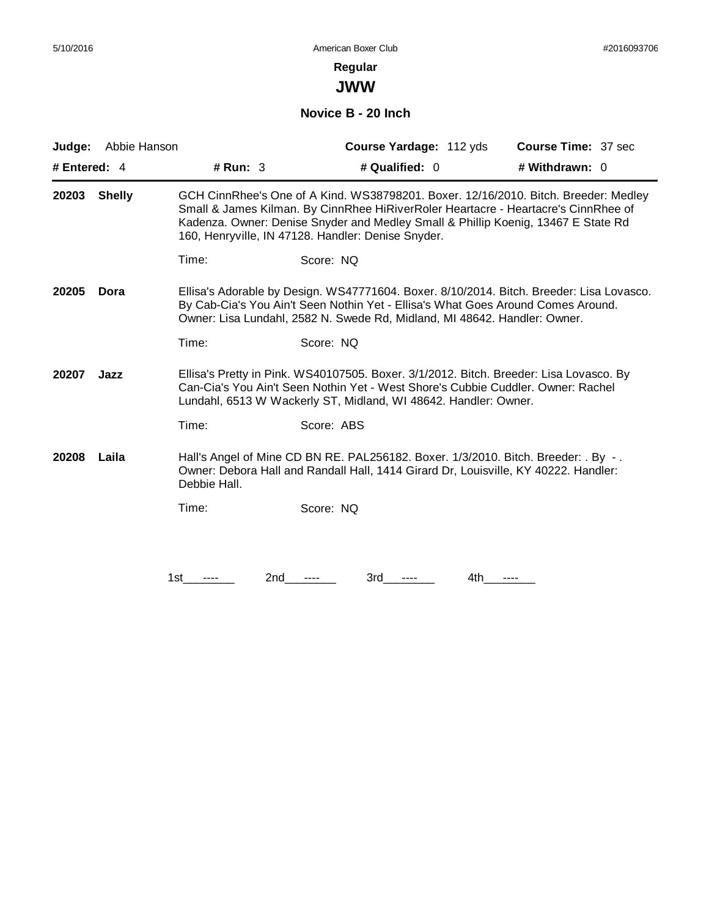**Regular**

# JWW

## Novice B - 20 Inch

| | | | |
|---|---|---|---|
| **Judge:** Abbie Hanson | | **Course Yardage:** 112 yds | **Course Time:** 37 sec |
| **# Entered:** 4 | **# Run:** 3 | **# Qualified:** 0 | **# Withdrawn:** 0 |

**20203 Shelly** — GCH CinnRhee's One of A Kind. WS38798201. Boxer. 12/16/2010. Bitch. Breeder: Medley Small & James Kilman. By CinnRhee HiRiverRoler Heartacre - Heartacre's CinnRhee of Kadenza. Owner: Denise Snyder and Medley Small & Phillip Koenig, 13467 E State Rd 160, Henryville, IN 47128. Handler: Denise Snyder.

Time: Score: NQ

**20205 Dora** — Ellisa's Adorable by Design. WS47771604. Boxer. 8/10/2014. Bitch. Breeder: Lisa Lovasco. By Cab-Cia's You Ain't Seen Nothin Yet - Ellisa's What Goes Around Comes Around. Owner: Lisa Lundahl, 2582 N. Swede Rd, Midland, MI 48642. Handler: Owner.

Time: Score: NQ

**20207 Jazz** — Ellisa's Pretty in Pink. WS40107505. Boxer. 3/1/2012. Bitch. Breeder: Lisa Lovasco. By Can-Cia's You Ain't Seen Nothin Yet - West Shore's Cubbie Cuddler. Owner: Rachel Lundahl, 6513 W Wackerly ST, Midland, WI 48642. Handler: Owner.

Time: Score: ABS

**20208 Laila** — Hall's Angel of Mine CD BN RE. PAL256182. Boxer. 1/3/2010. Bitch. Breeder: . By - . Owner: Debora Hall and Randall Hall, 1414 Girard Dr, Louisville, KY 40222. Handler: Debbie Hall.

Time: Score: NQ

1st ---- 2nd ---- 3rd ---- 4th ----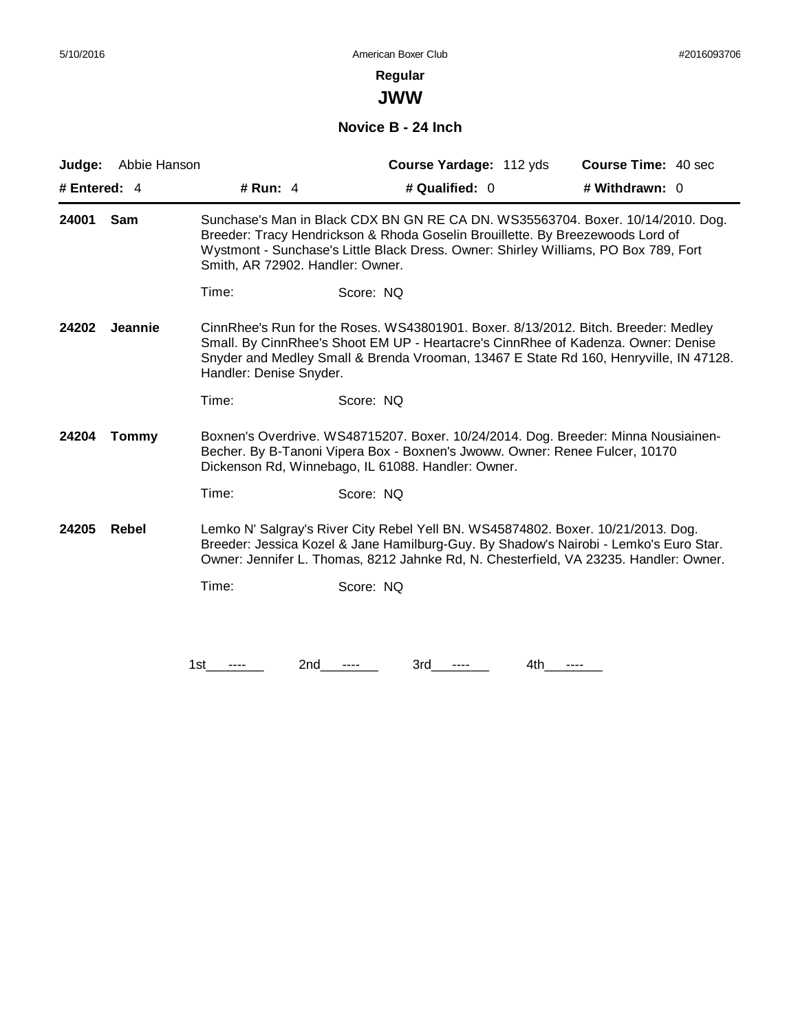**Regular**

## JWW

### Novice B - 24 Inch

**Judge:** Abbie Hanson **Course Yardage:** 112 yds **Course Time:** 40 sec

**# Entered:** 4 **# Run:** 4 **# Qualified:** 0 **# Withdrawn:** 0

**24001 Sam** Sunchase's Man in Black CDX BN GN RE CA DN. WS35563704. Boxer. 10/14/2010. Dog. Breeder: Tracy Hendrickson & Rhoda Goselin Brouillette. By Breezewoods Lord of Wystmont - Sunchase's Little Black Dress. Owner: Shirley Williams, PO Box 789, Fort Smith, AR 72902. Handler: Owner.

Time: Score: NQ

**24202 Jeannie** CinnRhee's Run for the Roses. WS43801901. Boxer. 8/13/2012. Bitch. Breeder: Medley Small. By CinnRhee's Shoot EM UP - Heartacre's CinnRhee of Kadenza. Owner: Denise Snyder and Medley Small & Brenda Vrooman, 13467 E State Rd 160, Henryville, IN 47128. Handler: Denise Snyder.

Time: Score: NQ

**24204 Tommy** Boxnen's Overdrive. WS48715207. Boxer. 10/24/2014. Dog. Breeder: Minna Nousiainen-Becher. By B-Tanoni Vipera Box - Boxnen's Jwoww. Owner: Renee Fulcer, 10170 Dickenson Rd, Winnebago, IL 61088. Handler: Owner.

Time: Score: NQ

**24205 Rebel** Lemko N' Salgray's River City Rebel Yell BN. WS45874802. Boxer. 10/21/2013. Dog. Breeder: Jessica Kozel & Jane Hamilburg-Guy. By Shadow's Nairobi - Lemko's Euro Star. Owner: Jennifer L. Thomas, 8212 Jahnke Rd, N. Chesterfield, VA 23235. Handler: Owner.

Time: Score: NQ

1st ---- 2nd ---- 3rd ---- 4th ----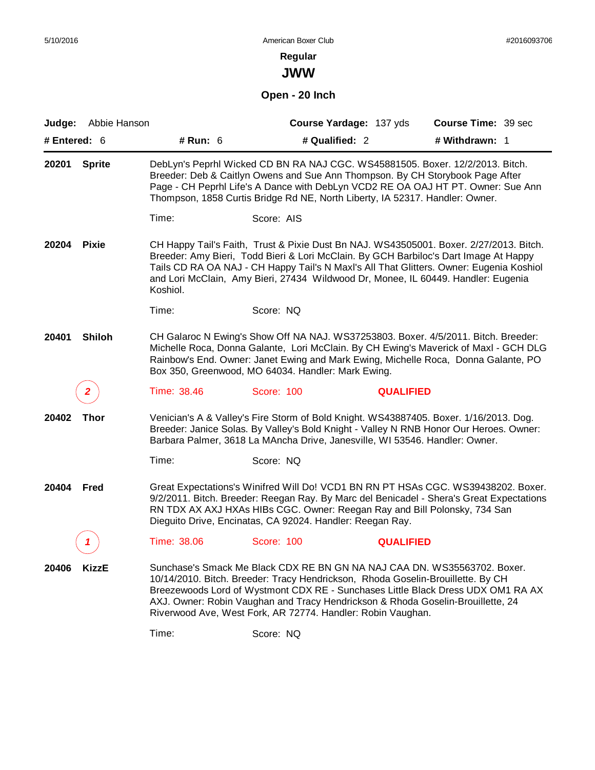5/10/2016 American Boxer Club #2016093706

## Regular

# JWW

### Open - 20 Inch

**Judge:** Abbie Hanson **Course Yardage:** 137 yds **Course Time:** 39 sec

**# Entered:** 6 **# Run:** 6 **# Qualified:** 2 **# Withdrawn:** 1

---

**20201 Sprite**

DebLyn's Peprhl Wicked CD BN RA NAJ CGC. WS45881505. Boxer. 12/2/2013. Bitch. Breeder: Deb & Caitlyn Owens and Sue Ann Thompson. By CH Storybook Page After Page - CH Peprhl Life's A Dance with DebLyn VCD2 RE OA OAJ HT PT. Owner: Sue Ann Thompson, 1858 Curtis Bridge Rd NE, North Liberty, IA 52317. Handler: Owner.

Time: Score: AIS

**20204 Pixie**

CH Happy Tail's Faith, Trust & Pixie Dust Bn NAJ. WS43505001. Boxer. 2/27/2013. Bitch. Breeder: Amy Bieri, Todd Bieri & Lori McClain. By GCH Barbiloc's Dart Image At Happy Tails CD RA OA NAJ - CH Happy Tail's N Maxl's All That Glitters. Owner: Eugenia Koshiol and Lori McClain, Amy Bieri, 27434 Wildwood Dr, Monee, IL 60449. Handler: Eugenia Koshiol.

Time: Score: NQ

**20401 Shiloh**

CH Galaroc N Ewing's Show Off NA NAJ. WS37253803. Boxer. 4/5/2011. Bitch. Breeder: Michelle Roca, Donna Galante, Lori McClain. By CH Ewing's Maverick of Maxl - GCH DLG Rainbow's End. Owner: Janet Ewing and Mark Ewing, Michelle Roca, Donna Galante, PO Box 350, Greenwood, MO 64034. Handler: Mark Ewing.

*2* Time: 38.46 Score: 100 **QUALIFIED**

**20402 Thor**

Venician's A & Valley's Fire Storm of Bold Knight. WS43887405. Boxer. 1/16/2013. Dog. Breeder: Janice Solas. By Valley's Bold Knight - Valley N RNB Honor Our Heroes. Owner: Barbara Palmer, 3618 La MAncha Drive, Janesville, WI 53546. Handler: Owner.

Time: Score: NQ

**20404 Fred**

Great Expectations's Winifred Will Do! VCD1 BN RN PT HSAs CGC. WS39438202. Boxer. 9/2/2011. Bitch. Breeder: Reegan Ray. By Marc del Benicadel - Shera's Great Expectations RN TDX AX AXJ HXAs HIBs CGC. Owner: Reegan Ray and Bill Polonsky, 734 San Dieguito Drive, Encinatas, CA 92024. Handler: Reegan Ray.

*1* Time: 38.06 Score: 100 **QUALIFIED**

**20406 KizzE**

Sunchase's Smack Me Black CDX RE BN GN NA NAJ CAA DN. WS35563702. Boxer. 10/14/2010. Bitch. Breeder: Tracy Hendrickson, Rhoda Goselin-Brouillette. By CH Breezewoods Lord of Wystmont CDX RE - Sunchases Little Black Dress UDX OM1 RA AX AXJ. Owner: Robin Vaughan and Tracy Hendrickson & Rhoda Goselin-Brouillette, 24 Riverwood Ave, West Fork, AR 72774. Handler: Robin Vaughan.

Time: Score: NQ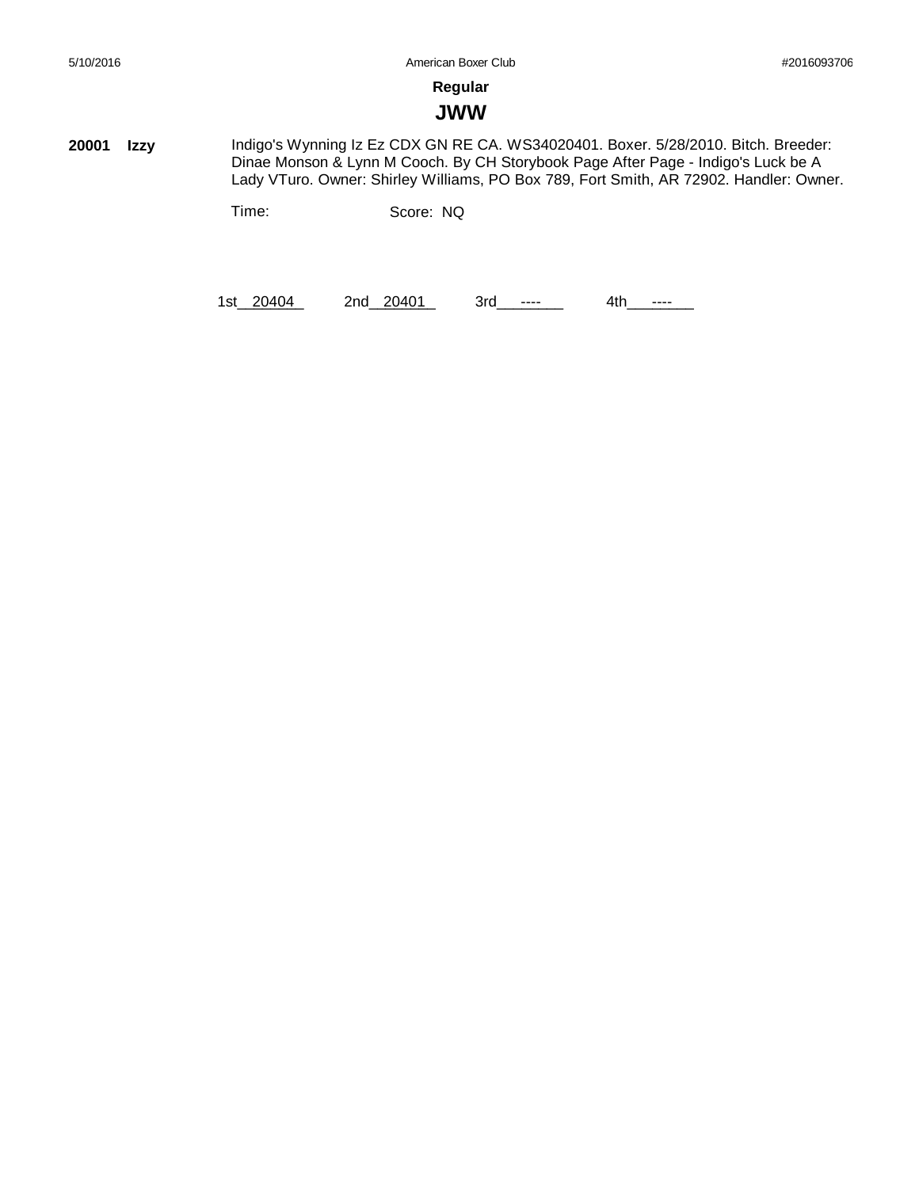**Regular**

## JWW

**20001** **Izzy**

Indigo's Wynning Iz Ez CDX GN RE CA. WS34020401. Boxer. 5/28/2010. Bitch. Breeder: Dinae Monson & Lynn M Cooch. By CH Storybook Page After Page - Indigo's Luck be A Lady VTuro. Owner: Shirley Williams, PO Box 789, Fort Smith, AR 72902. Handler: Owner.

Time: Score: NQ

1st 20404 2nd 20401 3rd ---- 4th ----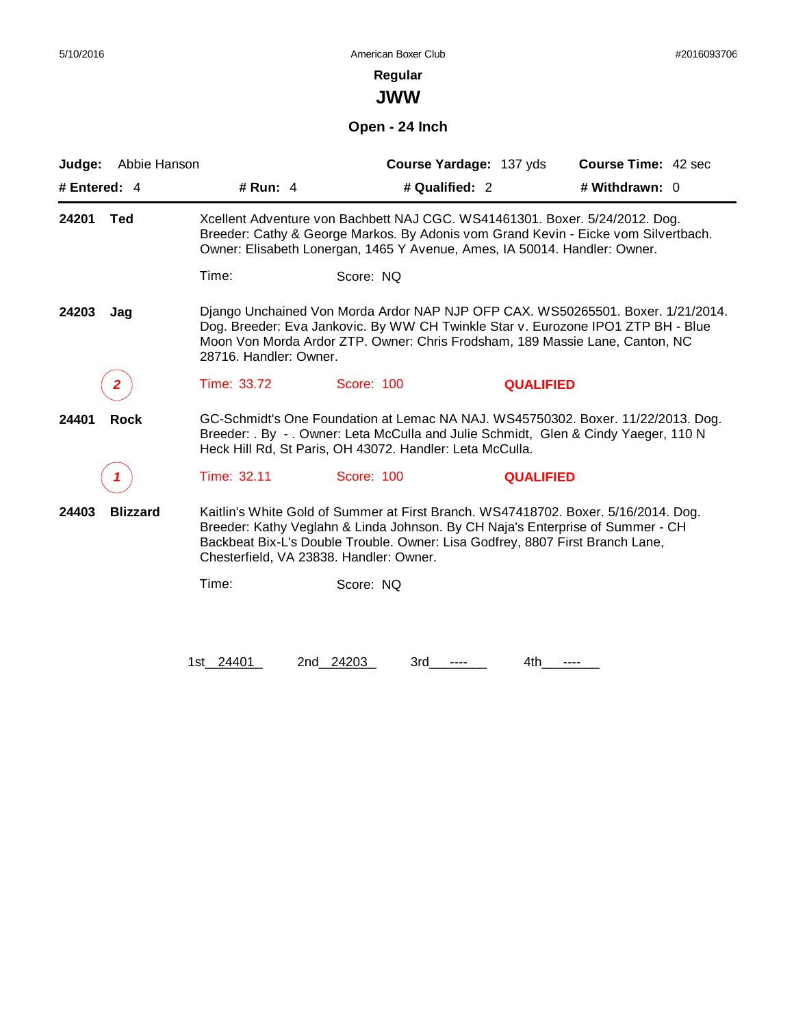## Regular

# JWW

### Open - 24 Inch

**Judge:** Abbie Hanson **Course Yardage:** 137 yds **Course Time:** 42 sec

**# Entered:** 4 **# Run:** 4 **# Qualified:** 2 **# Withdrawn:** 0

---

**24201 Ted**

Xcellent Adventure von Bachbett NAJ CGC. WS41461301. Boxer. 5/24/2012. Dog. Breeder: Cathy & George Markos. By Adonis vom Grand Kevin - Eicke vom Silvertbach. Owner: Elisabeth Lonergan, 1465 Y Avenue, Ames, IA 50014. Handler: Owner.

Time: Score: NQ

**24203 Jag**

Django Unchained Von Morda Ardor NAP NJP OFP CAX. WS50265501. Boxer. 1/21/2014. Dog. Breeder: Eva Jankovic. By WW CH Twinkle Star v. Eurozone IPO1 ZTP BH - Blue Moon Von Morda Ardor ZTP. Owner: Chris Frodsham, 189 Massie Lane, Canton, NC 28716. Handler: Owner.

*2* Time: 33.72 Score: 100 **QUALIFIED**

**24401 Rock**

GC-Schmidt's One Foundation at Lemac NA NAJ. WS45750302. Boxer. 11/22/2013. Dog. Breeder: . By - . Owner: Leta McCulla and Julie Schmidt, Glen & Cindy Yaeger, 110 N Heck Hill Rd, St Paris, OH 43072. Handler: Leta McCulla.

*1* Time: 32.11 Score: 100 **QUALIFIED**

**24403 Blizzard**

Kaitlin's White Gold of Summer at First Branch. WS47418702. Boxer. 5/16/2014. Dog. Breeder: Kathy Veglahn & Linda Johnson. By CH Naja's Enterprise of Summer - CH Backbeat Bix-L's Double Trouble. Owner: Lisa Godfrey, 8807 First Branch Lane, Chesterfield, VA 23838. Handler: Owner.

Time: Score: NQ

1st 24401 2nd 24203 3rd ---- 4th ----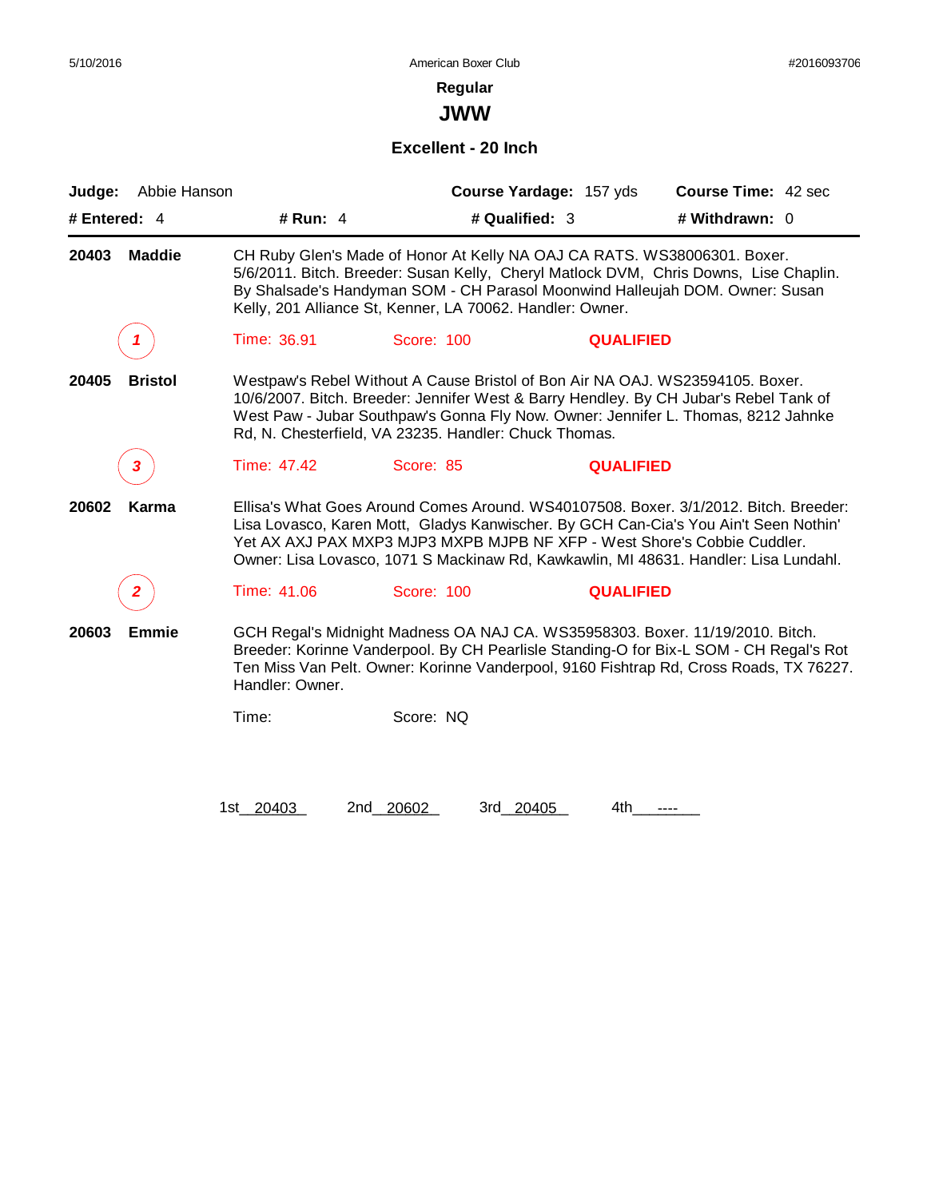5/10/2016 American Boxer Club #2016093706

## Regular

# JWW

### Excellent - 20 Inch

**Judge:** Abbie Hanson **Course Yardage:** 157 yds **Course Time:** 42 sec

**# Entered:** 4 **# Run:** 4 **# Qualified:** 3 **# Withdrawn:** 0

---

**20403 Maddie**

CH Ruby Glen's Made of Honor At Kelly NA OAJ CA RATS. WS38006301. Boxer. 5/6/2011. Bitch. Breeder: Susan Kelly, Cheryl Matlock DVM, Chris Downs, Lise Chaplin. By Shalsade's Handyman SOM - CH Parasol Moonwind Halleujah DOM. Owner: Susan Kelly, 201 Alliance St, Kenner, LA 70062. Handler: Owner.

*1* Time: 36.91 Score: 100 **QUALIFIED**

**20405 Bristol**

Westpaw's Rebel Without A Cause Bristol of Bon Air NA OAJ. WS23594105. Boxer. 10/6/2007. Bitch. Breeder: Jennifer West & Barry Hendley. By CH Jubar's Rebel Tank of West Paw - Jubar Southpaw's Gonna Fly Now. Owner: Jennifer L. Thomas, 8212 Jahnke Rd, N. Chesterfield, VA 23235. Handler: Chuck Thomas.

*3* Time: 47.42 Score: 85 **QUALIFIED**

**20602 Karma**

Ellisa's What Goes Around Comes Around. WS40107508. Boxer. 3/1/2012. Bitch. Breeder: Lisa Lovasco, Karen Mott, Gladys Kanwischer. By GCH Can-Cia's You Ain't Seen Nothin' Yet AX AXJ PAX MXP3 MJP3 MXPB MJPB NF XFP - West Shore's Cobbie Cuddler. Owner: Lisa Lovasco, 1071 S Mackinaw Rd, Kawkawlin, MI 48631. Handler: Lisa Lundahl.

*2* Time: 41.06 Score: 100 **QUALIFIED**

**20603 Emmie**

GCH Regal's Midnight Madness OA NAJ CA. WS35958303. Boxer. 11/19/2010. Bitch. Breeder: Korinne Vanderpool. By CH Pearlisle Standing-O for Bix-L SOM - CH Regal's Rot Ten Miss Van Pelt. Owner: Korinne Vanderpool, 9160 Fishtrap Rd, Cross Roads, TX 76227. Handler: Owner.

Time: Score: NQ

1st 20403 2nd 20602 3rd 20405 4th ----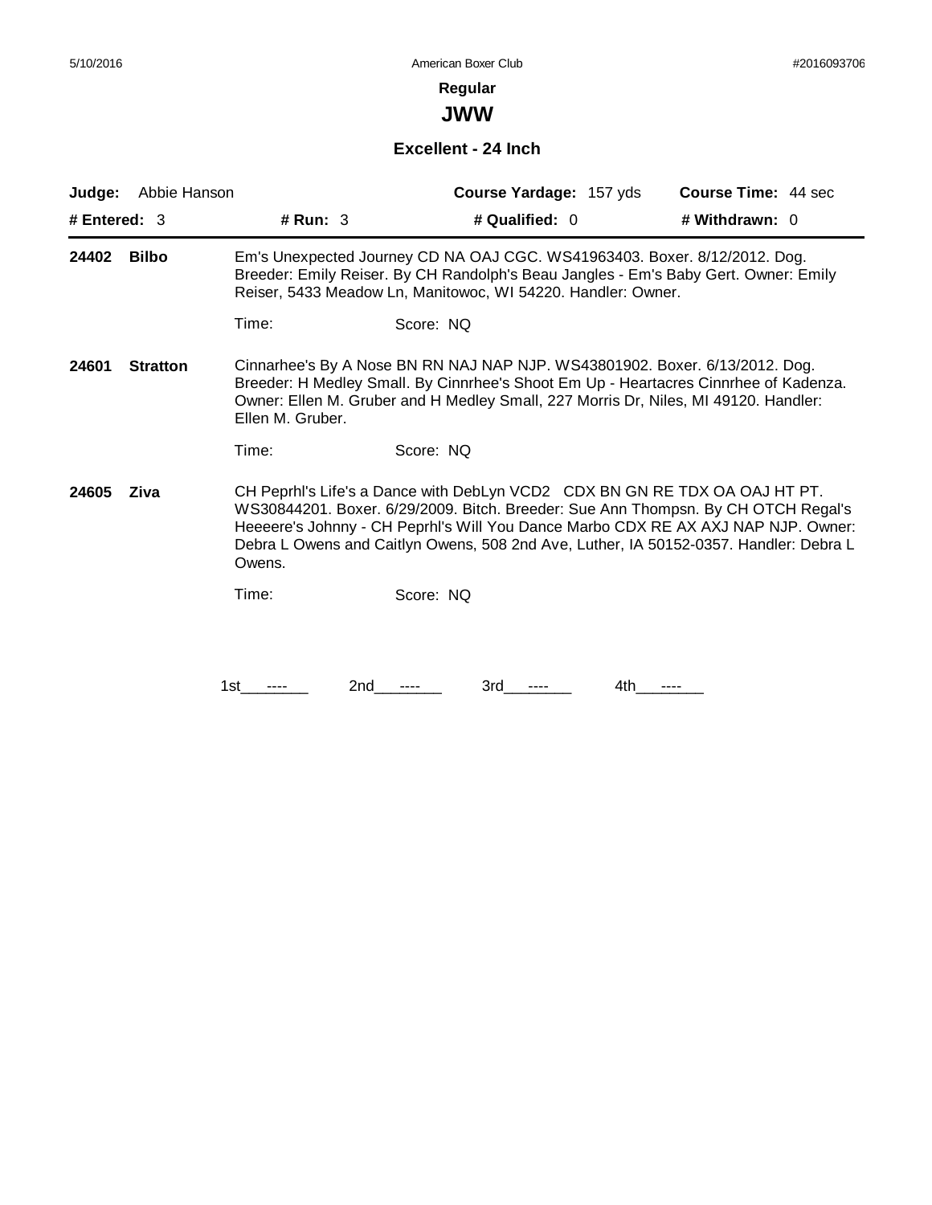**Regular**

## JWW

### Excellent - 24 Inch

**Judge:** Abbie Hanson **Course Yardage:** 157 yds **Course Time:** 44 sec

**# Entered:** 3 **# Run:** 3 **# Qualified:** 0 **# Withdrawn:** 0

**24402 Bilbo** Em's Unexpected Journey CD NA OAJ CGC. WS41963403. Boxer. 8/12/2012. Dog. Breeder: Emily Reiser. By CH Randolph's Beau Jangles - Em's Baby Gert. Owner: Emily Reiser, 5433 Meadow Ln, Manitowoc, WI 54220. Handler: Owner.

Time: Score: NQ

**24601 Stratton** Cinnarhee's By A Nose BN RN NAJ NAP NJP. WS43801902. Boxer. 6/13/2012. Dog. Breeder: H Medley Small. By Cinnrhee's Shoot Em Up - Heartacres Cinnrhee of Kadenza. Owner: Ellen M. Gruber and H Medley Small, 227 Morris Dr, Niles, MI 49120. Handler: Ellen M. Gruber.

Time: Score: NQ

**24605 Ziva** CH Peprhl's Life's a Dance with DebLyn VCD2 CDX BN GN RE TDX OA OAJ HT PT. WS30844201. Boxer. 6/29/2009. Bitch. Breeder: Sue Ann Thompsn. By CH OTCH Regal's Heeeere's Johnny - CH Peprhl's Will You Dance Marbo CDX RE AX AXJ NAP NJP. Owner: Debra L Owens and Caitlyn Owens, 508 2nd Ave, Luther, IA 50152-0357. Handler: Debra L Owens.

Time: Score: NQ

1st\_\_\_----\_\_ 2nd\_\_\_----\_\_ 3rd\_\_\_----\_\_ 4th\_\_\_----\_\_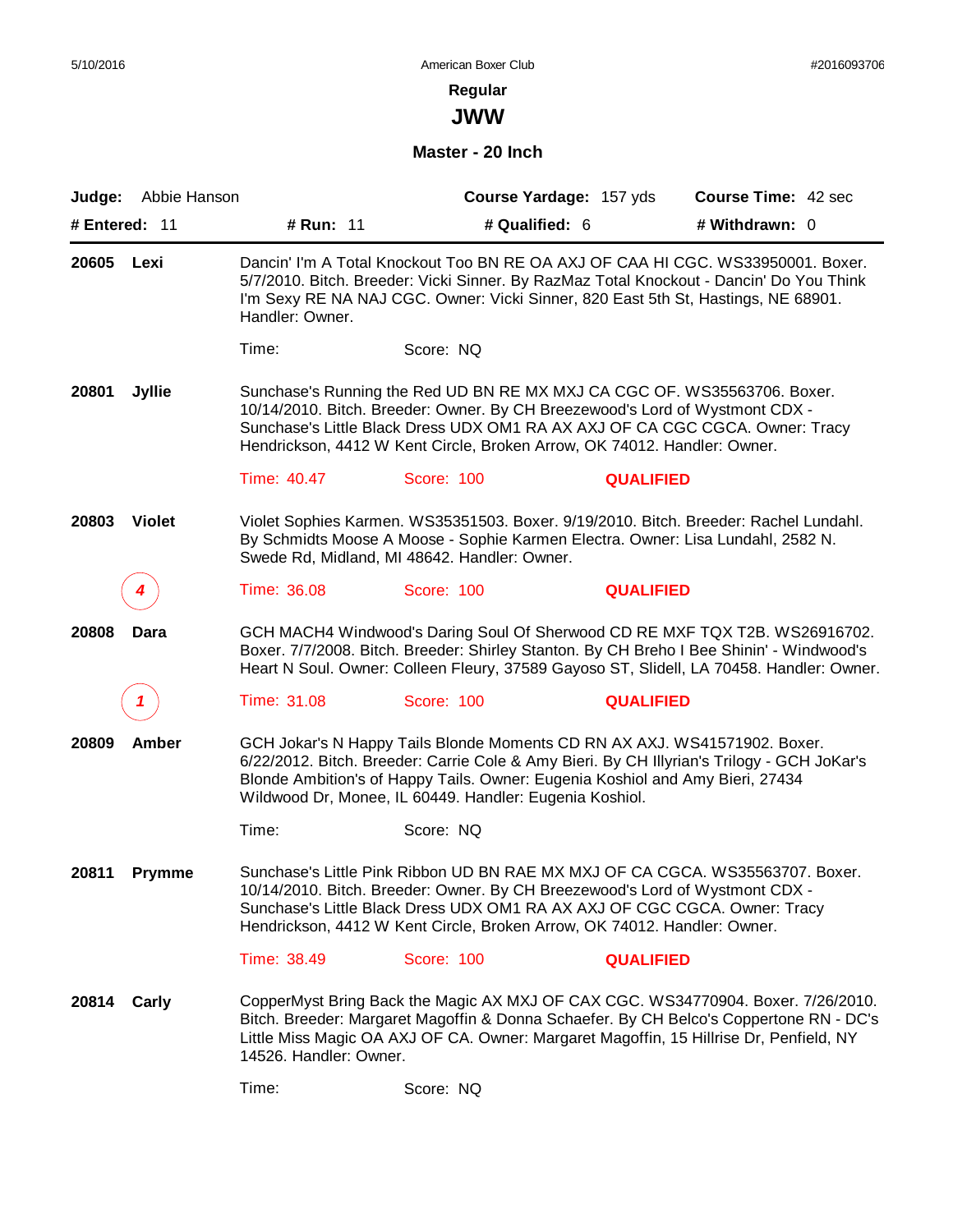5/10/2016 American Boxer Club #2016093706

## Regular

# JWW

### Master - 20 Inch

**Judge:** Abbie Hanson **Course Yardage:** 157 yds **Course Time:** 42 sec

**# Entered:** 11 **# Run:** 11 **# Qualified:** 6 **# Withdrawn:** 0

---

**20605 Lexi**

Dancin' I'm A Total Knockout Too BN RE OA AXJ OF CAA HI CGC. WS33950001. Boxer. 5/7/2010. Bitch. Breeder: Vicki Sinner. By RazMaz Total Knockout - Dancin' Do You Think I'm Sexy RE NA NAJ CGC. Owner: Vicki Sinner, 820 East 5th St, Hastings, NE 68901. Handler: Owner.

Time: Score: NQ

**20801 Jyllie**

Sunchase's Running the Red UD BN RE MX MXJ CA CGC OF. WS35563706. Boxer. 10/14/2010. Bitch. Breeder: Owner. By CH Breezewood's Lord of Wystmont CDX - Sunchase's Little Black Dress UDX OM1 RA AX AXJ OF CA CGC CGCA. Owner: Tracy Hendrickson, 4412 W Kent Circle, Broken Arrow, OK 74012. Handler: Owner.

Time: 40.47 Score: 100 **QUALIFIED**

**20803 Violet**

Violet Sophies Karmen. WS35351503. Boxer. 9/19/2010. Bitch. Breeder: Rachel Lundahl. By Schmidts Moose A Moose - Sophie Karmen Electra. Owner: Lisa Lundahl, 2582 N. Swede Rd, Midland, MI 48642. Handler: Owner.

*4* Time: 36.08 Score: 100 **QUALIFIED**

**20808 Dara**

GCH MACH4 Windwood's Daring Soul Of Sherwood CD RE MXF TQX T2B. WS26916702. Boxer. 7/7/2008. Bitch. Breeder: Shirley Stanton. By CH Breho I Bee Shinin' - Windwood's Heart N Soul. Owner: Colleen Fleury, 37589 Gayoso ST, Slidell, LA 70458. Handler: Owner.

*1* Time: 31.08 Score: 100 **QUALIFIED**

**20809 Amber**

GCH Jokar's N Happy Tails Blonde Moments CD RN AX AXJ. WS41571902. Boxer. 6/22/2012. Bitch. Breeder: Carrie Cole & Amy Bieri. By CH Illyrian's Trilogy - GCH JoKar's Blonde Ambition's of Happy Tails. Owner: Eugenia Koshiol and Amy Bieri, 27434 Wildwood Dr, Monee, IL 60449. Handler: Eugenia Koshiol.

Time: Score: NQ

**20811 Prymme**

Sunchase's Little Pink Ribbon UD BN RAE MX MXJ OF CA CGCA. WS35563707. Boxer. 10/14/2010. Bitch. Breeder: Owner. By CH Breezewood's Lord of Wystmont CDX - Sunchase's Little Black Dress UDX OM1 RA AX AXJ OF CGC CGCA. Owner: Tracy Hendrickson, 4412 W Kent Circle, Broken Arrow, OK 74012. Handler: Owner.

Time: 38.49 Score: 100 **QUALIFIED**

**20814 Carly**

CopperMyst Bring Back the Magic AX MXJ OF CAX CGC. WS34770904. Boxer. 7/26/2010. Bitch. Breeder: Margaret Magoffin & Donna Schaefer. By CH Belco's Coppertone RN - DC's Little Miss Magic OA AXJ OF CA. Owner: Margaret Magoffin, 15 Hillrise Dr, Penfield, NY 14526. Handler: Owner.

Time: Score: NQ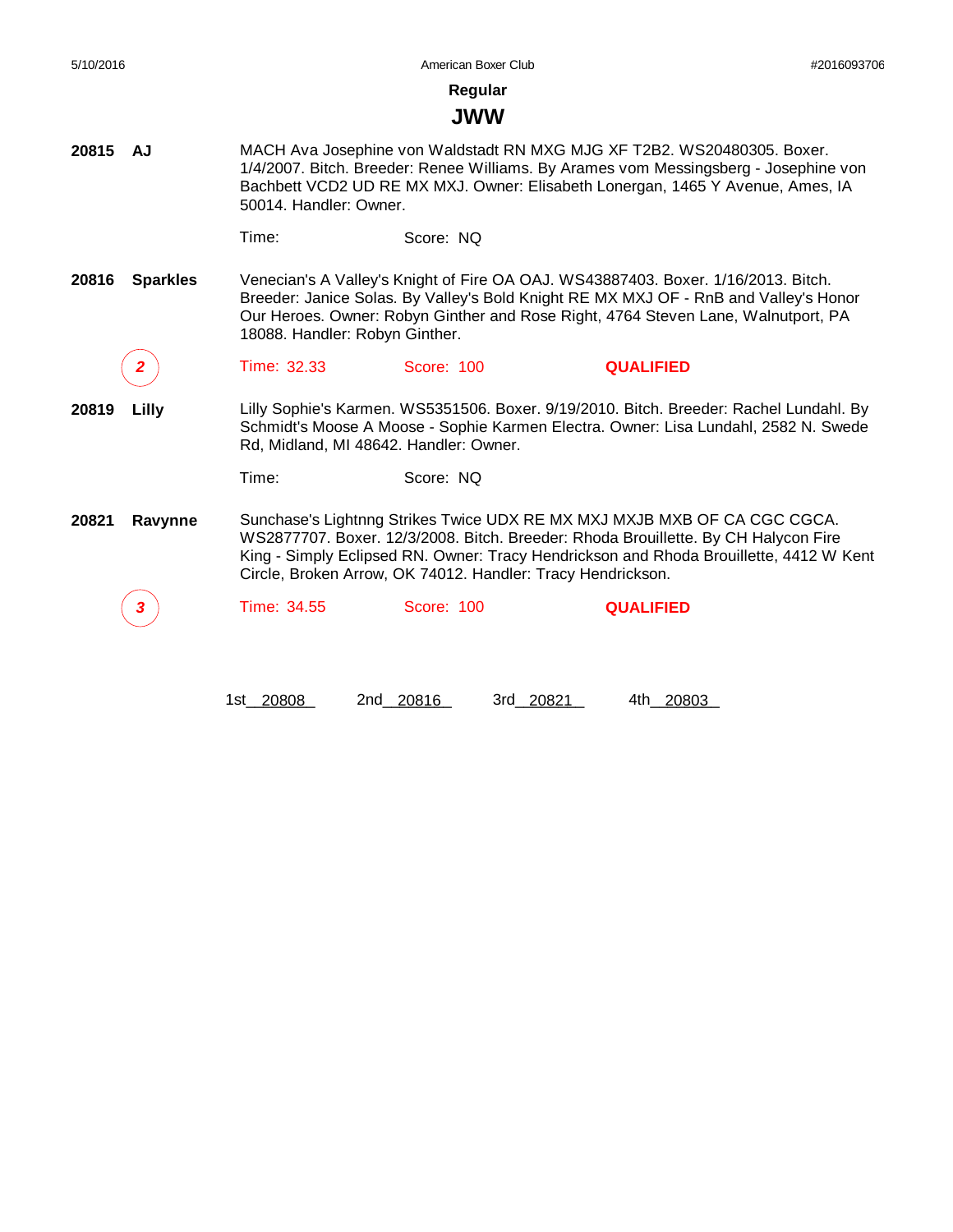**Regular**

# JWW

**20815 AJ**

MACH Ava Josephine von Waldstadt RN MXG MJG XF T2B2. WS20480305. Boxer. 1/4/2007. Bitch. Breeder: Renee Williams. By Arames vom Messingsberg - Josephine von Bachbett VCD2 UD RE MX MXJ. Owner: Elisabeth Lonergan, 1465 Y Avenue, Ames, IA 50014. Handler: Owner.

Time: Score: NQ

**20816 Sparkles**

Venecian's A Valley's Knight of Fire OA OAJ. WS43887403. Boxer. 1/16/2013. Bitch. Breeder: Janice Solas. By Valley's Bold Knight RE MX MXJ OF - RnB and Valley's Honor Our Heroes. Owner: Robyn Ginther and Rose Right, 4764 Steven Lane, Walnutport, PA 18088. Handler: Robyn Ginther.

*2* Time: 32.33 Score: 100 **QUALIFIED**

**20819 Lilly**

Lilly Sophie's Karmen. WS5351506. Boxer. 9/19/2010. Bitch. Breeder: Rachel Lundahl. By Schmidt's Moose A Moose - Sophie Karmen Electra. Owner: Lisa Lundahl, 2582 N. Swede Rd, Midland, MI 48642. Handler: Owner.

Time: Score: NQ

**20821 Ravynne**

Sunchase's Lightnng Strikes Twice UDX RE MX MXJ MXJB MXB OF CA CGC CGCA. WS2877707. Boxer. 12/3/2008. Bitch. Breeder: Rhoda Brouillette. By CH Halycon Fire King - Simply Eclipsed RN. Owner: Tracy Hendrickson and Rhoda Brouillette, 4412 W Kent Circle, Broken Arrow, OK 74012. Handler: Tracy Hendrickson.

*3* Time: 34.55 Score: 100 **QUALIFIED**

1st 20808 2nd 20816 3rd 20821 4th 20803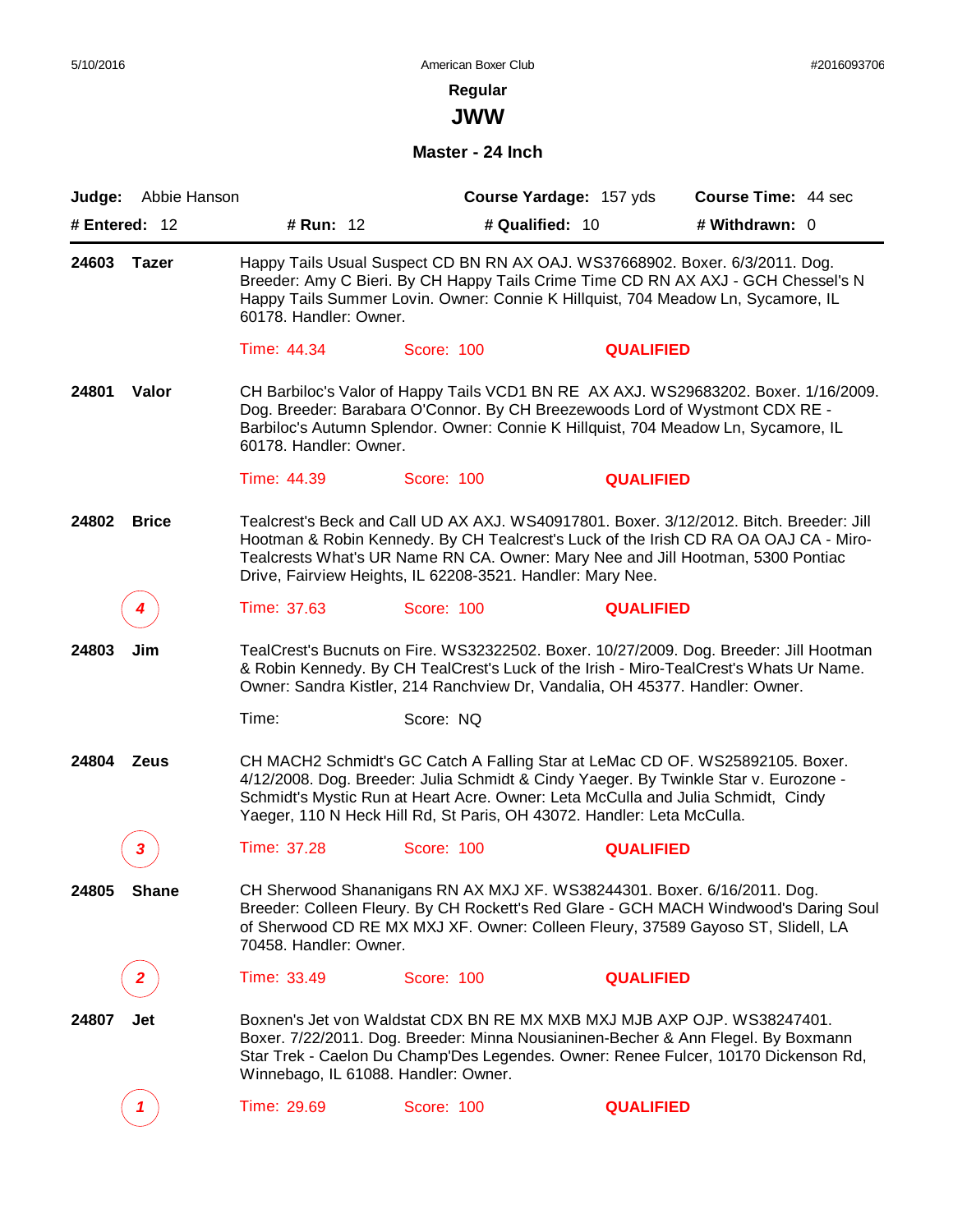**Regular**

# JWW

## Master - 24 Inch

**Judge:** Abbie Hanson | **Course Yardage:** 157 yds | **Course Time:** 44 sec

**# Entered:** 12 | **# Run:** 12 | **# Qualified:** 10 | **# Withdrawn:** 0

---

**24603 Tazer**

Happy Tails Usual Suspect CD BN RN AX OAJ. WS37668902. Boxer. 6/3/2011. Dog. Breeder: Amy C Bieri. By CH Happy Tails Crime Time CD RN AX AXJ - GCH Chessel's N Happy Tails Summer Lovin. Owner: Connie K Hillquist, 704 Meadow Ln, Sycamore, IL 60178. Handler: Owner.

Time: 44.34 Score: 100 **QUALIFIED**

**24801 Valor**

CH Barbiloc's Valor of Happy Tails VCD1 BN RE AX AXJ. WS29683202. Boxer. 1/16/2009. Dog. Breeder: Barabara O'Connor. By CH Breezewoods Lord of Wystmont CDX RE - Barbiloc's Autumn Splendor. Owner: Connie K Hillquist, 704 Meadow Ln, Sycamore, IL 60178. Handler: Owner.

Time: 44.39 Score: 100 **QUALIFIED**

**24802 Brice**

Tealcrest's Beck and Call UD AX AXJ. WS40917801. Boxer. 3/12/2012. Bitch. Breeder: Jill Hootman & Robin Kennedy. By CH Tealcrest's Luck of the Irish CD RA OA OAJ CA - Miro-Tealcrests What's UR Name RN CA. Owner: Mary Nee and Jill Hootman, 5300 Pontiac Drive, Fairview Heights, IL 62208-3521. Handler: Mary Nee.

*4* Time: 37.63 Score: 100 **QUALIFIED**

**24803 Jim**

TealCrest's Bucnuts on Fire. WS32322502. Boxer. 10/27/2009. Dog. Breeder: Jill Hootman & Robin Kennedy. By CH TealCrest's Luck of the Irish - Miro-TealCrest's Whats Ur Name. Owner: Sandra Kistler, 214 Ranchview Dr, Vandalia, OH 45377. Handler: Owner.

Time: Score: NQ

**24804 Zeus**

CH MACH2 Schmidt's GC Catch A Falling Star at LeMac CD OF. WS25892105. Boxer. 4/12/2008. Dog. Breeder: Julia Schmidt & Cindy Yaeger. By Twinkle Star v. Eurozone - Schmidt's Mystic Run at Heart Acre. Owner: Leta McCulla and Julia Schmidt, Cindy Yaeger, 110 N Heck Hill Rd, St Paris, OH 43072. Handler: Leta McCulla.

*3* Time: 37.28 Score: 100 **QUALIFIED**

**24805 Shane**

CH Sherwood Shananigans RN AX MXJ XF. WS38244301. Boxer. 6/16/2011. Dog. Breeder: Colleen Fleury. By CH Rockett's Red Glare - GCH MACH Windwood's Daring Soul of Sherwood CD RE MX MXJ XF. Owner: Colleen Fleury, 37589 Gayoso ST, Slidell, LA 70458. Handler: Owner.

*2* Time: 33.49 Score: 100 **QUALIFIED**

**24807 Jet**

Boxnen's Jet von Waldstat CDX BN RE MX MXB MXJ MJB AXP OJP. WS38247401. Boxer. 7/22/2011. Dog. Breeder: Minna Nousianinen-Becher & Ann Flegel. By Boxmann Star Trek - Caelon Du Champ'Des Legendes. Owner: Renee Fulcer, 10170 Dickenson Rd, Winnebago, IL 61088. Handler: Owner.

*1* Time: 29.69 Score: 100 **QUALIFIED**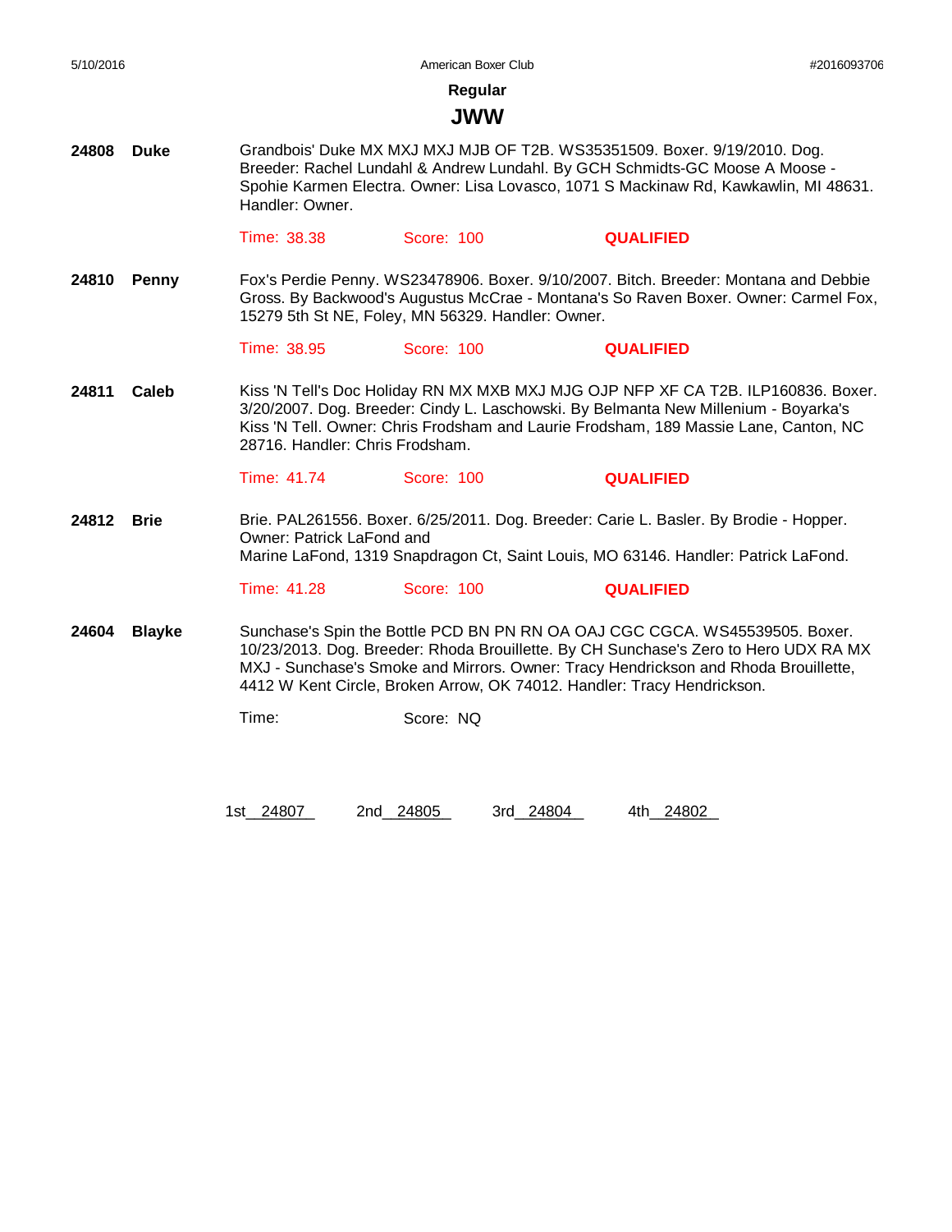## Regular

## JWW

**24808** **Duke**

Grandbois' Duke MX MXJ MXJ MJB OF T2B. WS35351509. Boxer. 9/19/2010. Dog. Breeder: Rachel Lundahl & Andrew Lundahl. By GCH Schmidts-GC Moose A Moose - Spohie Karmen Electra. Owner: Lisa Lovasco, 1071 S Mackinaw Rd, Kawkawlin, MI 48631. Handler: Owner.

Time: 38.38 Score: 100 **QUALIFIED**

**24810** **Penny**

Fox's Perdie Penny. WS23478906. Boxer. 9/10/2007. Bitch. Breeder: Montana and Debbie Gross. By Backwood's Augustus McCrae - Montana's So Raven Boxer. Owner: Carmel Fox, 15279 5th St NE, Foley, MN 56329. Handler: Owner.

Time: 38.95 Score: 100 **QUALIFIED**

**24811** **Caleb**

Kiss 'N Tell's Doc Holiday RN MX MXB MXJ MJG OJP NFP XF CA T2B. ILP160836. Boxer. 3/20/2007. Dog. Breeder: Cindy L. Laschowski. By Belmanta New Millenium - Boyarka's Kiss 'N Tell. Owner: Chris Frodsham and Laurie Frodsham, 189 Massie Lane, Canton, NC 28716. Handler: Chris Frodsham.

Time: 41.74 Score: 100 **QUALIFIED**

**24812** **Brie**

Brie. PAL261556. Boxer. 6/25/2011. Dog. Breeder: Carie L. Basler. By Brodie - Hopper. Owner: Patrick LaFond and
Marine LaFond, 1319 Snapdragon Ct, Saint Louis, MO 63146. Handler: Patrick LaFond.

Time: 41.28 Score: 100 **QUALIFIED**

**24604** **Blayke**

Sunchase's Spin the Bottle PCD BN PN RN OA OAJ CGC CGCA. WS45539505. Boxer. 10/23/2013. Dog. Breeder: Rhoda Brouillette. By CH Sunchase's Zero to Hero UDX RA MX MXJ - Sunchase's Smoke and Mirrors. Owner: Tracy Hendrickson and Rhoda Brouillette, 4412 W Kent Circle, Broken Arrow, OK 74012. Handler: Tracy Hendrickson.

Time: Score: NQ

1st 24807 2nd 24805 3rd 24804 4th 24802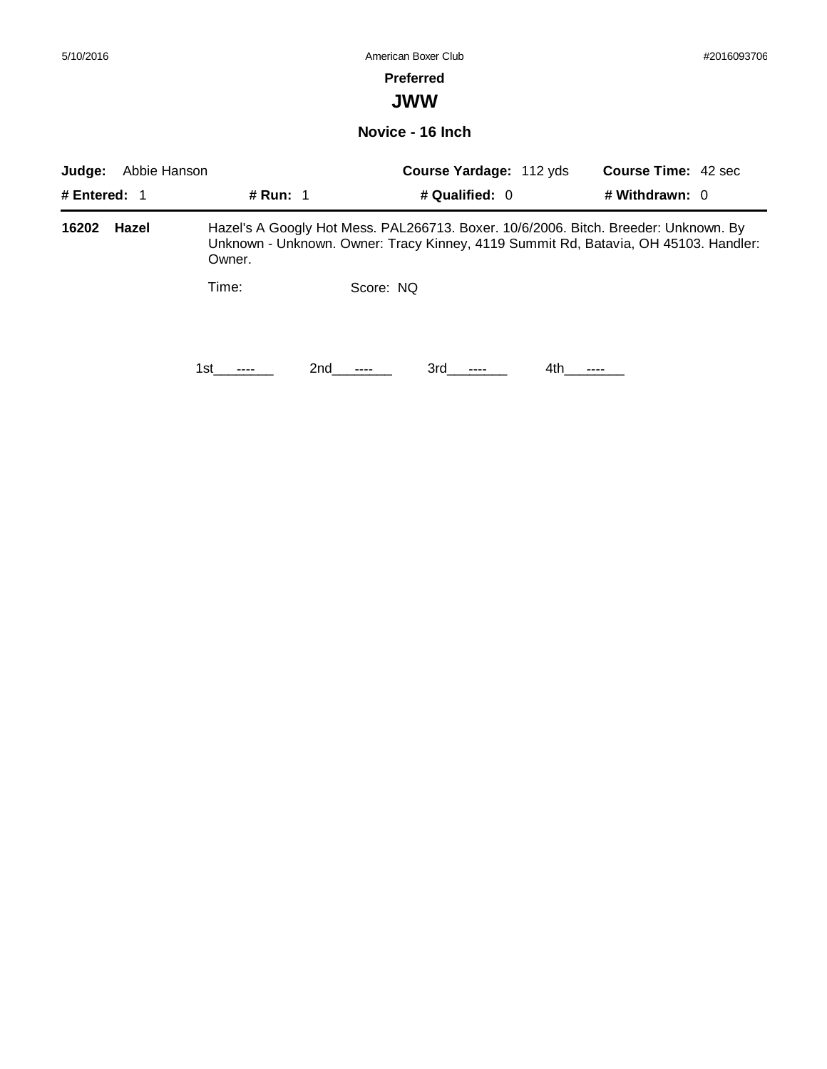5/10/2016 American Boxer Club #2016093706

**Preferred**

# JWW

### Novice - 16 Inch

**Judge:** Abbie Hanson **Course Yardage:** 112 yds **Course Time:** 42 sec

**# Entered:** 1 **# Run:** 1 **# Qualified:** 0 **# Withdrawn:** 0

**16202 Hazel** Hazel's A Googly Hot Mess. PAL266713. Boxer. 10/6/2006. Bitch. Breeder: Unknown. By Unknown - Unknown. Owner: Tracy Kinney, 4119 Summit Rd, Batavia, OH 45103. Handler: Owner.

Time: Score: NQ

1st\_\_\_----\_\_\_ 2nd\_\_\_----\_\_\_ 3rd\_\_\_----\_\_\_ 4th\_\_\_----\_\_\_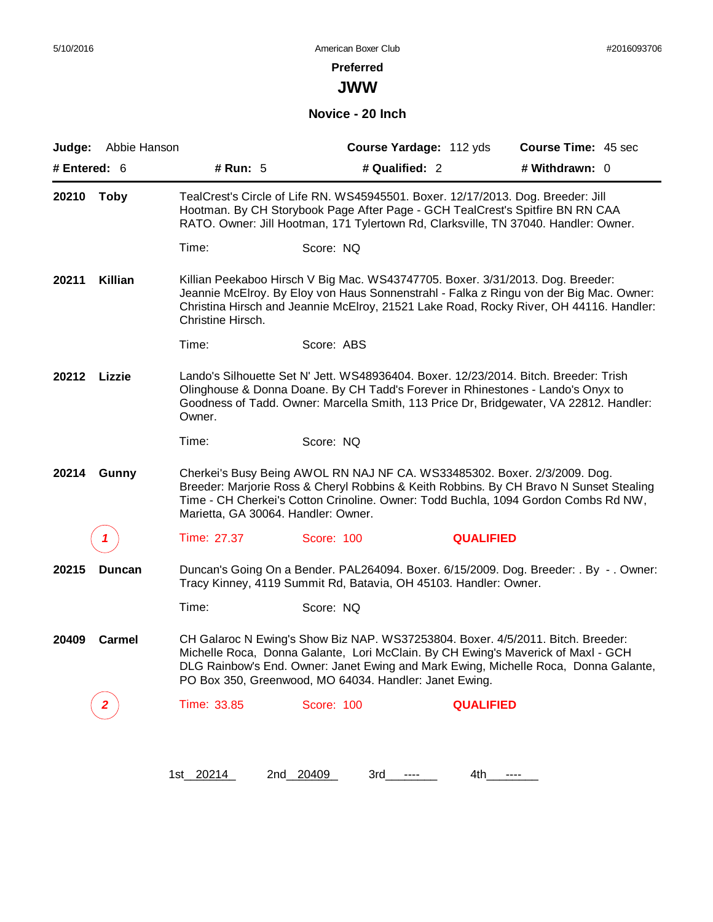5/10/2016 American Boxer Club #2016093706

**Preferred**

# JWW

## Novice - 20 Inch

**Judge:** Abbie Hanson **Course Yardage:** 112 yds **Course Time:** 45 sec

**# Entered:** 6 **# Run:** 5 **# Qualified:** 2 **# Withdrawn:** 0

---

**20210 Toby** TealCrest's Circle of Life RN. WS45945501. Boxer. 12/17/2013. Dog. Breeder: Jill Hootman. By CH Storybook Page After Page - GCH TealCrest's Spitfire BN RN CAA RATO. Owner: Jill Hootman, 171 Tylertown Rd, Clarksville, TN 37040. Handler: Owner.

Time: Score: NQ

**20211 Killian** Killian Peekaboo Hirsch V Big Mac. WS43747705. Boxer. 3/31/2013. Dog. Breeder: Jeannie McElroy. By Eloy von Haus Sonnenstrahl - Falka z Ringu von der Big Mac. Owner: Christina Hirsch and Jeannie McElroy, 21521 Lake Road, Rocky River, OH 44116. Handler: Christine Hirsch.

Time: Score: ABS

**20212 Lizzie** Lando's Silhouette Set N' Jett. WS48936404. Boxer. 12/23/2014. Bitch. Breeder: Trish Olinghouse & Donna Doane. By CH Tadd's Forever in Rhinestones - Lando's Onyx to Goodness of Tadd. Owner: Marcella Smith, 113 Price Dr, Bridgewater, VA 22812. Handler: Owner.

Time: Score: NQ

**20214 Gunny** Cherkei's Busy Being AWOL RN NAJ NF CA. WS33485302. Boxer. 2/3/2009. Dog. Breeder: Marjorie Ross & Cheryl Robbins & Keith Robbins. By CH Bravo N Sunset Stealing Time - CH Cherkei's Cotton Crinoline. Owner: Todd Buchla, 1094 Gordon Combs Rd NW, Marietta, GA 30064. Handler: Owner.

*1* Time: 27.37 Score: 100 **QUALIFIED**

**20215 Duncan** Duncan's Going On a Bender. PAL264094. Boxer. 6/15/2009. Dog. Breeder: . By - . Owner: Tracy Kinney, 4119 Summit Rd, Batavia, OH 45103. Handler: Owner.

Time: Score: NQ

**20409 Carmel** CH Galaroc N Ewing's Show Biz NAP. WS37253804. Boxer. 4/5/2011. Bitch. Breeder: Michelle Roca, Donna Galante, Lori McClain. By CH Ewing's Maverick of Maxl - GCH DLG Rainbow's End. Owner: Janet Ewing and Mark Ewing, Michelle Roca, Donna Galante, PO Box 350, Greenwood, MO 64034. Handler: Janet Ewing.

*2* Time: 33.85 Score: 100 **QUALIFIED**

1st 20214 2nd 20409 3rd ---- 4th ----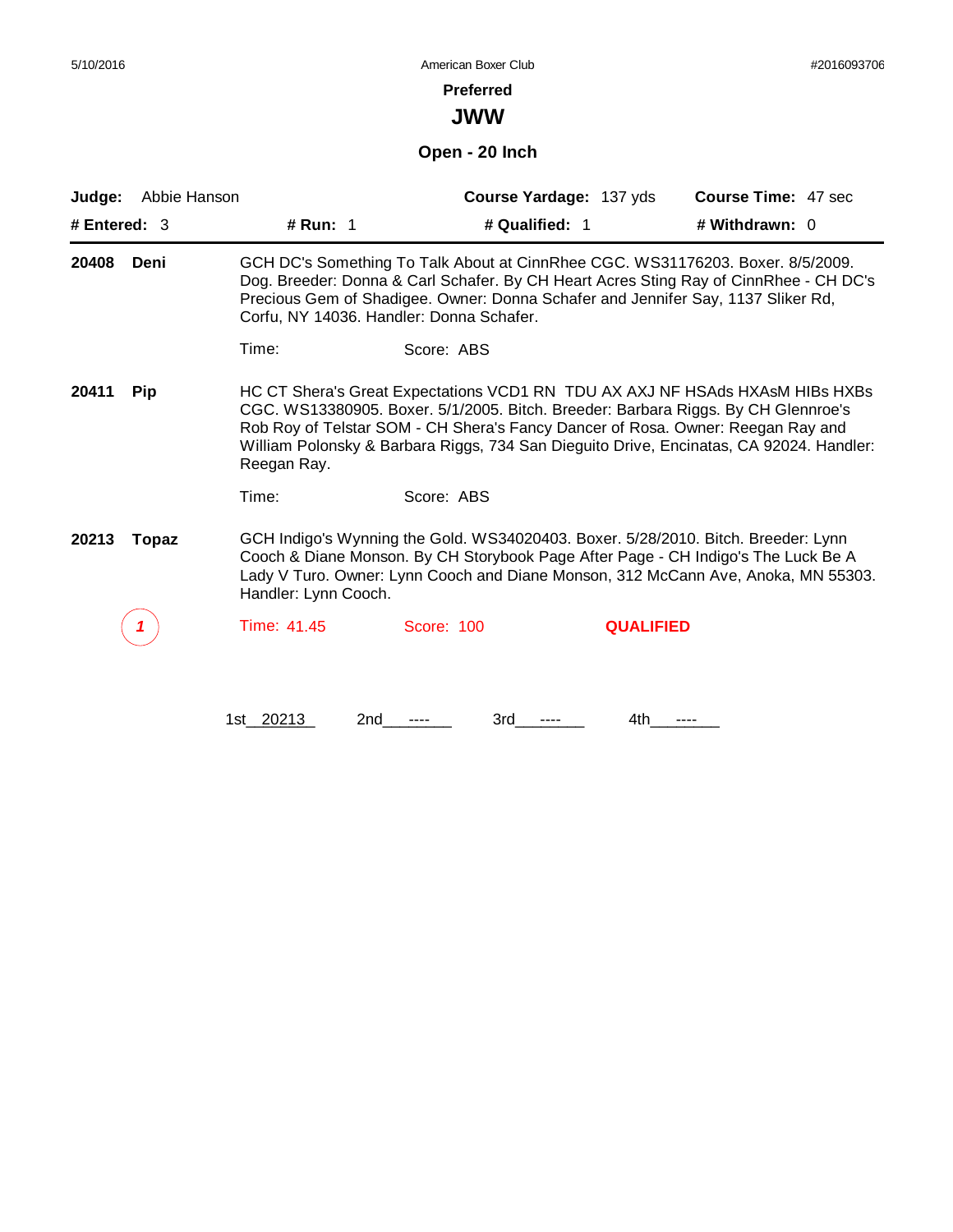# Preferred

## JWW

### Open - 20 Inch

**Judge:** Abbie Hanson | **Course Yardage:** 137 yds | **Course Time:** 47 sec

**# Entered:** 3 | **# Run:** 1 | **# Qualified:** 1 | **# Withdrawn:** 0

---

**20408 Deni**

GCH DC's Something To Talk About at CinnRhee CGC. WS31176203. Boxer. 8/5/2009. Dog. Breeder: Donna & Carl Schafer. By CH Heart Acres Sting Ray of CinnRhee - CH DC's Precious Gem of Shadigee. Owner: Donna Schafer and Jennifer Say, 1137 Sliker Rd, Corfu, NY 14036. Handler: Donna Schafer.

Time: Score: ABS

**20411 Pip**

HC CT Shera's Great Expectations VCD1 RN TDU AX AXJ NF HSAds HXAsM HIBs HXBs CGC. WS13380905. Boxer. 5/1/2005. Bitch. Breeder: Barbara Riggs. By CH Glennroe's Rob Roy of Telstar SOM - CH Shera's Fancy Dancer of Rosa. Owner: Reegan Ray and William Polonsky & Barbara Riggs, 734 San Dieguito Drive, Encinatas, CA 92024. Handler: Reegan Ray.

Time: Score: ABS

**20213 Topaz**

GCH Indigo's Wynning the Gold. WS34020403. Boxer. 5/28/2010. Bitch. Breeder: Lynn Cooch & Diane Monson. By CH Storybook Page After Page - CH Indigo's The Luck Be A Lady V Turo. Owner: Lynn Cooch and Diane Monson, 312 McCann Ave, Anoka, MN 55303. Handler: Lynn Cooch.

1 — Time: 41.45 Score: 100 **QUALIFIED**

1st 20213 2nd ---- 3rd ---- 4th ----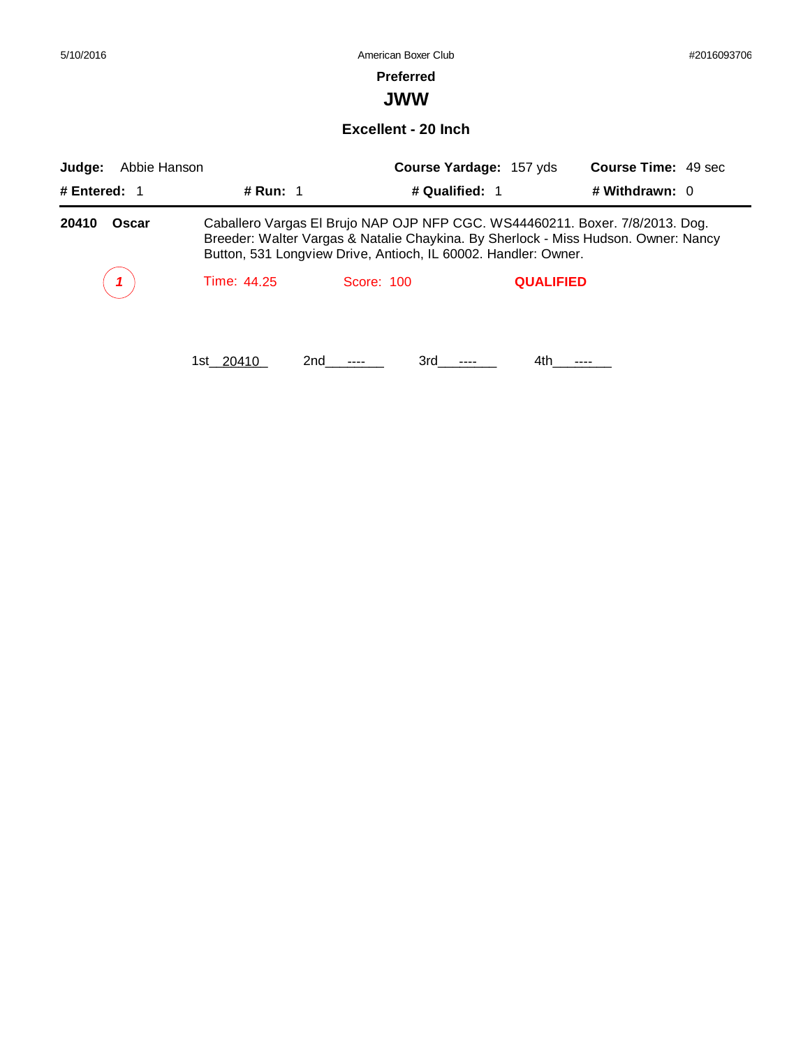Preferred

# JWW

## Excellent - 20 Inch

**Judge:** Abbie Hanson **Course Yardage:** 157 yds **Course Time:** 49 sec

**# Entered:** 1 **# Run:** 1 **# Qualified:** 1 **# Withdrawn:** 0

---

**20410** **Oscar** Caballero Vargas El Brujo NAP OJP NFP CGC. WS44460211. Boxer. 7/8/2013. Dog. Breeder: Walter Vargas & Natalie Chaykina. By Sherlock - Miss Hudson. Owner: Nancy Button, 531 Longview Drive, Antioch, IL 60002. Handler: Owner.

*1* Time: 44.25 Score: 100 **QUALIFIED**

1st 20410 2nd ---- 3rd ---- 4th ----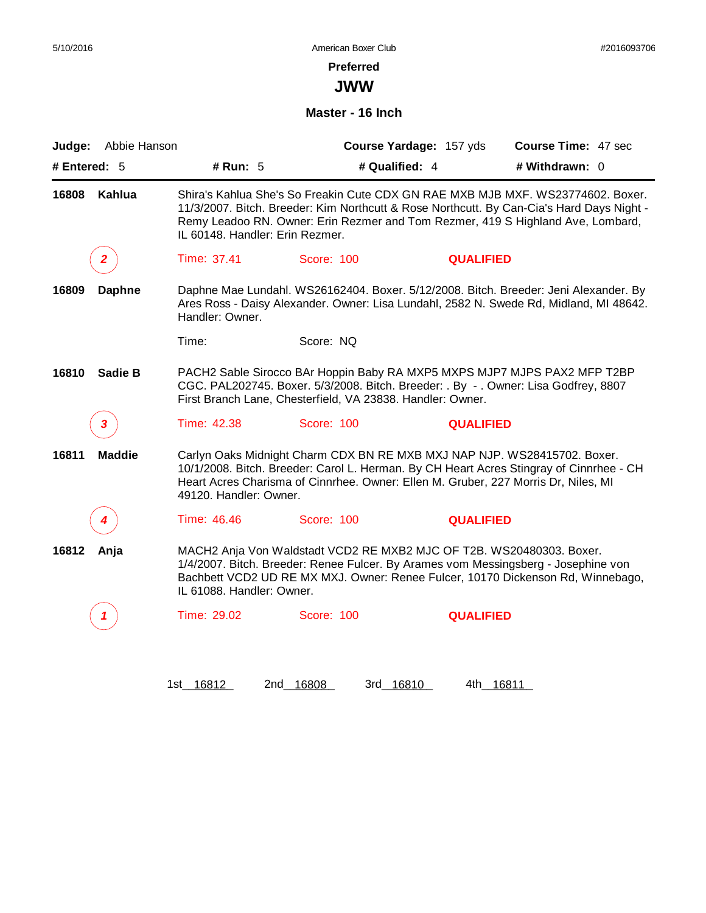**Preferred**

# JWW

## Master - 16 Inch

**Judge:** Abbie Hanson **Course Yardage:** 157 yds **Course Time:** 47 sec

**# Entered:** 5 **# Run:** 5 **# Qualified:** 4 **# Withdrawn:** 0

---

**16808 Kahlua** Shira's Kahlua She's So Freakin Cute CDX GN RAE MXB MJB MXF. WS23774602. Boxer. 11/3/2007. Bitch. Breeder: Kim Northcutt & Rose Northcutt. By Can-Cia's Hard Days Night - Remy Leadoo RN. Owner: Erin Rezmer and Tom Rezmer, 419 S Highland Ave, Lombard, IL 60148. Handler: Erin Rezmer.

*2* Time: 37.41 Score: 100 **QUALIFIED**

**16809 Daphne** Daphne Mae Lundahl. WS26162404. Boxer. 5/12/2008. Bitch. Breeder: Jeni Alexander. By Ares Ross - Daisy Alexander. Owner: Lisa Lundahl, 2582 N. Swede Rd, Midland, MI 48642. Handler: Owner.

Time: Score: NQ

**16810 Sadie B** PACH2 Sable Sirocco BAr Hoppin Baby RA MXP5 MXPS MJP7 MJPS PAX2 MFP T2BP CGC. PAL202745. Boxer. 5/3/2008. Bitch. Breeder: . By - . Owner: Lisa Godfrey, 8807 First Branch Lane, Chesterfield, VA 23838. Handler: Owner.

*3* Time: 42.38 Score: 100 **QUALIFIED**

**16811 Maddie** Carlyn Oaks Midnight Charm CDX BN RE MXB MXJ NAP NJP. WS28415702. Boxer. 10/1/2008. Bitch. Breeder: Carol L. Herman. By CH Heart Acres Stingray of Cinnrhee - CH Heart Acres Charisma of Cinnrhee. Owner: Ellen M. Gruber, 227 Morris Dr, Niles, MI 49120. Handler: Owner.

*4* Time: 46.46 Score: 100 **QUALIFIED**

**16812 Anja** MACH2 Anja Von Waldstadt VCD2 RE MXB2 MJC OF T2B. WS20480303. Boxer. 1/4/2007. Bitch. Breeder: Renee Fulcer. By Arames vom Messingsberg - Josephine von Bachbett VCD2 UD RE MX MXJ. Owner: Renee Fulcer, 10170 Dickenson Rd, Winnebago, IL 61088. Handler: Owner.

*1* Time: 29.02 Score: 100 **QUALIFIED**

1st 16812 2nd 16808 3rd 16810 4th 16811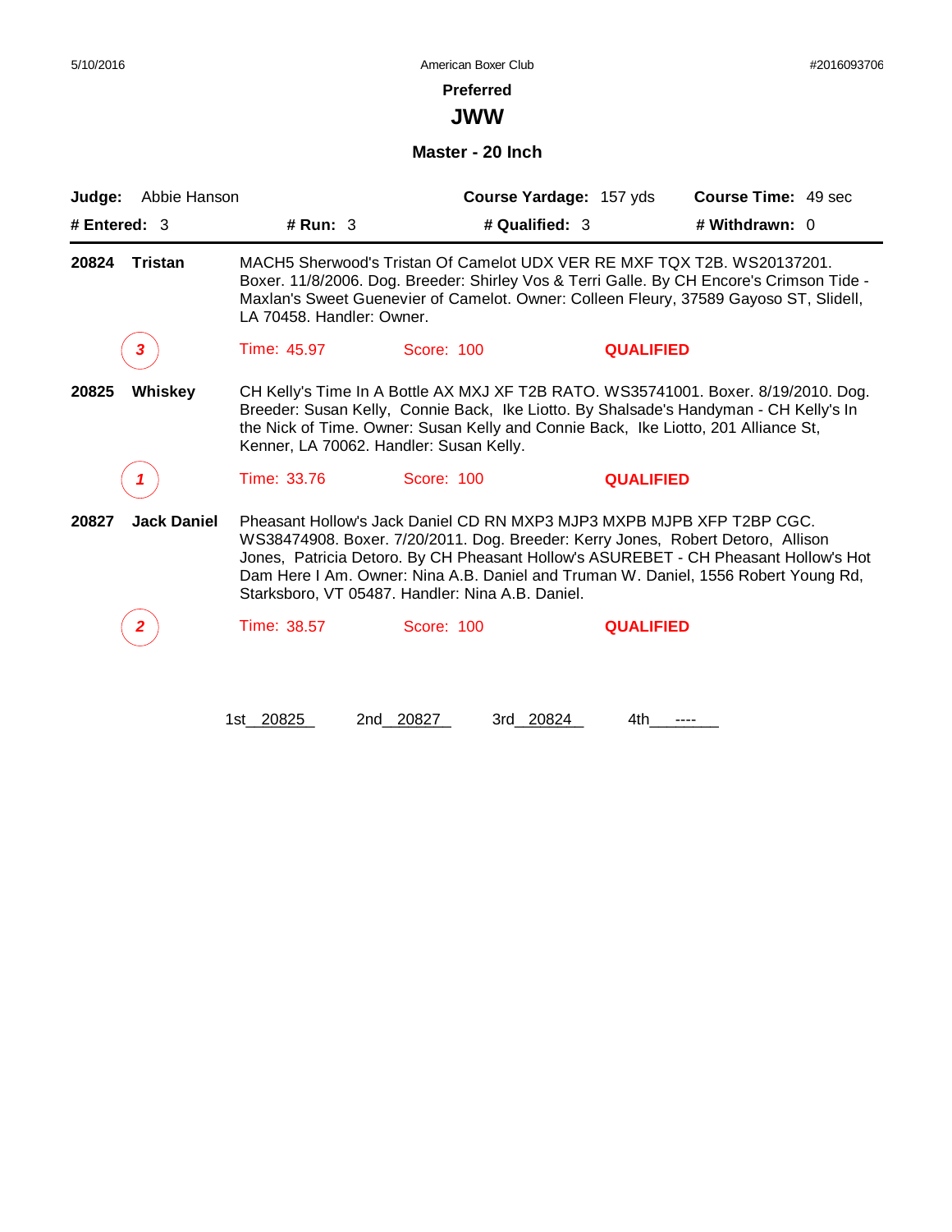5/10/2016 American Boxer Club #2016093706

## Preferred

# JWW

### Master - 20 Inch

**Judge:** Abbie Hanson **Course Yardage:** 157 yds **Course Time:** 49 sec

**# Entered:** 3 **# Run:** 3 **# Qualified:** 3 **# Withdrawn:** 0

---

**20824 Tristan** MACH5 Sherwood's Tristan Of Camelot UDX VER RE MXF TQX T2B. WS20137201. Boxer. 11/8/2006. Dog. Breeder: Shirley Vos & Terri Galle. By CH Encore's Crimson Tide - Maxlan's Sweet Guenevier of Camelot. Owner: Colleen Fleury, 37589 Gayoso ST, Slidell, LA 70458. Handler: Owner.

*3* Time: 45.97 Score: 100 **QUALIFIED**

**20825 Whiskey** CH Kelly's Time In A Bottle AX MXJ XF T2B RATO. WS35741001. Boxer. 8/19/2010. Dog. Breeder: Susan Kelly, Connie Back, Ike Liotto. By Shalsade's Handyman - CH Kelly's In the Nick of Time. Owner: Susan Kelly and Connie Back, Ike Liotto, 201 Alliance St, Kenner, LA 70062. Handler: Susan Kelly.

*1* Time: 33.76 Score: 100 **QUALIFIED**

**20827 Jack Daniel** Pheasant Hollow's Jack Daniel CD RN MXP3 MJP3 MXPB MJPB XFP T2BP CGC. WS38474908. Boxer. 7/20/2011. Dog. Breeder: Kerry Jones, Robert Detoro, Allison Jones, Patricia Detoro. By CH Pheasant Hollow's ASUREBET - CH Pheasant Hollow's Hot Dam Here I Am. Owner: Nina A.B. Daniel and Truman W. Daniel, 1556 Robert Young Rd, Starksboro, VT 05487. Handler: Nina A.B. Daniel.

*2* Time: 38.57 Score: 100 **QUALIFIED**

1st 20825 2nd 20827 3rd 20824 4th ----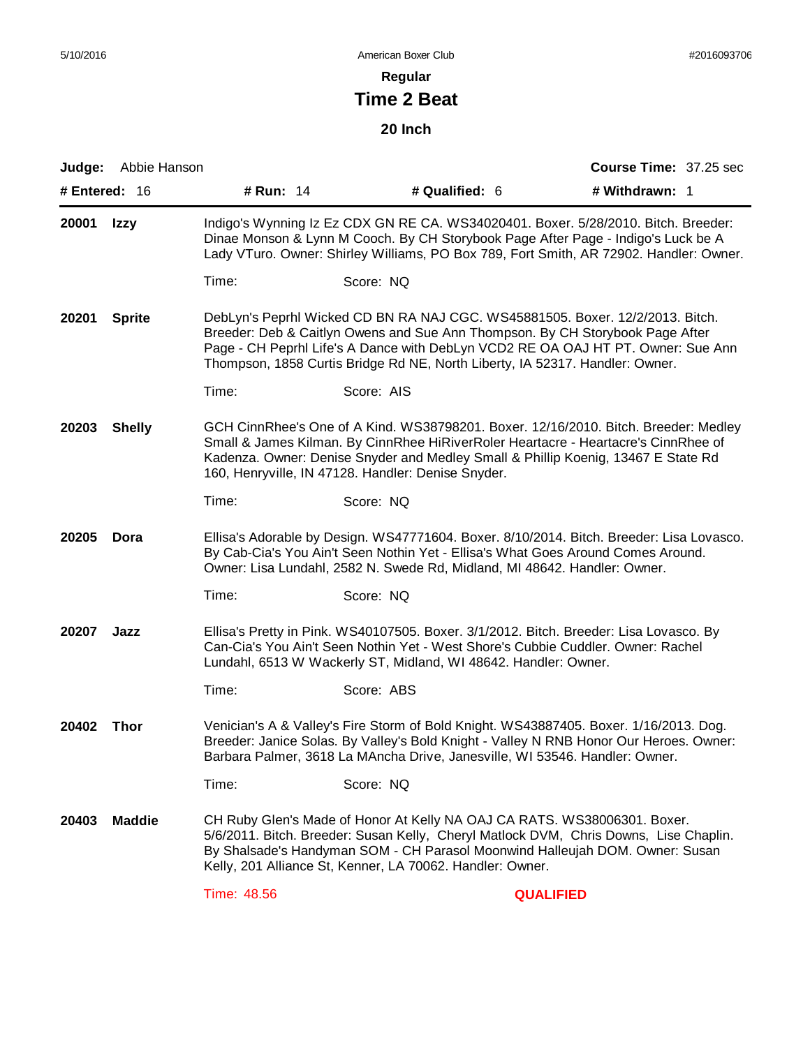# Regular

## Time 2 Beat

### 20 Inch

**Judge:** Abbie Hanson **Course Time:** 37.25 sec

**# Entered:** 16 **# Run:** 14 **# Qualified:** 6 **# Withdrawn:** 1

---

**20001 Izzy**

Indigo's Wynning Iz Ez CDX GN RE CA. WS34020401. Boxer. 5/28/2010. Bitch. Breeder: Dinae Monson & Lynn M Cooch. By CH Storybook Page After Page - Indigo's Luck be A Lady VTuro. Owner: Shirley Williams, PO Box 789, Fort Smith, AR 72902. Handler: Owner.

Time: Score: NQ

**20201 Sprite**

DebLyn's Peprhl Wicked CD BN RA NAJ CGC. WS45881505. Boxer. 12/2/2013. Bitch. Breeder: Deb & Caitlyn Owens and Sue Ann Thompson. By CH Storybook Page After Page - CH Peprhl Life's A Dance with DebLyn VCD2 RE OA OAJ HT PT. Owner: Sue Ann Thompson, 1858 Curtis Bridge Rd NE, North Liberty, IA 52317. Handler: Owner.

Time: Score: AIS

**20203 Shelly**

GCH CinnRhee's One of A Kind. WS38798201. Boxer. 12/16/2010. Bitch. Breeder: Medley Small & James Kilman. By CinnRhee HiRiverRoler Heartacre - Heartacre's CinnRhee of Kadenza. Owner: Denise Snyder and Medley Small & Phillip Koenig, 13467 E State Rd 160, Henryville, IN 47128. Handler: Denise Snyder.

Time: Score: NQ

**20205 Dora**

Ellisa's Adorable by Design. WS47771604. Boxer. 8/10/2014. Bitch. Breeder: Lisa Lovasco. By Cab-Cia's You Ain't Seen Nothin Yet - Ellisa's What Goes Around Comes Around. Owner: Lisa Lundahl, 2582 N. Swede Rd, Midland, MI 48642. Handler: Owner.

Time: Score: NQ

**20207 Jazz**

Ellisa's Pretty in Pink. WS40107505. Boxer. 3/1/2012. Bitch. Breeder: Lisa Lovasco. By Can-Cia's You Ain't Seen Nothin Yet - West Shore's Cubbie Cuddler. Owner: Rachel Lundahl, 6513 W Wackerly ST, Midland, WI 48642. Handler: Owner.

Time: Score: ABS

**20402 Thor**

Venician's A & Valley's Fire Storm of Bold Knight. WS43887405. Boxer. 1/16/2013. Dog. Breeder: Janice Solas. By Valley's Bold Knight - Valley N RNB Honor Our Heroes. Owner: Barbara Palmer, 3618 La MAncha Drive, Janesville, WI 53546. Handler: Owner.

Time: Score: NQ

**20403 Maddie**

CH Ruby Glen's Made of Honor At Kelly NA OAJ CA RATS. WS38006301. Boxer. 5/6/2011. Bitch. Breeder: Susan Kelly, Cheryl Matlock DVM, Chris Downs, Lise Chaplin. By Shalsade's Handyman SOM - CH Parasol Moonwind Halleujah DOM. Owner: Susan Kelly, 201 Alliance St, Kenner, LA 70062. Handler: Owner.

Time: 48.56 **QUALIFIED**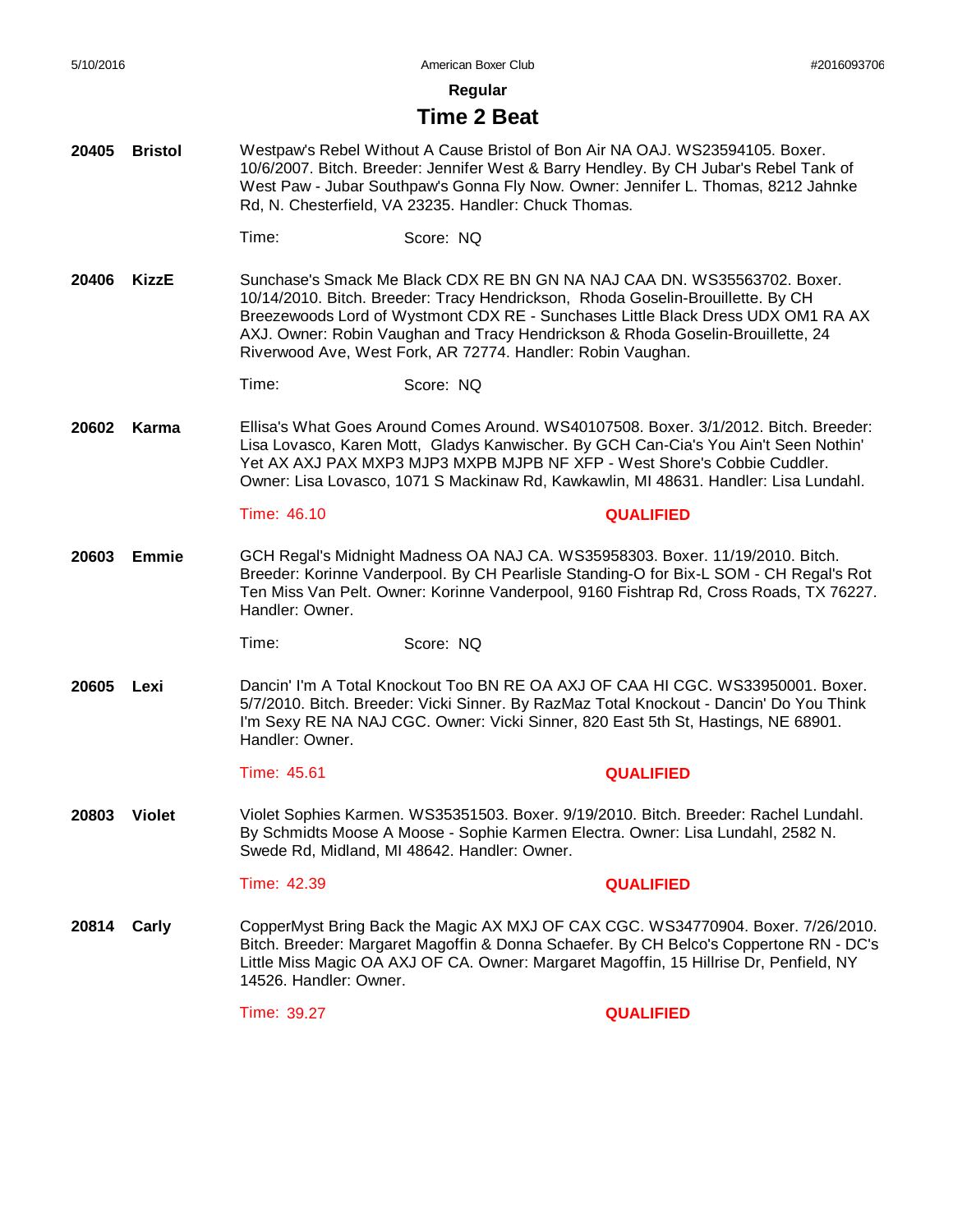## Regular

# Time 2 Beat

**20405 Bristol** Westpaw's Rebel Without A Cause Bristol of Bon Air NA OAJ. WS23594105. Boxer. 10/6/2007. Bitch. Breeder: Jennifer West & Barry Hendley. By CH Jubar's Rebel Tank of West Paw - Jubar Southpaw's Gonna Fly Now. Owner: Jennifer L. Thomas, 8212 Jahnke Rd, N. Chesterfield, VA 23235. Handler: Chuck Thomas.

Time: Score: NQ

**20406 KizzE** Sunchase's Smack Me Black CDX RE BN GN NA NAJ CAA DN. WS35563702. Boxer. 10/14/2010. Bitch. Breeder: Tracy Hendrickson, Rhoda Goselin-Brouillette. By CH Breezewoods Lord of Wystmont CDX RE - Sunchases Little Black Dress UDX OM1 RA AX AXJ. Owner: Robin Vaughan and Tracy Hendrickson & Rhoda Goselin-Brouillette, 24 Riverwood Ave, West Fork, AR 72774. Handler: Robin Vaughan.

Time: Score: NQ

**20602 Karma** Ellisa's What Goes Around Comes Around. WS40107508. Boxer. 3/1/2012. Bitch. Breeder: Lisa Lovasco, Karen Mott, Gladys Kanwischer. By GCH Can-Cia's You Ain't Seen Nothin' Yet AX AXJ PAX MXP3 MJP3 MXPB MJPB NF XFP - West Shore's Cobbie Cuddler. Owner: Lisa Lovasco, 1071 S Mackinaw Rd, Kawkawlin, MI 48631. Handler: Lisa Lundahl.

Time: 46.10 **QUALIFIED**

**20603 Emmie** GCH Regal's Midnight Madness OA NAJ CA. WS35958303. Boxer. 11/19/2010. Bitch. Breeder: Korinne Vanderpool. By CH Pearlisle Standing-O for Bix-L SOM - CH Regal's Rot Ten Miss Van Pelt. Owner: Korinne Vanderpool, 9160 Fishtrap Rd, Cross Roads, TX 76227. Handler: Owner.

Time: Score: NQ

**20605 Lexi** Dancin' I'm A Total Knockout Too BN RE OA AXJ OF CAA HI CGC. WS33950001. Boxer. 5/7/2010. Bitch. Breeder: Vicki Sinner. By RazMaz Total Knockout - Dancin' Do You Think I'm Sexy RE NA NAJ CGC. Owner: Vicki Sinner, 820 East 5th St, Hastings, NE 68901. Handler: Owner.

Time: 45.61 **QUALIFIED**

**20803 Violet** Violet Sophies Karmen. WS35351503. Boxer. 9/19/2010. Bitch. Breeder: Rachel Lundahl. By Schmidts Moose A Moose - Sophie Karmen Electra. Owner: Lisa Lundahl, 2582 N. Swede Rd, Midland, MI 48642. Handler: Owner.

Time: 42.39 **QUALIFIED**

**20814 Carly** CopperMyst Bring Back the Magic AX MXJ OF CAX CGC. WS34770904. Boxer. 7/26/2010. Bitch. Breeder: Margaret Magoffin & Donna Schaefer. By CH Belco's Coppertone RN - DC's Little Miss Magic OA AXJ OF CA. Owner: Margaret Magoffin, 15 Hillrise Dr, Penfield, NY 14526. Handler: Owner.

Time: 39.27 **QUALIFIED**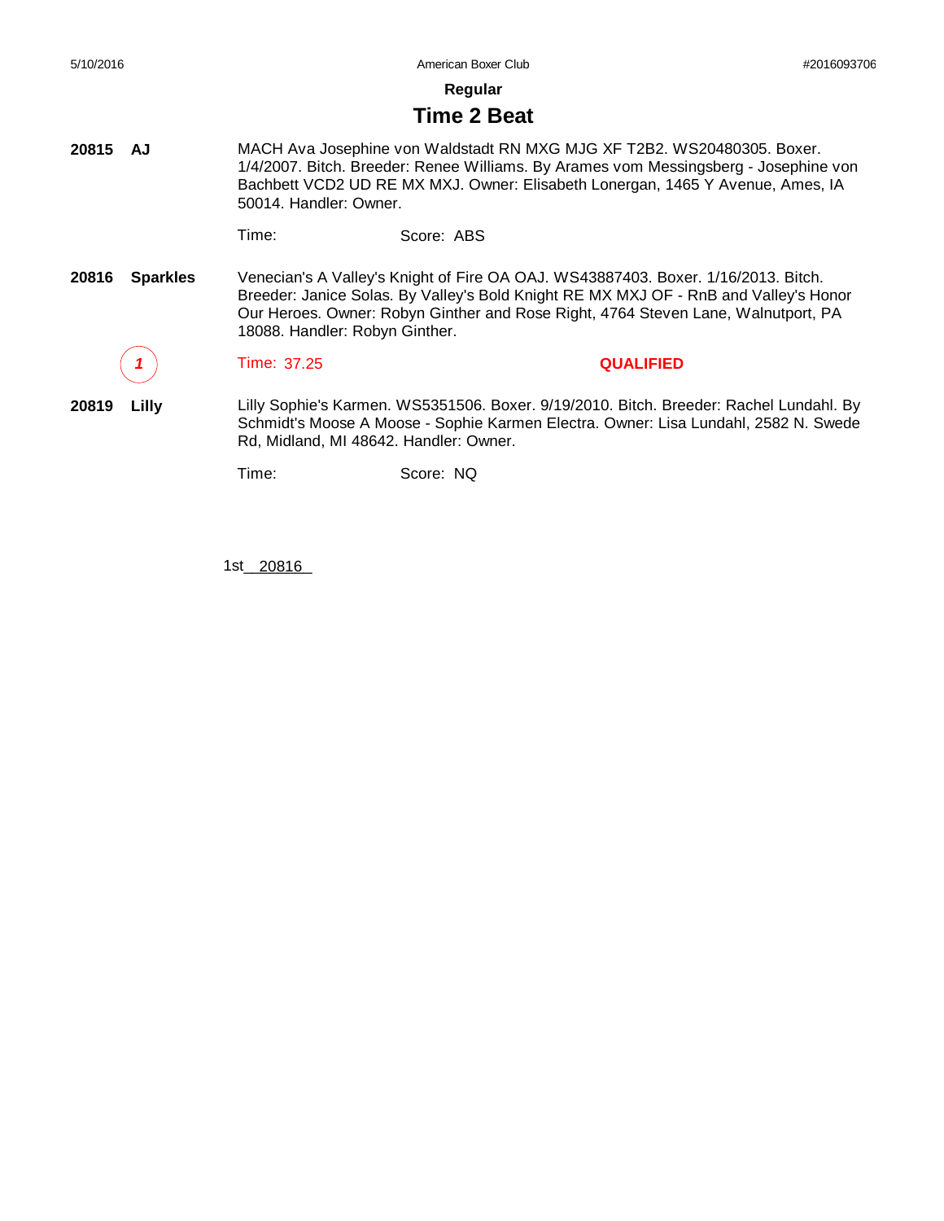**Regular**

# Time 2 Beat

**20815** **AJ**

MACH Ava Josephine von Waldstadt RN MXG MJG XF T2B2. WS20480305. Boxer. 1/4/2007. Bitch. Breeder: Renee Williams. By Arames vom Messingsberg - Josephine von Bachbett VCD2 UD RE MX MXJ. Owner: Elisabeth Lonergan, 1465 Y Avenue, Ames, IA 50014. Handler: Owner.

Time: Score: ABS

**20816** **Sparkles**

Venecian's A Valley's Knight of Fire OA OAJ. WS43887403. Boxer. 1/16/2013. Bitch. Breeder: Janice Solas. By Valley's Bold Knight RE MX MXJ OF - RnB and Valley's Honor Our Heroes. Owner: Robyn Ginther and Rose Right, 4764 Steven Lane, Walnutport, PA 18088. Handler: Robyn Ginther.

*1* Time: 37.25 **QUALIFIED**

**20819** **Lilly**

Lilly Sophie's Karmen. WS5351506. Boxer. 9/19/2010. Bitch. Breeder: Rachel Lundahl. By Schmidt's Moose A Moose - Sophie Karmen Electra. Owner: Lisa Lundahl, 2582 N. Swede Rd, Midland, MI 48642. Handler: Owner.

Time: Score: NQ

1st 20816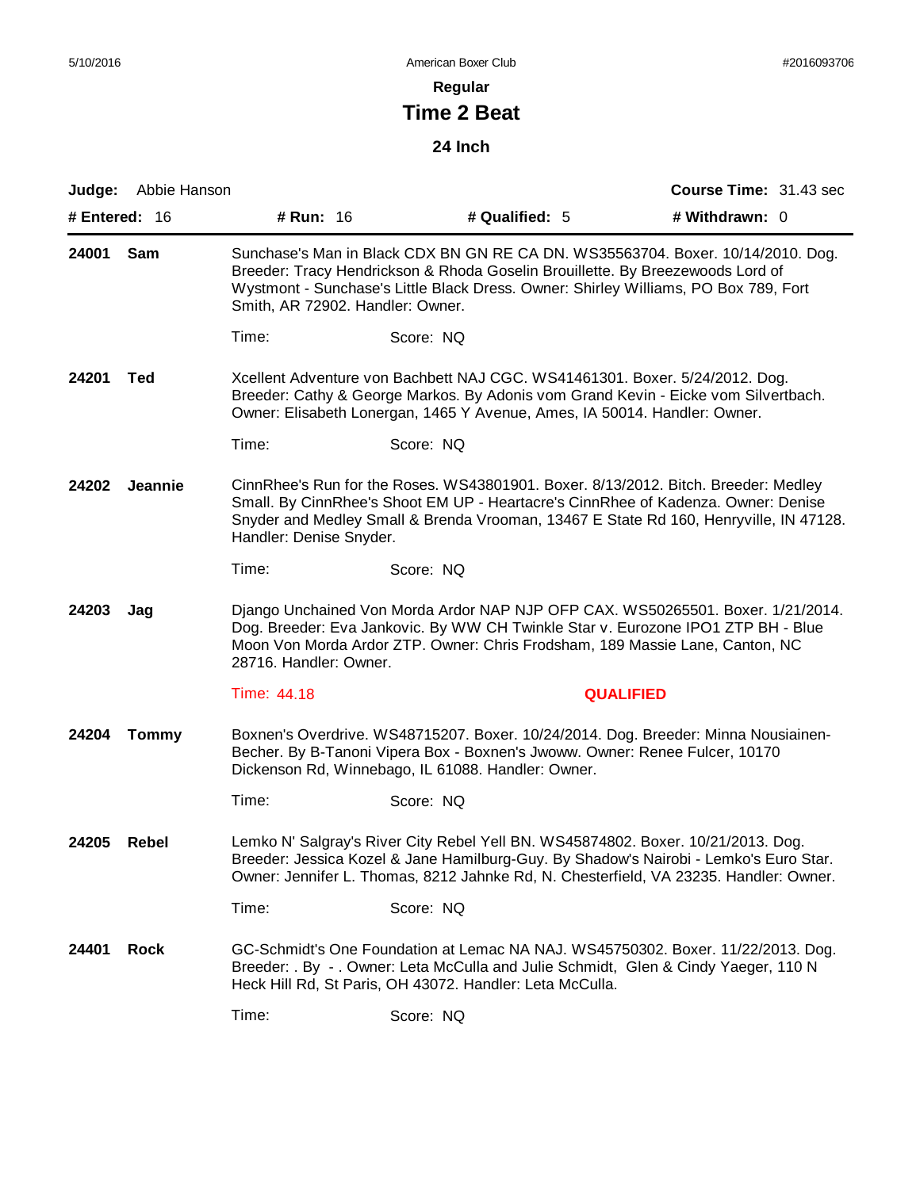## Regular

# Time 2 Beat

### 24 Inch

**Judge:** Abbie Hanson **Course Time:** 31.43 sec

**# Entered:** 16 **# Run:** 16 **# Qualified:** 5 **# Withdrawn:** 0

---

**24001 Sam**

Sunchase's Man in Black CDX BN GN RE CA DN. WS35563704. Boxer. 10/14/2010. Dog. Breeder: Tracy Hendrickson & Rhoda Goselin Brouillette. By Breezewoods Lord of Wystmont - Sunchase's Little Black Dress. Owner: Shirley Williams, PO Box 789, Fort Smith, AR 72902. Handler: Owner.

Time: Score: NQ

**24201 Ted**

Xcellent Adventure von Bachbett NAJ CGC. WS41461301. Boxer. 5/24/2012. Dog. Breeder: Cathy & George Markos. By Adonis vom Grand Kevin - Eicke vom Silvertbach. Owner: Elisabeth Lonergan, 1465 Y Avenue, Ames, IA 50014. Handler: Owner.

Time: Score: NQ

**24202 Jeannie**

CinnRhee's Run for the Roses. WS43801901. Boxer. 8/13/2012. Bitch. Breeder: Medley Small. By CinnRhee's Shoot EM UP - Heartacre's CinnRhee of Kadenza. Owner: Denise Snyder and Medley Small & Brenda Vrooman, 13467 E State Rd 160, Henryville, IN 47128. Handler: Denise Snyder.

Time: Score: NQ

**24203 Jag**

Django Unchained Von Morda Ardor NAP NJP OFP CAX. WS50265501. Boxer. 1/21/2014. Dog. Breeder: Eva Jankovic. By WW CH Twinkle Star v. Eurozone IPO1 ZTP BH - Blue Moon Von Morda Ardor ZTP. Owner: Chris Frodsham, 189 Massie Lane, Canton, NC 28716. Handler: Owner.

Time: 44.18 **QUALIFIED**

**24204 Tommy**

Boxnen's Overdrive. WS48715207. Boxer. 10/24/2014. Dog. Breeder: Minna Nousiainen-Becher. By B-Tanoni Vipera Box - Boxnen's Jwoww. Owner: Renee Fulcer, 10170 Dickenson Rd, Winnebago, IL 61088. Handler: Owner.

Time: Score: NQ

**24205 Rebel**

Lemko N' Salgray's River City Rebel Yell BN. WS45874802. Boxer. 10/21/2013. Dog. Breeder: Jessica Kozel & Jane Hamilburg-Guy. By Shadow's Nairobi - Lemko's Euro Star. Owner: Jennifer L. Thomas, 8212 Jahnke Rd, N. Chesterfield, VA 23235. Handler: Owner.

Time: Score: NQ

**24401 Rock**

GC-Schmidt's One Foundation at Lemac NA NAJ. WS45750302. Boxer. 11/22/2013. Dog. Breeder: . By - . Owner: Leta McCulla and Julie Schmidt, Glen & Cindy Yaeger, 110 N Heck Hill Rd, St Paris, OH 43072. Handler: Leta McCulla.

Time: Score: NQ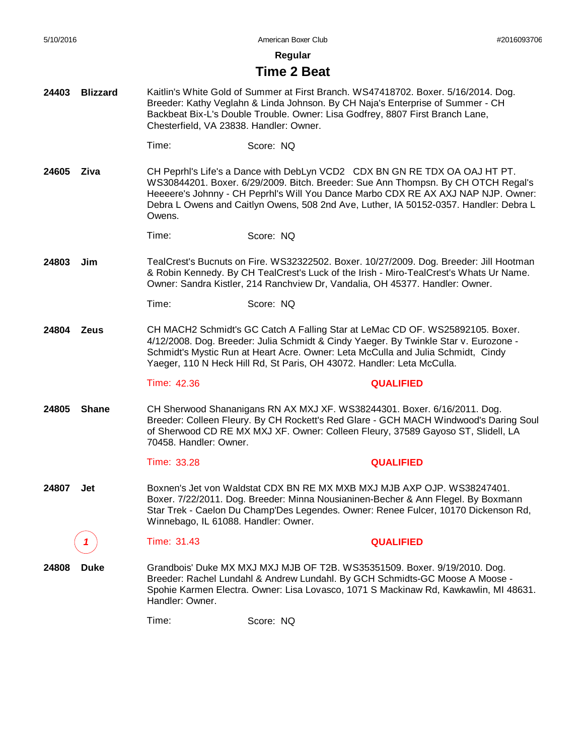**Regular**

## Time 2 Beat

**24403 Blizzard** Kaitlin's White Gold of Summer at First Branch. WS47418702. Boxer. 5/16/2014. Dog. Breeder: Kathy Veglahn & Linda Johnson. By CH Naja's Enterprise of Summer - CH Backbeat Bix-L's Double Trouble. Owner: Lisa Godfrey, 8807 First Branch Lane, Chesterfield, VA 23838. Handler: Owner.

Time: Score: NQ

**24605 Ziva** CH Peprhl's Life's a Dance with DebLyn VCD2 CDX BN GN RE TDX OA OAJ HT PT. WS30844201. Boxer. 6/29/2009. Bitch. Breeder: Sue Ann Thompsn. By CH OTCH Regal's Heeeere's Johnny - CH Peprhl's Will You Dance Marbo CDX RE AX AXJ NAP NJP. Owner: Debra L Owens and Caitlyn Owens, 508 2nd Ave, Luther, IA 50152-0357. Handler: Debra L Owens.

Time: Score: NQ

**24803 Jim** TealCrest's Bucnuts on Fire. WS32322502. Boxer. 10/27/2009. Dog. Breeder: Jill Hootman & Robin Kennedy. By CH TealCrest's Luck of the Irish - Miro-TealCrest's Whats Ur Name. Owner: Sandra Kistler, 214 Ranchview Dr, Vandalia, OH 45377. Handler: Owner.

Time: Score: NQ

**24804 Zeus** CH MACH2 Schmidt's GC Catch A Falling Star at LeMac CD OF. WS25892105. Boxer. 4/12/2008. Dog. Breeder: Julia Schmidt & Cindy Yaeger. By Twinkle Star v. Eurozone - Schmidt's Mystic Run at Heart Acre. Owner: Leta McCulla and Julia Schmidt, Cindy Yaeger, 110 N Heck Hill Rd, St Paris, OH 43072. Handler: Leta McCulla.

Time: 42.36 **QUALIFIED**

**24805 Shane** CH Sherwood Shananigans RN AX MXJ XF. WS38244301. Boxer. 6/16/2011. Dog. Breeder: Colleen Fleury. By CH Rockett's Red Glare - GCH MACH Windwood's Daring Soul of Sherwood CD RE MX MXJ XF. Owner: Colleen Fleury, 37589 Gayoso ST, Slidell, LA 70458. Handler: Owner.

Time: 33.28 **QUALIFIED**

**24807 Jet** Boxnen's Jet von Waldstat CDX BN RE MX MXB MXJ MJB AXP OJP. WS38247401. Boxer. 7/22/2011. Dog. Breeder: Minna Nousianinen-Becher & Ann Flegel. By Boxmann Star Trek - Caelon Du Champ'Des Legendes. Owner: Renee Fulcer, 10170 Dickenson Rd, Winnebago, IL 61088. Handler: Owner.

*1* Time: 31.43 **QUALIFIED**

**24808 Duke** Grandbois' Duke MX MXJ MXJ MJB OF T2B. WS35351509. Boxer. 9/19/2010. Dog. Breeder: Rachel Lundahl & Andrew Lundahl. By GCH Schmidts-GC Moose A Moose - Spohie Karmen Electra. Owner: Lisa Lovasco, 1071 S Mackinaw Rd, Kawkawlin, MI 48631. Handler: Owner.

Time: Score: NQ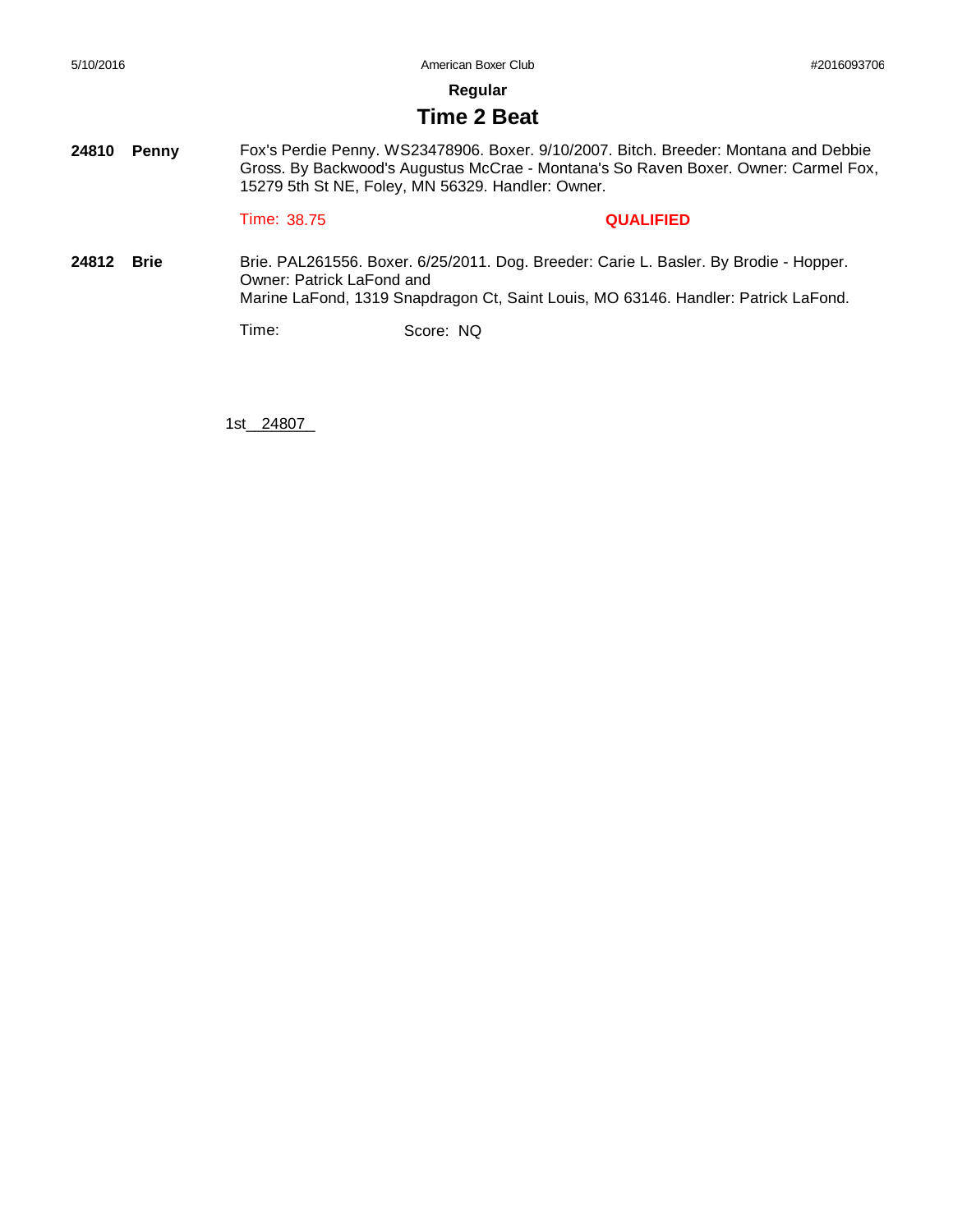**Regular**

## Time 2 Beat

**24810** **Penny**

Fox's Perdie Penny. WS23478906. Boxer. 9/10/2007. Bitch. Breeder: Montana and Debbie Gross. By Backwood's Augustus McCrae - Montana's So Raven Boxer. Owner: Carmel Fox, 15279 5th St NE, Foley, MN 56329. Handler: Owner.

Time: 38.75 **QUALIFIED**

**24812** **Brie**

Brie. PAL261556. Boxer. 6/25/2011. Dog. Breeder: Carie L. Basler. By Brodie - Hopper. Owner: Patrick LaFond and
Marine LaFond, 1319 Snapdragon Ct, Saint Louis, MO 63146. Handler: Patrick LaFond.

Time: Score: NQ

1st 24807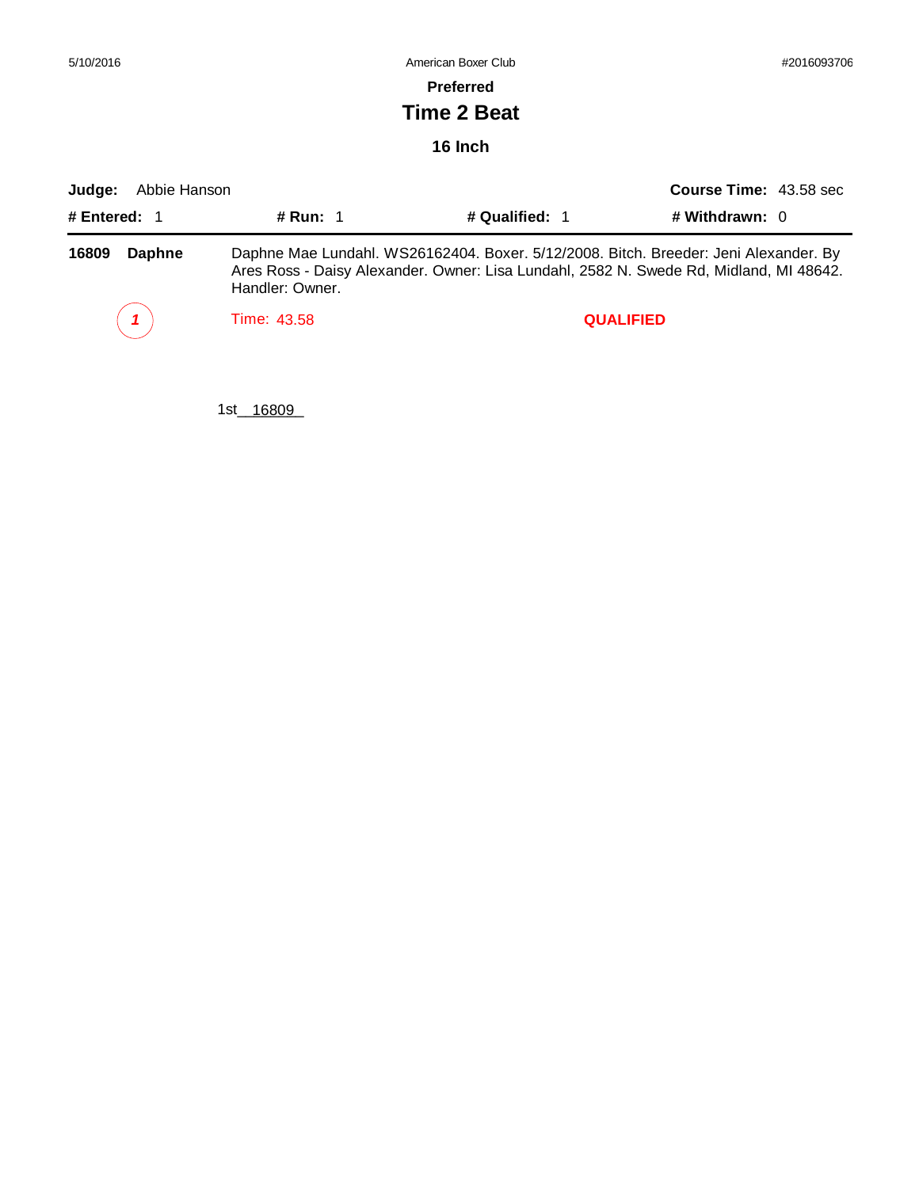5/10/2016 American Boxer Club #2016093706

**Preferred**

# Time 2 Beat

## 16 Inch

**Judge:** Abbie Hanson **Course Time:** 43.58 sec

**# Entered:** 1 **# Run:** 1 **# Qualified:** 1 **# Withdrawn:** 0

---

**16809 Daphne** Daphne Mae Lundahl. WS26162404. Boxer. 5/12/2008. Bitch. Breeder: Jeni Alexander. By Ares Ross - Daisy Alexander. Owner: Lisa Lundahl, 2582 N. Swede Rd, Midland, MI 48642. Handler: Owner.

*1* Time: 43.58 **QUALIFIED**

1st 16809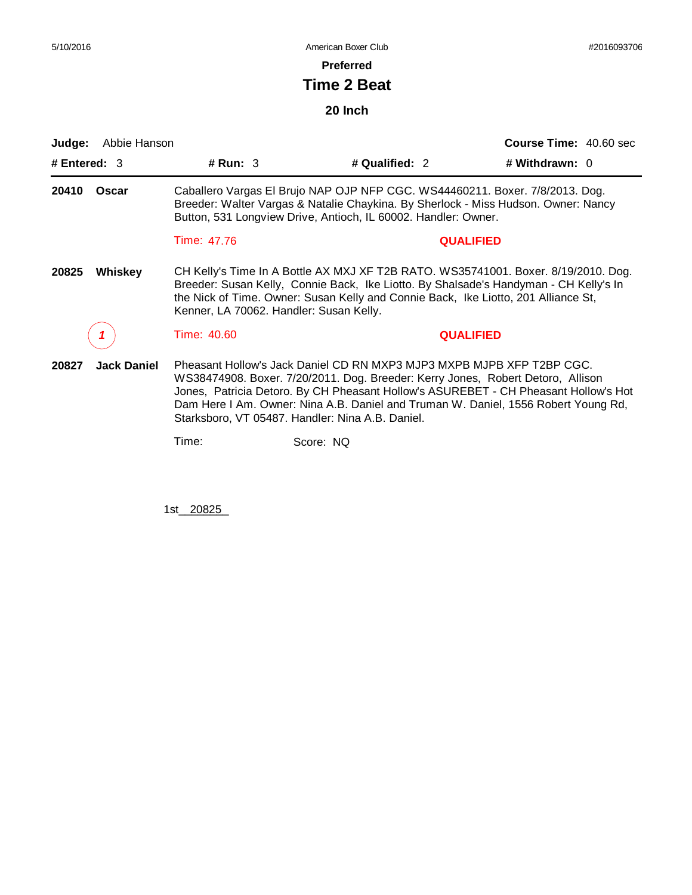## Preferred

# Time 2 Beat

### 20 Inch

**Judge:** Abbie Hanson **Course Time:** 40.60 sec

**# Entered:** 3 **# Run:** 3 **# Qualified:** 2 **# Withdrawn:** 0

---

**20410 Oscar**

Caballero Vargas El Brujo NAP OJP NFP CGC. WS44460211. Boxer. 7/8/2013. Dog. Breeder: Walter Vargas & Natalie Chaykina. By Sherlock - Miss Hudson. Owner: Nancy Button, 531 Longview Drive, Antioch, IL 60002. Handler: Owner.

Time: 47.76 **QUALIFIED**

**20825 Whiskey**

CH Kelly's Time In A Bottle AX MXJ XF T2B RATO. WS35741001. Boxer. 8/19/2010. Dog. Breeder: Susan Kelly, Connie Back, Ike Liotto. By Shalsade's Handyman - CH Kelly's In the Nick of Time. Owner: Susan Kelly and Connie Back, Ike Liotto, 201 Alliance St, Kenner, LA 70062. Handler: Susan Kelly.

*1* Time: 40.60 **QUALIFIED**

**20827 Jack Daniel**

Pheasant Hollow's Jack Daniel CD RN MXP3 MJP3 MXPB MJPB XFP T2BP CGC. WS38474908. Boxer. 7/20/2011. Dog. Breeder: Kerry Jones, Robert Detoro, Allison Jones, Patricia Detoro. By CH Pheasant Hollow's ASUREBET - CH Pheasant Hollow's Hot Dam Here I Am. Owner: Nina A.B. Daniel and Truman W. Daniel, 1556 Robert Young Rd, Starksboro, VT 05487. Handler: Nina A.B. Daniel.

Time: Score: NQ

1st 20825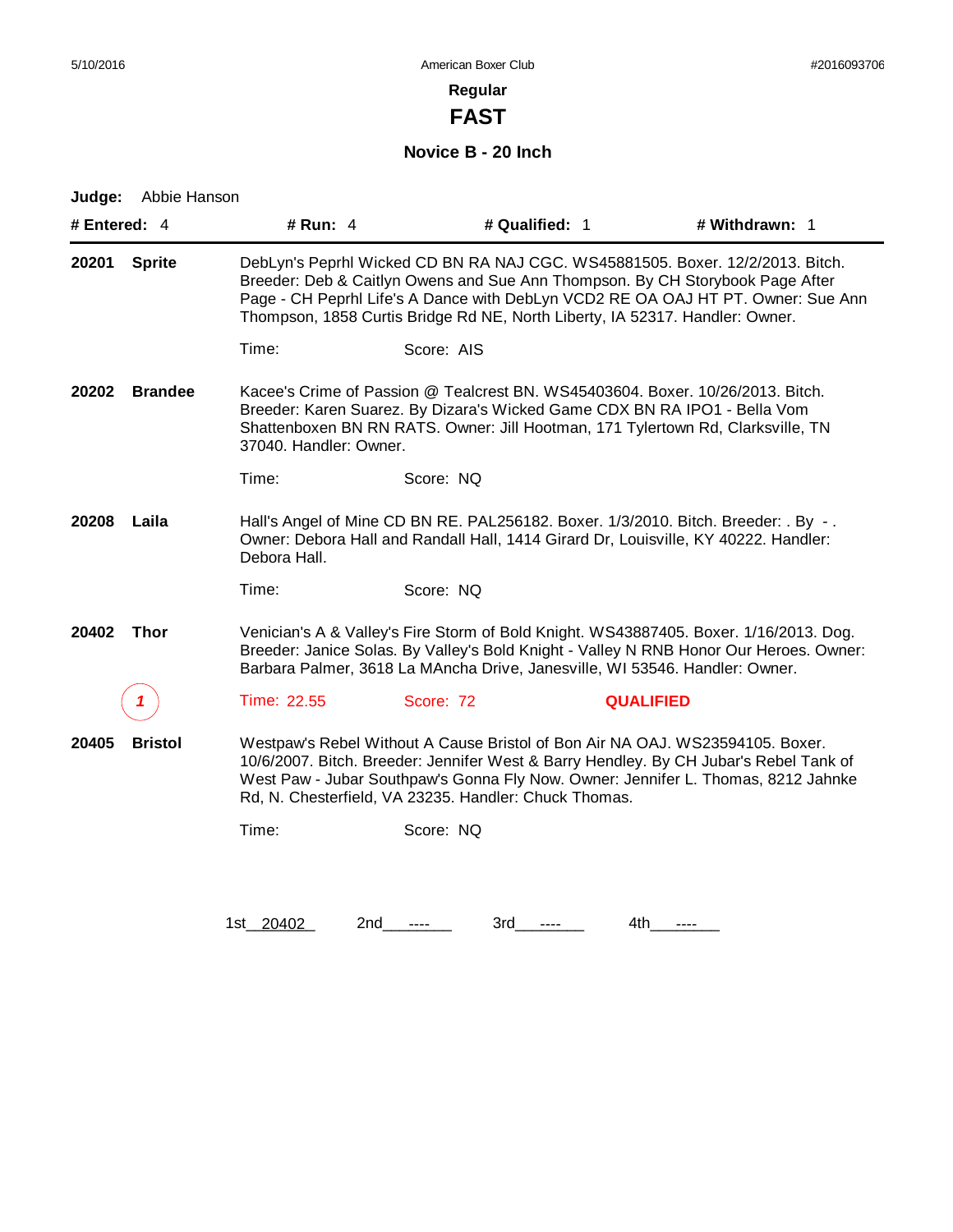5/10/2016 American Boxer Club #2016093706

**Regular**

## FAST

### Novice B - 20 Inch

**Judge:** Abbie Hanson

**# Entered:** 4 **# Run:** 4 **# Qualified:** 1 **# Withdrawn:** 1

---

**20201 Sprite** DebLyn's Peprhl Wicked CD BN RA NAJ CGC. WS45881505. Boxer. 12/2/2013. Bitch. Breeder: Deb & Caitlyn Owens and Sue Ann Thompson. By CH Storybook Page After Page - CH Peprhl Life's A Dance with DebLyn VCD2 RE OA OAJ HT PT. Owner: Sue Ann Thompson, 1858 Curtis Bridge Rd NE, North Liberty, IA 52317. Handler: Owner.

Time: Score: AIS

**20202 Brandee** Kacee's Crime of Passion @ Tealcrest BN. WS45403604. Boxer. 10/26/2013. Bitch. Breeder: Karen Suarez. By Dizara's Wicked Game CDX BN RA IPO1 - Bella Vom Shattenboxen BN RN RATS. Owner: Jill Hootman, 171 Tylertown Rd, Clarksville, TN 37040. Handler: Owner.

Time: Score: NQ

**20208 Laila** Hall's Angel of Mine CD BN RE. PAL256182. Boxer. 1/3/2010. Bitch. Breeder: . By - . Owner: Debora Hall and Randall Hall, 1414 Girard Dr, Louisville, KY 40222. Handler: Debora Hall.

Time: Score: NQ

**20402 Thor** Venician's A & Valley's Fire Storm of Bold Knight. WS43887405. Boxer. 1/16/2013. Dog. Breeder: Janice Solas. By Valley's Bold Knight - Valley N RNB Honor Our Heroes. Owner: Barbara Palmer, 3618 La MAncha Drive, Janesville, WI 53546. Handler: Owner.

*1* Time: 22.55 Score: 72 **QUALIFIED**

**20405 Bristol** Westpaw's Rebel Without A Cause Bristol of Bon Air NA OAJ. WS23594105. Boxer. 10/6/2007. Bitch. Breeder: Jennifer West & Barry Hendley. By CH Jubar's Rebel Tank of West Paw - Jubar Southpaw's Gonna Fly Now. Owner: Jennifer L. Thomas, 8212 Jahnke Rd, N. Chesterfield, VA 23235. Handler: Chuck Thomas.

Time: Score: NQ

1st 20402 2nd ---- 3rd ---- 4th ----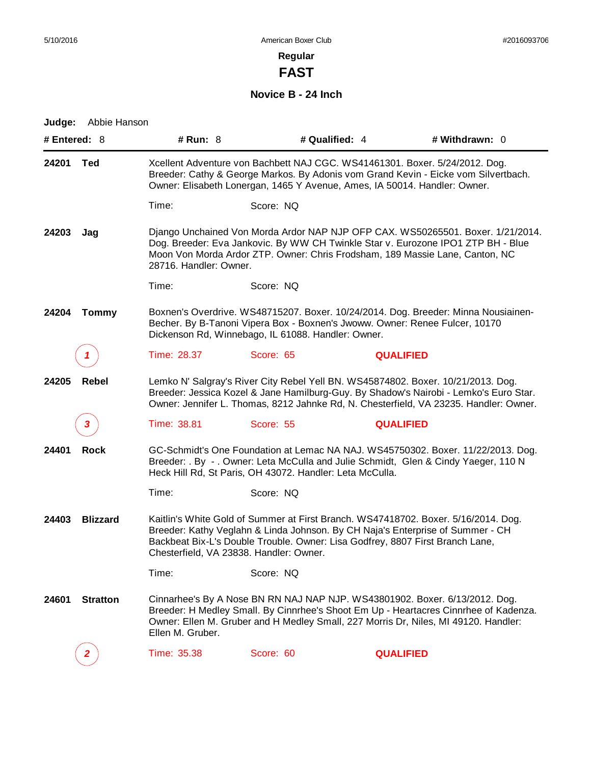5/10/2016 American Boxer Club #2016093706

**Regular**

# FAST

### Novice B - 24 Inch

**Judge:** Abbie Hanson

**# Entered:** 8 **# Run:** 8 **# Qualified:** 4 **# Withdrawn:** 0

---

**24201 Ted** Xcellent Adventure von Bachbett NAJ CGC. WS41461301. Boxer. 5/24/2012. Dog. Breeder: Cathy & George Markos. By Adonis vom Grand Kevin - Eicke vom Silvertbach. Owner: Elisabeth Lonergan, 1465 Y Avenue, Ames, IA 50014. Handler: Owner.

Time: Score: NQ

**24203 Jag** Django Unchained Von Morda Ardor NAP NJP OFP CAX. WS50265501. Boxer. 1/21/2014. Dog. Breeder: Eva Jankovic. By WW CH Twinkle Star v. Eurozone IPO1 ZTP BH - Blue Moon Von Morda Ardor ZTP. Owner: Chris Frodsham, 189 Massie Lane, Canton, NC 28716. Handler: Owner.

Time: Score: NQ

**24204 Tommy** Boxnen's Overdrive. WS48715207. Boxer. 10/24/2014. Dog. Breeder: Minna Nousiainen-Becher. By B-Tanoni Vipera Box - Boxnen's Jwoww. Owner: Renee Fulcer, 10170 Dickenson Rd, Winnebago, IL 61088. Handler: Owner.

*1* Time: 28.37 Score: 65 **QUALIFIED**

**24205 Rebel** Lemko N' Salgray's River City Rebel Yell BN. WS45874802. Boxer. 10/21/2013. Dog. Breeder: Jessica Kozel & Jane Hamilburg-Guy. By Shadow's Nairobi - Lemko's Euro Star. Owner: Jennifer L. Thomas, 8212 Jahnke Rd, N. Chesterfield, VA 23235. Handler: Owner.

*3* Time: 38.81 Score: 55 **QUALIFIED**

**24401 Rock** GC-Schmidt's One Foundation at Lemac NA NAJ. WS45750302. Boxer. 11/22/2013. Dog. Breeder: . By - . Owner: Leta McCulla and Julie Schmidt, Glen & Cindy Yaeger, 110 N Heck Hill Rd, St Paris, OH 43072. Handler: Leta McCulla.

Time: Score: NQ

**24403 Blizzard** Kaitlin's White Gold of Summer at First Branch. WS47418702. Boxer. 5/16/2014. Dog. Breeder: Kathy Veglahn & Linda Johnson. By CH Naja's Enterprise of Summer - CH Backbeat Bix-L's Double Trouble. Owner: Lisa Godfrey, 8807 First Branch Lane, Chesterfield, VA 23838. Handler: Owner.

Time: Score: NQ

**24601 Stratton** Cinnarhee's By A Nose BN RN NAJ NAP NJP. WS43801902. Boxer. 6/13/2012. Dog. Breeder: H Medley Small. By Cinnrhee's Shoot Em Up - Heartacres Cinnrhee of Kadenza. Owner: Ellen M. Gruber and H Medley Small, 227 Morris Dr, Niles, MI 49120. Handler: Ellen M. Gruber.

*2* Time: 35.38 Score: 60 **QUALIFIED**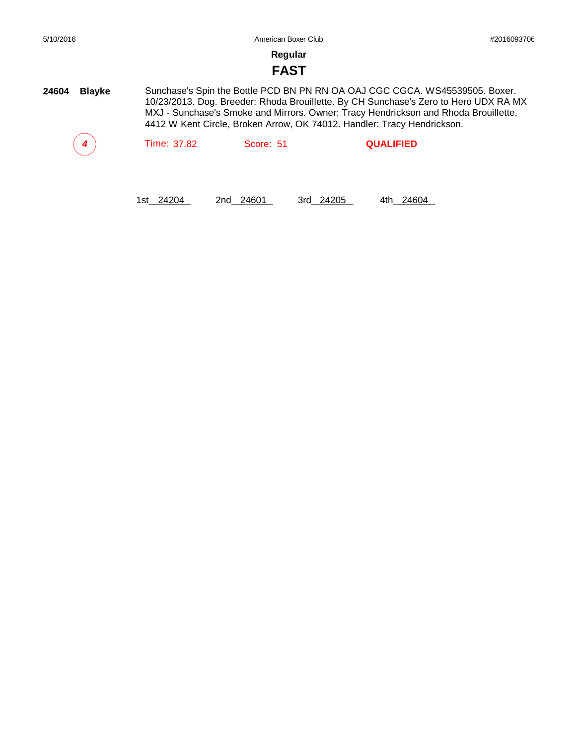## Regular

# FAST

**24604** **Blayke**

Sunchase's Spin the Bottle PCD BN PN RN OA OAJ CGC CGCA. WS45539505. Boxer. 10/23/2013. Dog. Breeder: Rhoda Brouillette. By CH Sunchase's Zero to Hero UDX RA MX MXJ - Sunchase's Smoke and Mirrors. Owner: Tracy Hendrickson and Rhoda Brouillette, 4412 W Kent Circle, Broken Arrow, OK 74012. Handler: Tracy Hendrickson.

*4*

Time: 37.82 Score: 51 **QUALIFIED**

1st 24204 2nd 24601 3rd 24205 4th 24604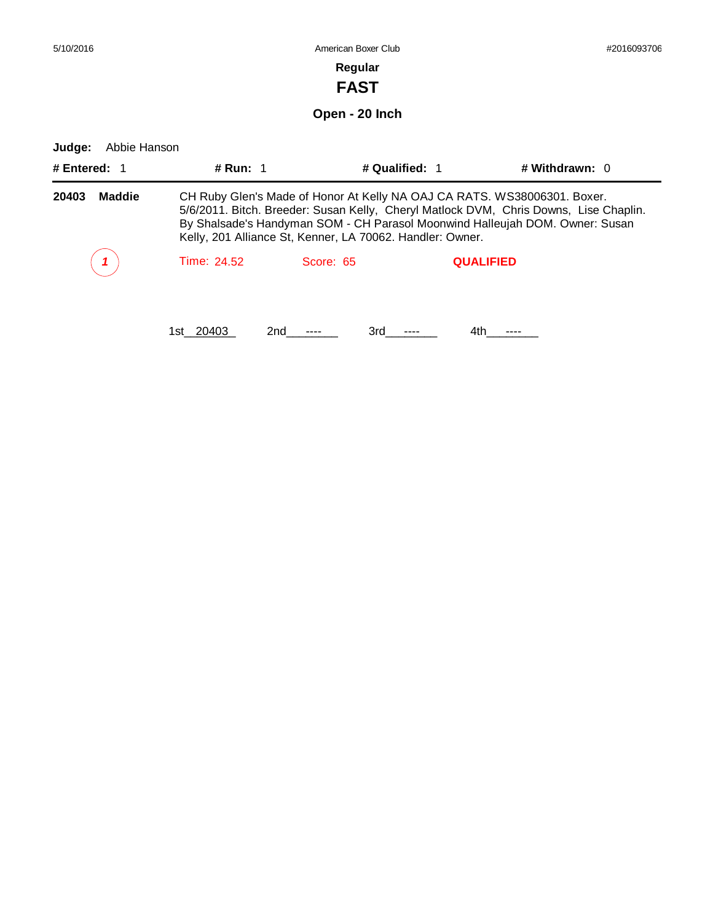5/10/2016 American Boxer Club #2016093706

**Regular**

## FAST

### Open - 20 Inch

**Judge:** Abbie Hanson

**# Entered:** 1 **# Run:** 1 **# Qualified:** 1 **# Withdrawn:** 0

**20403 Maddie** CH Ruby Glen's Made of Honor At Kelly NA OAJ CA RATS. WS38006301. Boxer. 5/6/2011. Bitch. Breeder: Susan Kelly, Cheryl Matlock DVM, Chris Downs, Lise Chaplin. By Shalsade's Handyman SOM - CH Parasol Moonwind Halleujah DOM. Owner: Susan Kelly, 201 Alliance St, Kenner, LA 70062. Handler: Owner.

*1* Time: 24.52 Score: 65 **QUALIFIED**

1st\_\_20403\_ 2nd\_\_\_----\_\_ 3rd\_\_\_----\_\_ 4th\_\_\_----\_\_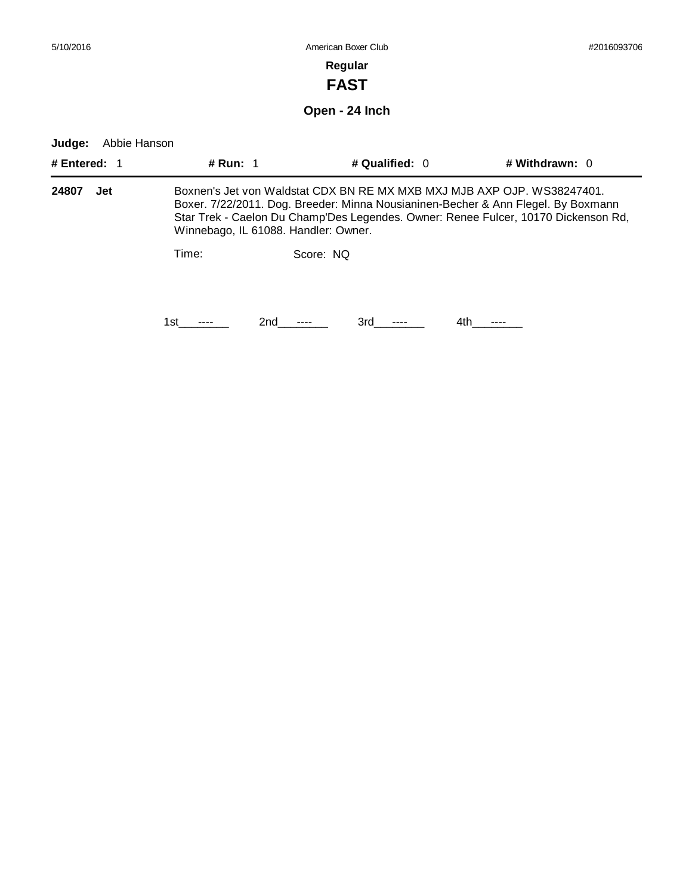**Regular**

# FAST

## Open - 24 Inch

**Judge:** Abbie Hanson

**# Entered:** 1 **# Run:** 1 **# Qualified:** 0 **# Withdrawn:** 0

---

**24807 Jet** Boxnen's Jet von Waldstat CDX BN RE MX MXB MXJ MJB AXP OJP. WS38247401. Boxer. 7/22/2011. Dog. Breeder: Minna Nousianinen-Becher & Ann Flegel. By Boxmann Star Trek - Caelon Du Champ'Des Legendes. Owner: Renee Fulcer, 10170 Dickenson Rd, Winnebago, IL 61088. Handler: Owner.

Time: Score: NQ

1st\_\_\_----\_\_\_ 2nd\_\_\_----\_\_\_ 3rd\_\_\_----\_\_\_ 4th\_\_\_----\_\_\_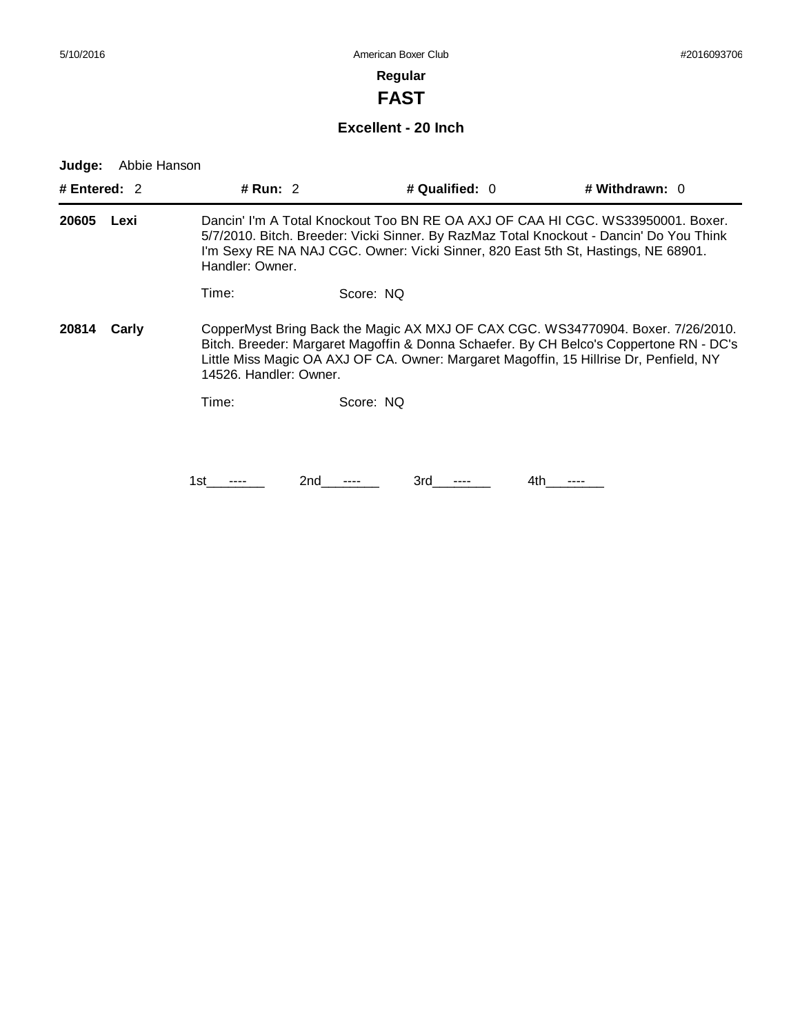**Regular**

# FAST

### Excellent - 20 Inch

**Judge:** Abbie Hanson

| **# Entered:** 2 | **# Run:** 2 | **# Qualified:** 0 | **# Withdrawn:** 0 |
|---|---|---|---|

**20605 Lexi**

Dancin' I'm A Total Knockout Too BN RE OA AXJ OF CAA HI CGC. WS33950001. Boxer. 5/7/2010. Bitch. Breeder: Vicki Sinner. By RazMaz Total Knockout - Dancin' Do You Think I'm Sexy RE NA NAJ CGC. Owner: Vicki Sinner, 820 East 5th St, Hastings, NE 68901. Handler: Owner.

Time: Score: NQ

**20814 Carly**

CopperMyst Bring Back the Magic AX MXJ OF CAX CGC. WS34770904. Boxer. 7/26/2010. Bitch. Breeder: Margaret Magoffin & Donna Schaefer. By CH Belco's Coppertone RN - DC's Little Miss Magic OA AXJ OF CA. Owner: Margaret Magoffin, 15 Hillrise Dr, Penfield, NY 14526. Handler: Owner.

Time: Score: NQ

1st ---- 2nd ---- 3rd ---- 4th ----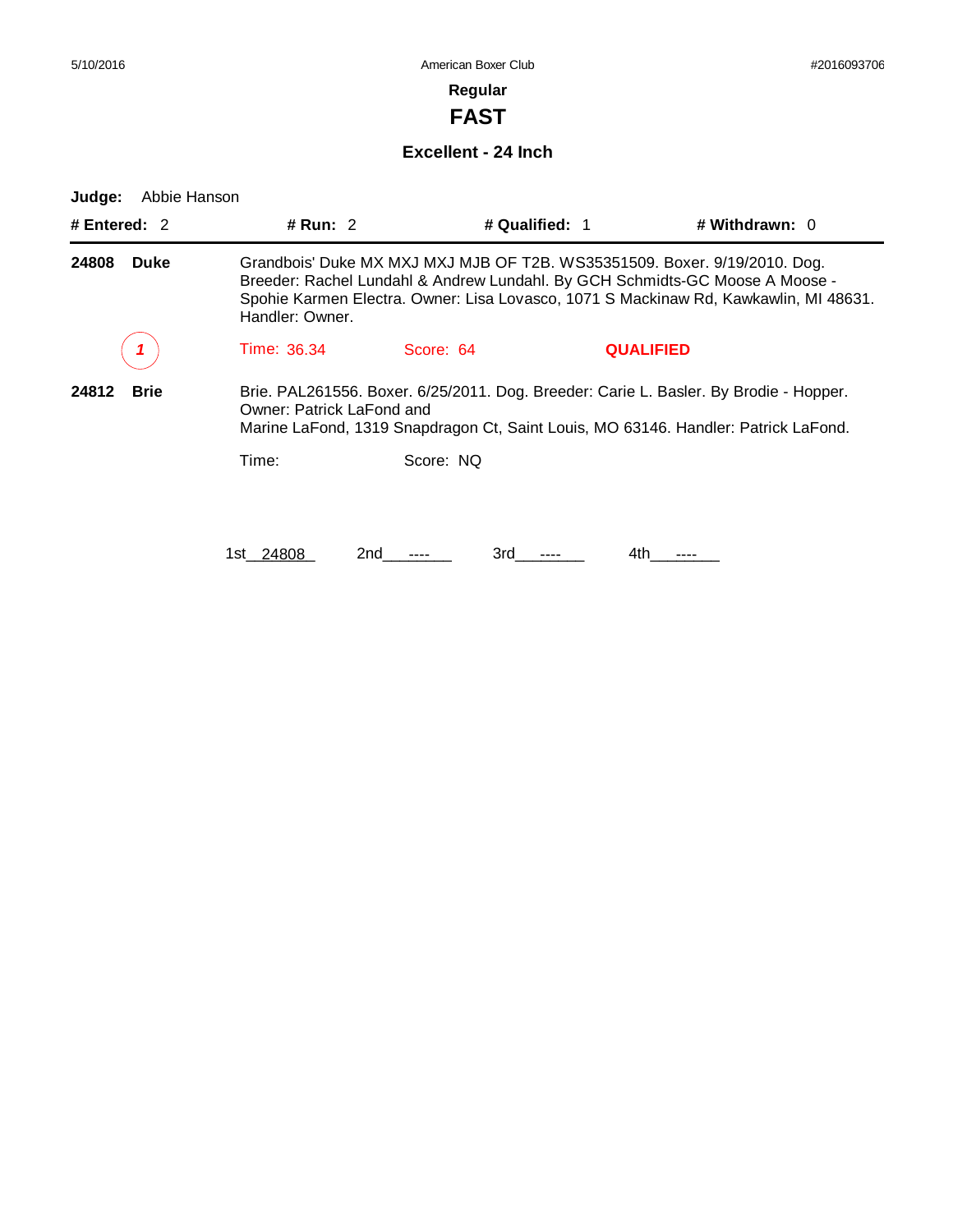5/10/2016 American Boxer Club #2016093706

**Regular**

# FAST

### Excellent - 24 Inch

**Judge:** Abbie Hanson

**# Entered:** 2 **# Run:** 2 **# Qualified:** 1 **# Withdrawn:** 0

---

**24808 Duke**

Grandbois' Duke MX MXJ MXJ MJB OF T2B. WS35351509. Boxer. 9/19/2010. Dog. Breeder: Rachel Lundahl & Andrew Lundahl. By GCH Schmidts-GC Moose A Moose - Spohie Karmen Electra. Owner: Lisa Lovasco, 1071 S Mackinaw Rd, Kawkawlin, MI 48631. Handler: Owner.

*1* Time: 36.34 Score: 64 **QUALIFIED**

**24812 Brie**

Brie. PAL261556. Boxer. 6/25/2011. Dog. Breeder: Carie L. Basler. By Brodie - Hopper. Owner: Patrick LaFond and
Marine LaFond, 1319 Snapdragon Ct, Saint Louis, MO 63146. Handler: Patrick LaFond.

Time: Score: NQ

1st 24808 2nd ---- 3rd ---- 4th ----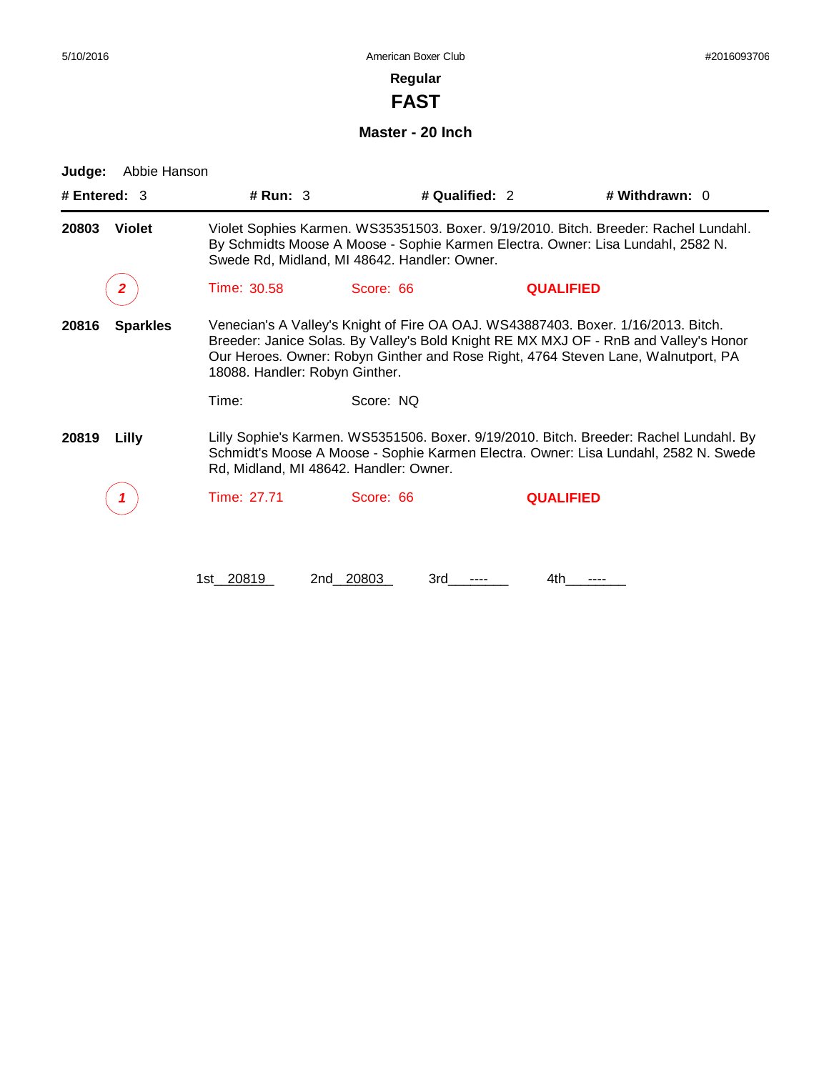5/10/2016 American Boxer Club #2016093706

## Regular

# FAST

### Master - 20 Inch

**Judge:** Abbie Hanson

**# Entered:** 3 **# Run:** 3 **# Qualified:** 2 **# Withdrawn:** 0

---

**20803 Violet** Violet Sophies Karmen. WS35351503. Boxer. 9/19/2010. Bitch. Breeder: Rachel Lundahl. By Schmidts Moose A Moose - Sophie Karmen Electra. Owner: Lisa Lundahl, 2582 N. Swede Rd, Midland, MI 48642. Handler: Owner.

*2* Time: 30.58 Score: 66 **QUALIFIED**

**20816 Sparkles** Venecian's A Valley's Knight of Fire OA OAJ. WS43887403. Boxer. 1/16/2013. Bitch. Breeder: Janice Solas. By Valley's Bold Knight RE MX MXJ OF - RnB and Valley's Honor Our Heroes. Owner: Robyn Ginther and Rose Right, 4764 Steven Lane, Walnutport, PA 18088. Handler: Robyn Ginther.

Time: Score: NQ

**20819 Lilly** Lilly Sophie's Karmen. WS5351506. Boxer. 9/19/2010. Bitch. Breeder: Rachel Lundahl. By Schmidt's Moose A Moose - Sophie Karmen Electra. Owner: Lisa Lundahl, 2582 N. Swede Rd, Midland, MI 48642. Handler: Owner.

*1* Time: 27.71 Score: 66 **QUALIFIED**

1st 20819 2nd 20803 3rd ---- 4th ----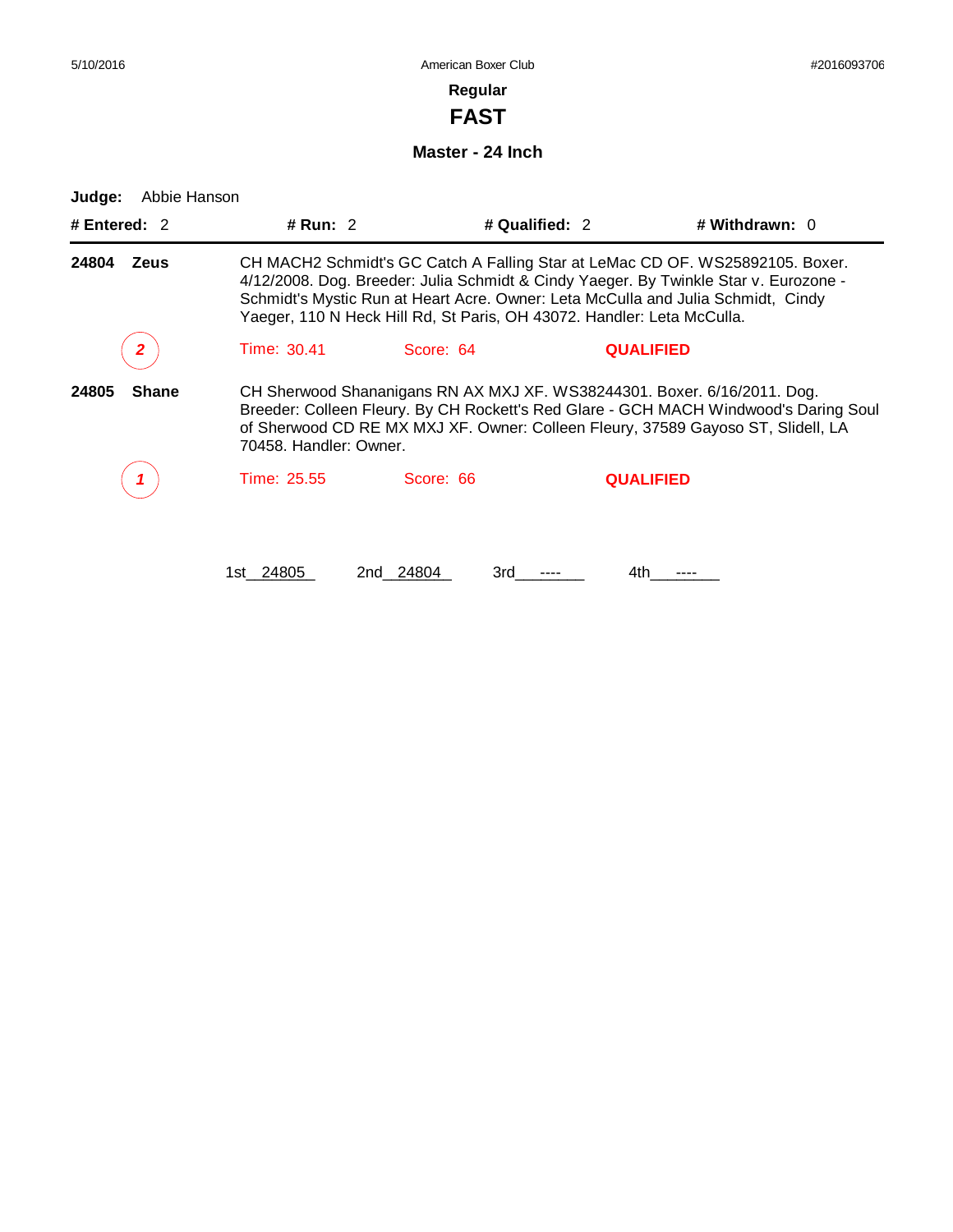Regular

# FAST

## Master - 24 Inch

**Judge:** Abbie Hanson

**# Entered:** 2 **# Run:** 2 **# Qualified:** 2 **# Withdrawn:** 0

---

**24804 Zeus**

CH MACH2 Schmidt's GC Catch A Falling Star at LeMac CD OF. WS25892105. Boxer. 4/12/2008. Dog. Breeder: Julia Schmidt & Cindy Yaeger. By Twinkle Star v. Eurozone - Schmidt's Mystic Run at Heart Acre. Owner: Leta McCulla and Julia Schmidt, Cindy Yaeger, 110 N Heck Hill Rd, St Paris, OH 43072. Handler: Leta McCulla.

*2* Time: 30.41 Score: 64 **QUALIFIED**

**24805 Shane**

CH Sherwood Shananigans RN AX MXJ XF. WS38244301. Boxer. 6/16/2011. Dog. Breeder: Colleen Fleury. By CH Rockett's Red Glare - GCH MACH Windwood's Daring Soul of Sherwood CD RE MX MXJ XF. Owner: Colleen Fleury, 37589 Gayoso ST, Slidell, LA 70458. Handler: Owner.

*1* Time: 25.55 Score: 66 **QUALIFIED**

1st 24805 2nd 24804 3rd ---- 4th ----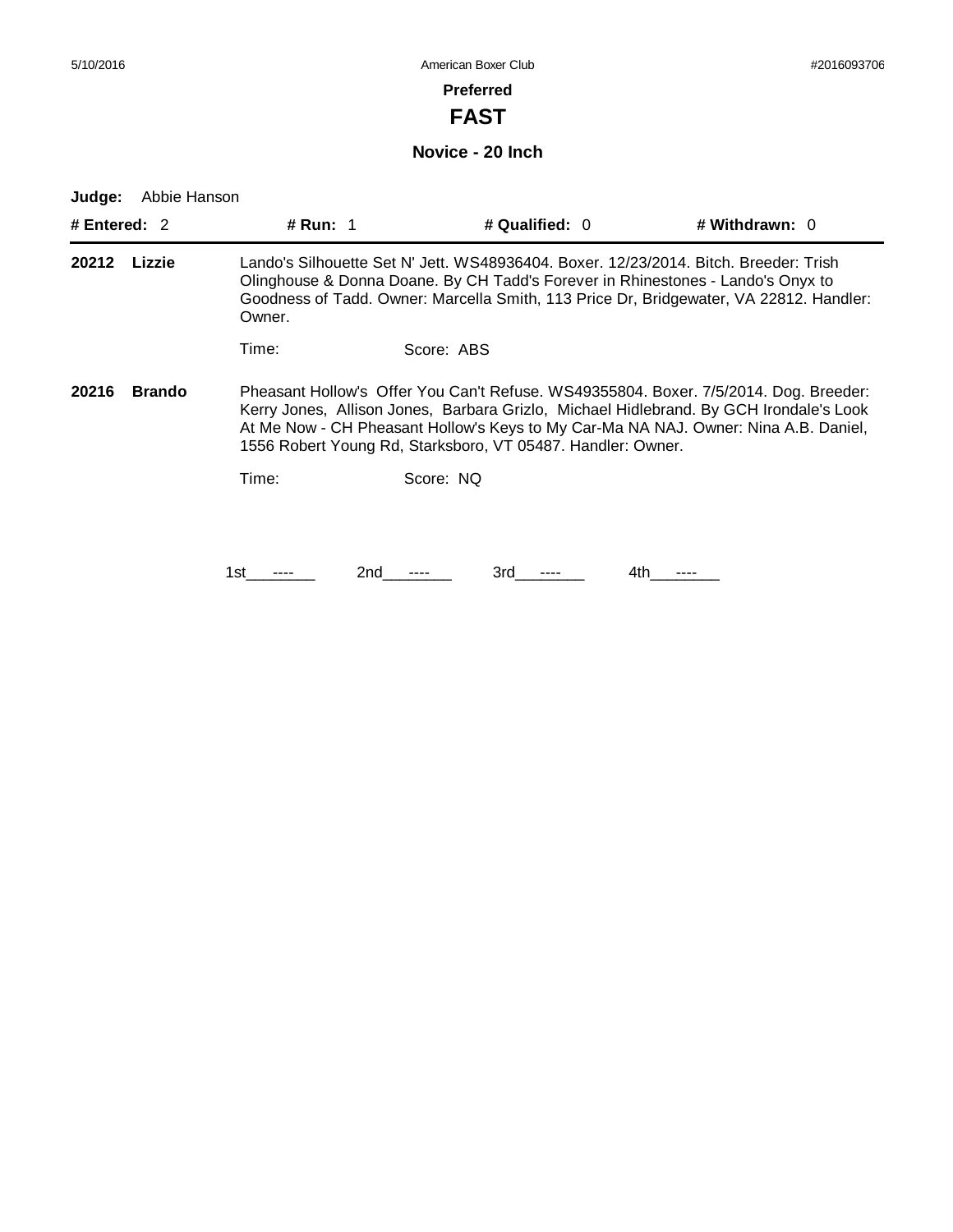**Preferred**

# FAST

### Novice - 20 Inch

**Judge:** Abbie Hanson

| **# Entered:** 2 | **# Run:** 1 | **# Qualified:** 0 | **# Withdrawn:** 0 |
|---|---|---|---|

**20212 Lizzie**

Lando's Silhouette Set N' Jett. WS48936404. Boxer. 12/23/2014. Bitch. Breeder: Trish Olinghouse & Donna Doane. By CH Tadd's Forever in Rhinestones - Lando's Onyx to Goodness of Tadd. Owner: Marcella Smith, 113 Price Dr, Bridgewater, VA 22812. Handler: Owner.

Time: Score: ABS

**20216 Brando**

Pheasant Hollow's Offer You Can't Refuse. WS49355804. Boxer. 7/5/2014. Dog. Breeder: Kerry Jones, Allison Jones, Barbara Grizlo, Michael Hidlebrand. By GCH Irondale's Look At Me Now - CH Pheasant Hollow's Keys to My Car-Ma NA NAJ. Owner: Nina A.B. Daniel, 1556 Robert Young Rd, Starksboro, VT 05487. Handler: Owner.

Time: Score: NQ

1st\_\_\_----\_\_\_ 2nd\_\_\_----\_\_\_ 3rd\_\_\_----\_\_\_ 4th\_\_\_----\_\_\_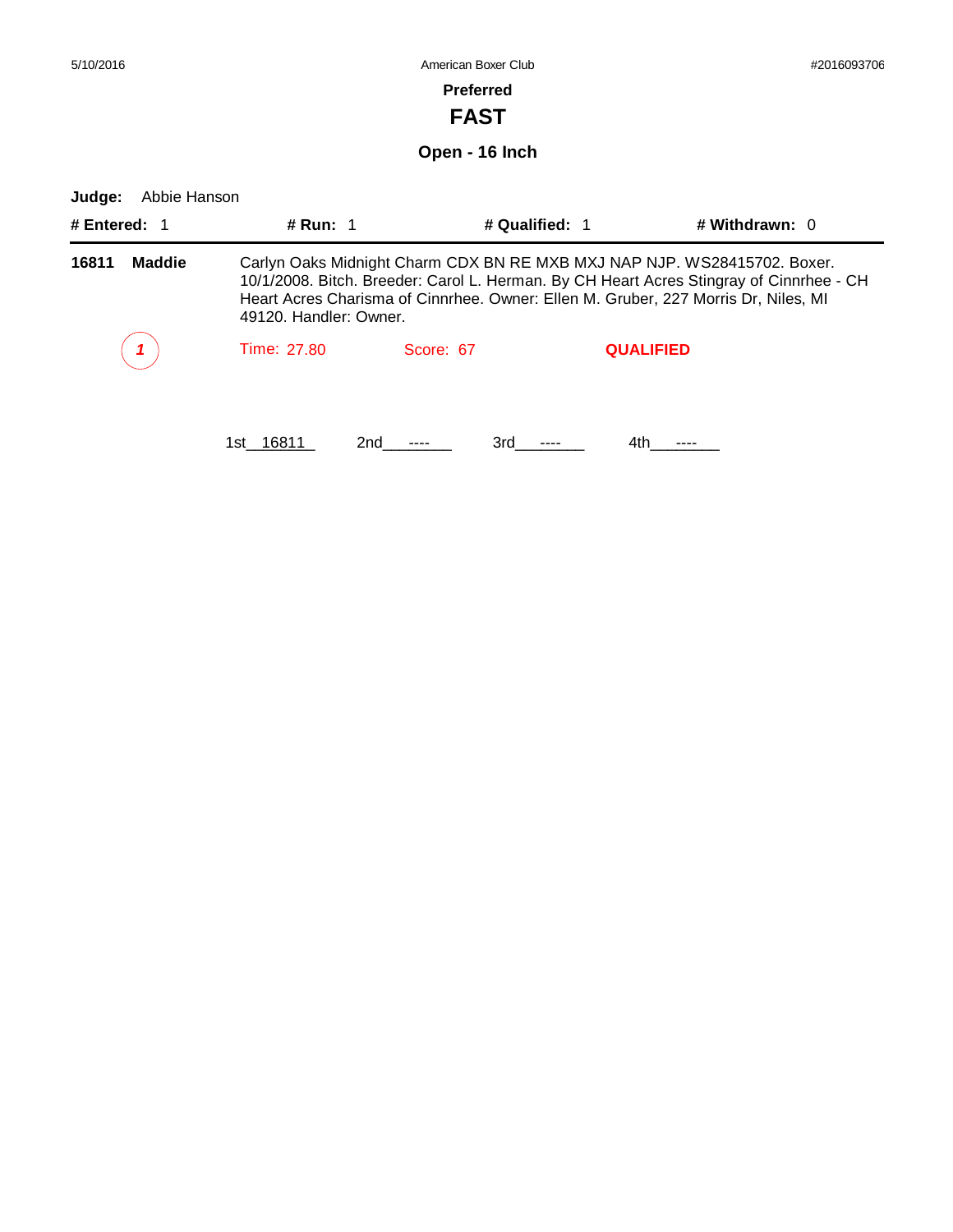5/10/2016 American Boxer Club #2016093706

## Preferred

# FAST

### Open - 16 Inch

**Judge:** Abbie Hanson

**# Entered:** 1 **# Run:** 1 **# Qualified:** 1 **# Withdrawn:** 0

---

**16811** **Maddie**

Carlyn Oaks Midnight Charm CDX BN RE MXB MXJ NAP NJP. WS28415702. Boxer. 10/1/2008. Bitch. Breeder: Carol L. Herman. By CH Heart Acres Stingray of Cinnrhee - CH Heart Acres Charisma of Cinnrhee. Owner: Ellen M. Gruber, 227 Morris Dr, Niles, MI 49120. Handler: Owner.

*1* Time: 27.80 Score: 67 **QUALIFIED**

1st__16811__ 2nd___----___ 3rd___----___ 4th___----___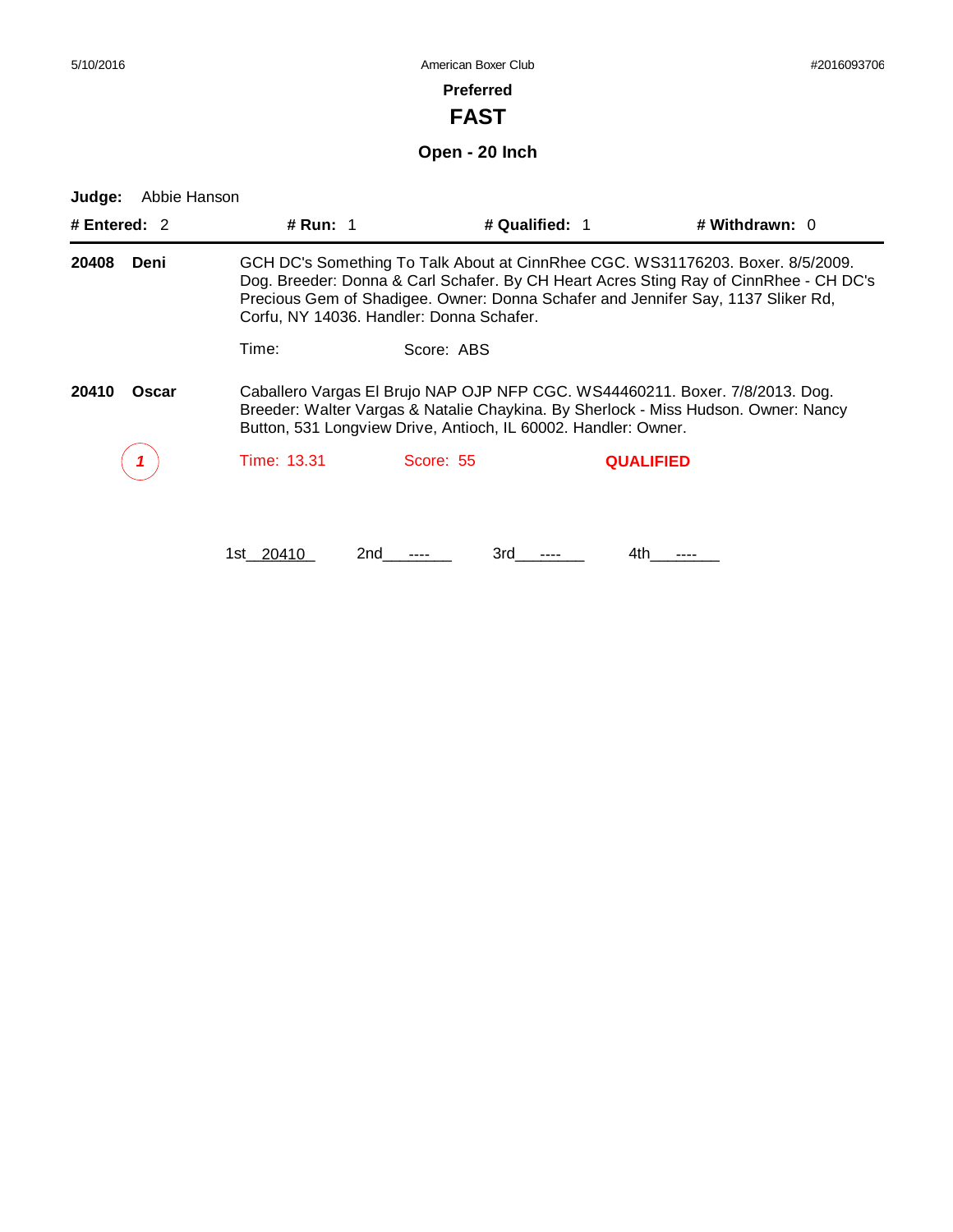5/10/2016 American Boxer Club #2016093706

## Preferred

# FAST

### Open - 20 Inch

**Judge:** Abbie Hanson

**# Entered:** 2 **# Run:** 1 **# Qualified:** 1 **# Withdrawn:** 0

---

**20408 Deni**

GCH DC's Something To Talk About at CinnRhee CGC. WS31176203. Boxer. 8/5/2009. Dog. Breeder: Donna & Carl Schafer. By CH Heart Acres Sting Ray of CinnRhee - CH DC's Precious Gem of Shadigee. Owner: Donna Schafer and Jennifer Say, 1137 Sliker Rd, Corfu, NY 14036. Handler: Donna Schafer.

Time: Score: ABS

**20410 Oscar**

Caballero Vargas El Brujo NAP OJP NFP CGC. WS44460211. Boxer. 7/8/2013. Dog. Breeder: Walter Vargas & Natalie Chaykina. By Sherlock - Miss Hudson. Owner: Nancy Button, 531 Longview Drive, Antioch, IL 60002. Handler: Owner.

*1* Time: 13.31 Score: 55 **QUALIFIED**

1st 20410 2nd ---- 3rd ---- 4th ----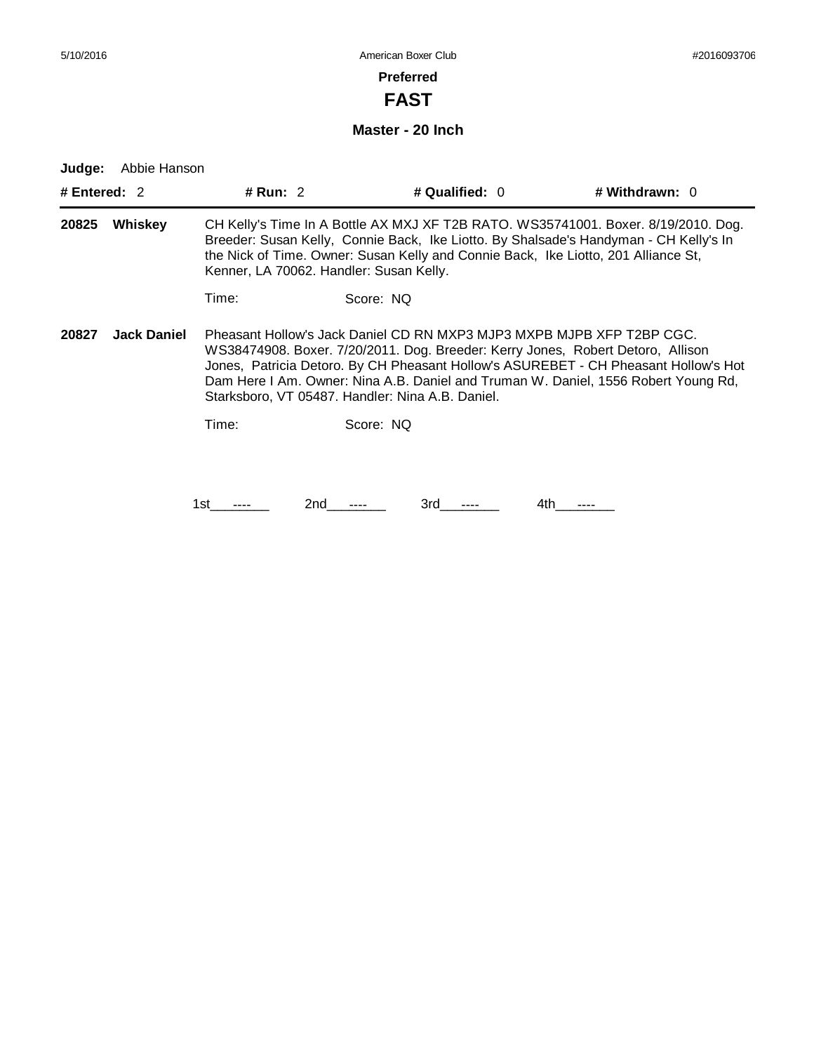**Preferred**

# FAST

## Master - 20 Inch

**Judge:** Abbie Hanson

**# Entered:** 2 **# Run:** 2 **# Qualified:** 0 **# Withdrawn:** 0

**20825 Whiskey** CH Kelly's Time In A Bottle AX MXJ XF T2B RATO. WS35741001. Boxer. 8/19/2010. Dog. Breeder: Susan Kelly, Connie Back, Ike Liotto. By Shalsade's Handyman - CH Kelly's In the Nick of Time. Owner: Susan Kelly and Connie Back, Ike Liotto, 201 Alliance St, Kenner, LA 70062. Handler: Susan Kelly.

Time: Score: NQ

**20827 Jack Daniel** Pheasant Hollow's Jack Daniel CD RN MXP3 MJP3 MXPB MJPB XFP T2BP CGC. WS38474908. Boxer. 7/20/2011. Dog. Breeder: Kerry Jones, Robert Detoro, Allison Jones, Patricia Detoro. By CH Pheasant Hollow's ASUREBET - CH Pheasant Hollow's Hot Dam Here I Am. Owner: Nina A.B. Daniel and Truman W. Daniel, 1556 Robert Young Rd, Starksboro, VT 05487. Handler: Nina A.B. Daniel.

Time: Score: NQ

1st ---- 2nd ---- 3rd ---- 4th ----